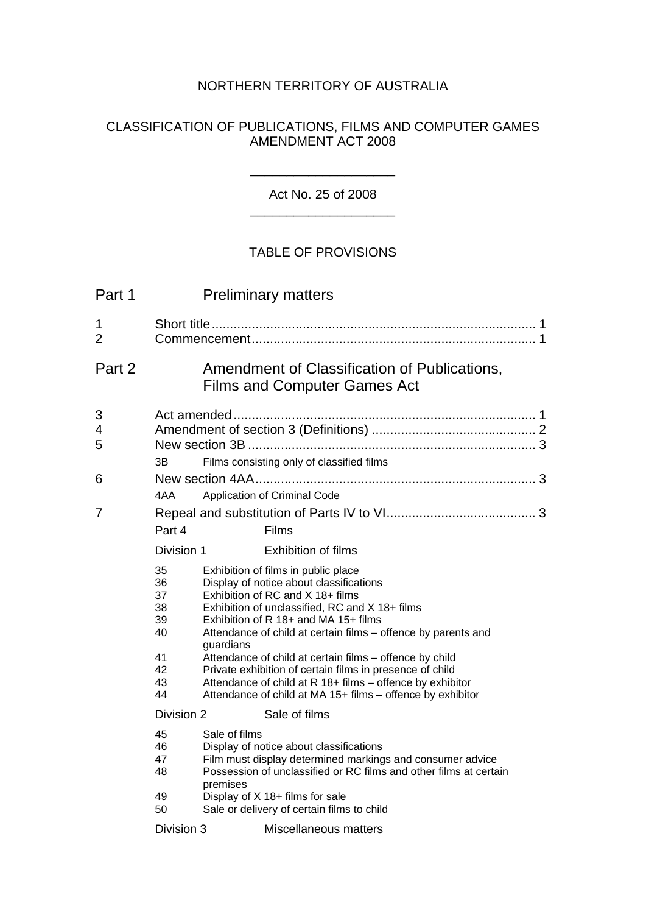NORTHERN TERRITORY OF AUSTRALIA

CLASSIFICATION OF PUBLICATIONS, FILMS AND COMPUTER GAMES AMENDMENT ACT 2008

---

Act No. 25 of 2008

---

TABLE OF PROVISIONS

## Part 1 Preliminary matters

1 Short title ........................................................................................ 1
2 Commencement ............................................................................. 1

## Part 2 Amendment of Classification of Publications, Films and Computer Games Act

3 Act amended .................................................................................. 1
4 Amendment of section 3 (Definitions) ............................................. 2
5 New section 3B ............................................................................... 3

3B Films consisting only of classified films

6 New section 4AA ............................................................................. 3

4AA Application of Criminal Code

7 Repeal and substitution of Parts IV to VI ......................................... 3

Part 4 Films

Division 1 Exhibition of films

35 Exhibition of films in public place
36 Display of notice about classifications
37 Exhibition of RC and X 18+ films
38 Exhibition of unclassified, RC and X 18+ films
39 Exhibition of R 18+ and MA 15+ films
40 Attendance of child at certain films – offence by parents and guardians
41 Attendance of child at certain films – offence by child
42 Private exhibition of certain films in presence of child
43 Attendance of child at R 18+ films – offence by exhibitor
44 Attendance of child at MA 15+ films – offence by exhibitor

Division 2 Sale of films

45 Sale of films
46 Display of notice about classifications
47 Film must display determined markings and consumer advice
48 Possession of unclassified or RC films and other films at certain premises
49 Display of X 18+ films for sale
50 Sale or delivery of certain films to child

Division 3 Miscellaneous matters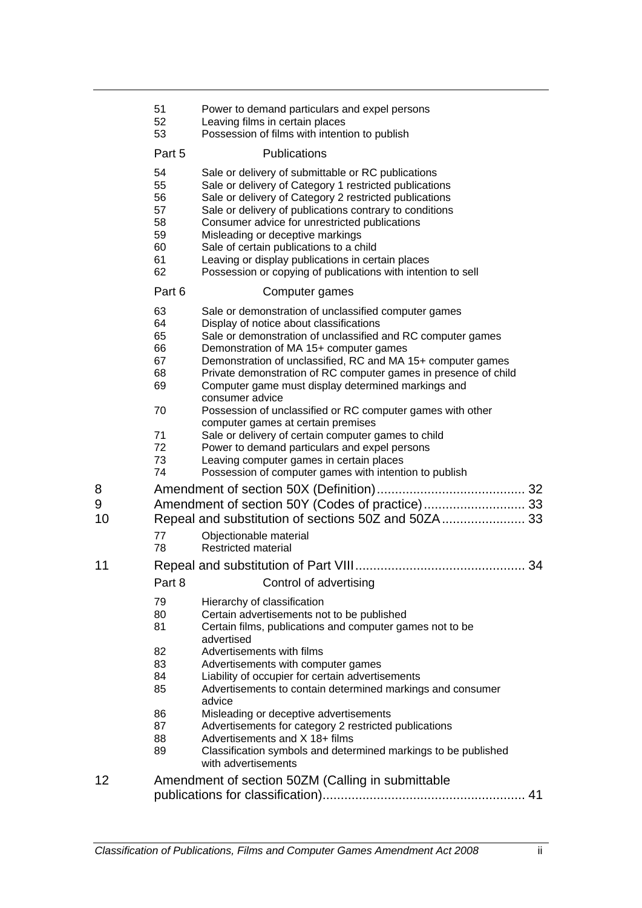51 Power to demand particulars and expel persons
52 Leaving films in certain places
53 Possession of films with intention to publish

Part 5 Publications

54 Sale or delivery of submittable or RC publications
55 Sale or delivery of Category 1 restricted publications
56 Sale or delivery of Category 2 restricted publications
57 Sale or delivery of publications contrary to conditions
58 Consumer advice for unrestricted publications
59 Misleading or deceptive markings
60 Sale of certain publications to a child
61 Leaving or display publications in certain places
62 Possession or copying of publications with intention to sell

Part 6 Computer games

63 Sale or demonstration of unclassified computer games
64 Display of notice about classifications
65 Sale or demonstration of unclassified and RC computer games
66 Demonstration of MA 15+ computer games
67 Demonstration of unclassified, RC and MA 15+ computer games
68 Private demonstration of RC computer games in presence of child
69 Computer game must display determined markings and consumer advice
70 Possession of unclassified or RC computer games with other computer games at certain premises
71 Sale or delivery of certain computer games to child
72 Power to demand particulars and expel persons
73 Leaving computer games in certain places
74 Possession of computer games with intention to publish

8 Amendment of section 50X (Definition) ........................................ 32

9 Amendment of section 50Y (Codes of practice) ............................ 33

10 Repeal and substitution of sections 50Z and 50ZA ....................... 33

77 Objectionable material
78 Restricted material

11 Repeal and substitution of Part VIII .............................................. 34

Part 8 Control of advertising

79 Hierarchy of classification
80 Certain advertisements not to be published
81 Certain films, publications and computer games not to be advertised
82 Advertisements with films
83 Advertisements with computer games
84 Liability of occupier for certain advertisements
85 Advertisements to contain determined markings and consumer advice
86 Misleading or deceptive advertisements
87 Advertisements for category 2 restricted publications
88 Advertisements and X 18+ films
89 Classification symbols and determined markings to be published with advertisements

12 Amendment of section 50ZM (Calling in submittable publications for classification) ....................................................... 41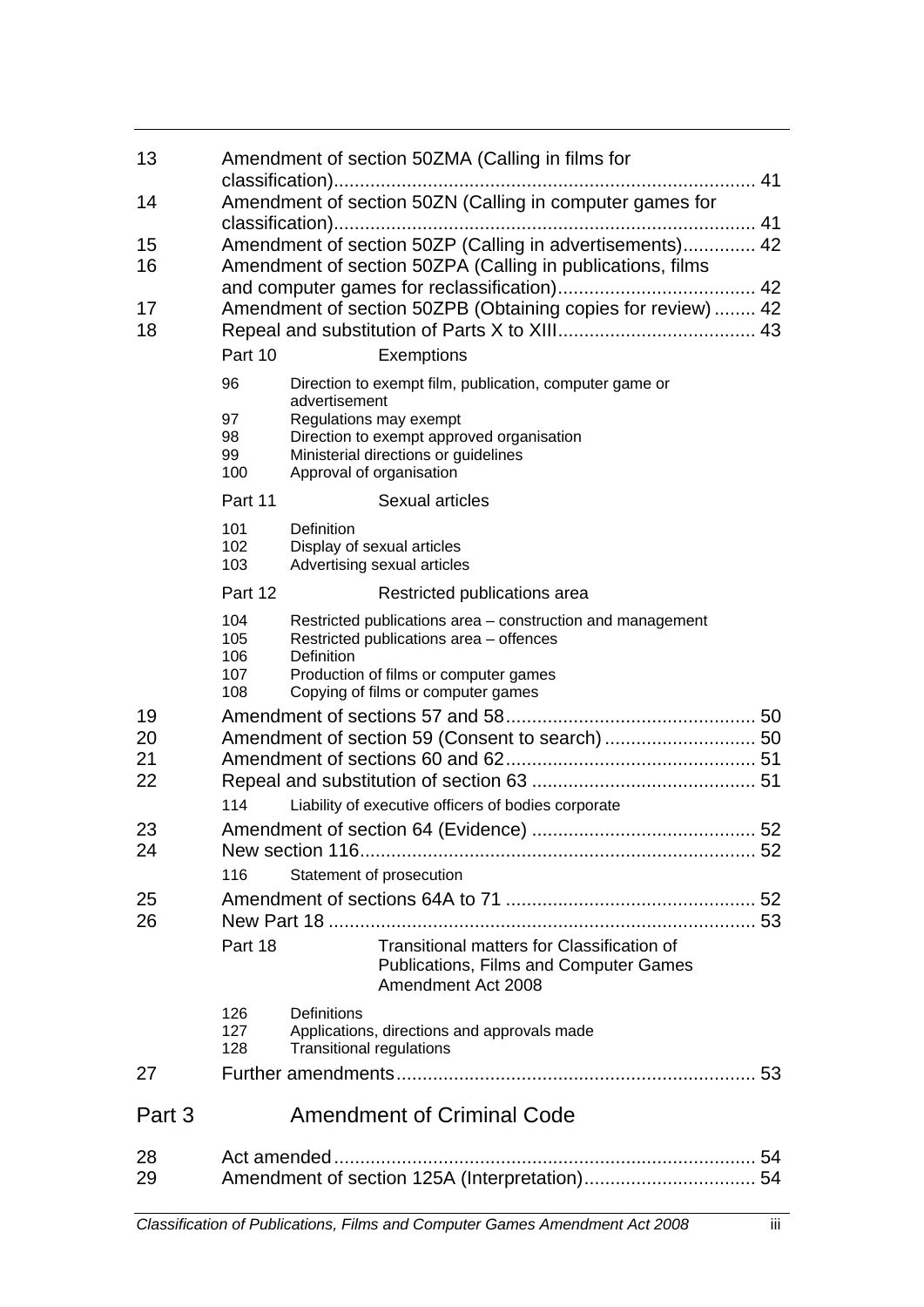13 Amendment of section 50ZMA (Calling in films for classification) ................................................................................ 41

14 Amendment of section 50ZN (Calling in computer games for classification) ................................................................................ 41

15 Amendment of section 50ZP (Calling in advertisements) .............. 42

16 Amendment of section 50ZPA (Calling in publications, films and computer games for reclassification) ...................................... 42

17 Amendment of section 50ZPB (Obtaining copies for review) ........ 42

18 Repeal and substitution of Parts X to XIII ...................................... 43

Part 10 Exemptions

- 96 Direction to exempt film, publication, computer game or advertisement
- 97 Regulations may exempt
- 98 Direction to exempt approved organisation
- 99 Ministerial directions or guidelines
- 100 Approval of organisation

Part 11 Sexual articles

- 101 Definition
- 102 Display of sexual articles
- 103 Advertising sexual articles

Part 12 Restricted publications area

- 104 Restricted publications area – construction and management
- 105 Restricted publications area – offences
- 106 Definition
- 107 Production of films or computer games
- 108 Copying of films or computer games

19 Amendment of sections 57 and 58 ............................................... 50

20 Amendment of section 59 (Consent to search) ............................. 50

21 Amendment of sections 60 and 62 ............................................... 51

22 Repeal and substitution of section 63 ........................................... 51

- 114 Liability of executive officers of bodies corporate

23 Amendment of section 64 (Evidence) ........................................... 52

24 New section 116 ........................................................................... 52

- 116 Statement of prosecution

25 Amendment of sections 64A to 71 ............................................... 52

26 New Part 18 ................................................................................. 53

Part 18 Transitional matters for Classification of Publications, Films and Computer Games Amendment Act 2008

- 126 Definitions
- 127 Applications, directions and approvals made
- 128 Transitional regulations

27 Further amendments .................................................................... 53

## Part 3 Amendment of Criminal Code

28 Act amended ................................................................................ 54

29 Amendment of section 125A (Interpretation) ................................. 54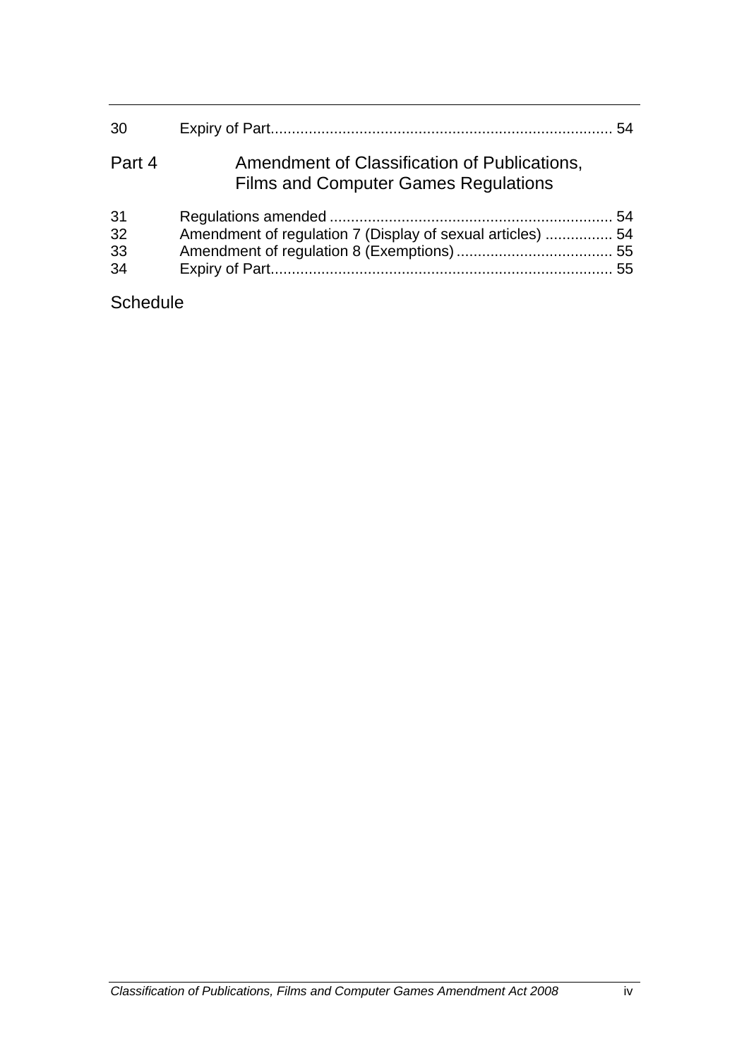| | | |
|---|---|---|
| 30 | Expiry of Part | 54 |

## Part 4 Amendment of Classification of Publications, Films and Computer Games Regulations

| | | |
|---|---|---|
| 31 | Regulations amended | 54 |
| 32 | Amendment of regulation 7 (Display of sexual articles) | 54 |
| 33 | Amendment of regulation 8 (Exemptions) | 55 |
| 34 | Expiry of Part | 55 |

## Schedule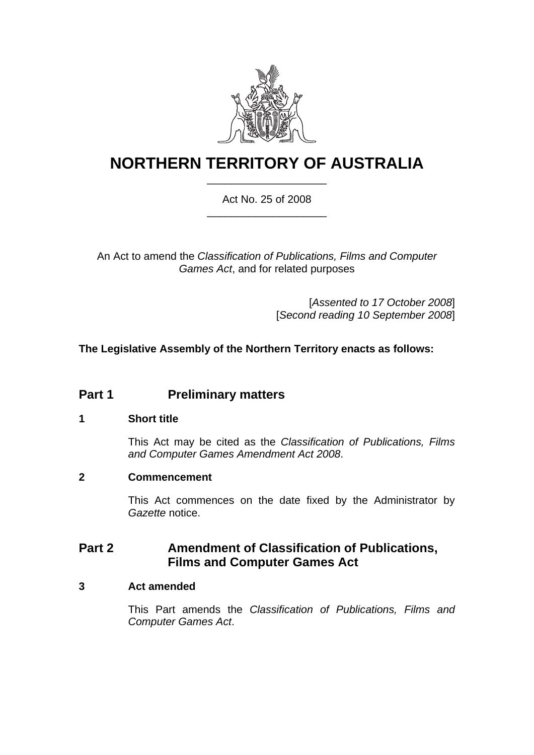# NORTHERN TERRITORY OF AUSTRALIA

Act No. 25 of 2008

An Act to amend the *Classification of Publications, Films and Computer Games Act*, and for related purposes

[*Assented to 17 October 2008*]
[*Second reading 10 September 2008*]

**The Legislative Assembly of the Northern Territory enacts as follows:**

## Part 1 Preliminary matters

### 1 Short title

This Act may be cited as the *Classification of Publications, Films and Computer Games Amendment Act 2008*.

### 2 Commencement

This Act commences on the date fixed by the Administrator by *Gazette* notice.

## Part 2 Amendment of Classification of Publications, Films and Computer Games Act

### 3 Act amended

This Part amends the *Classification of Publications, Films and Computer Games Act*.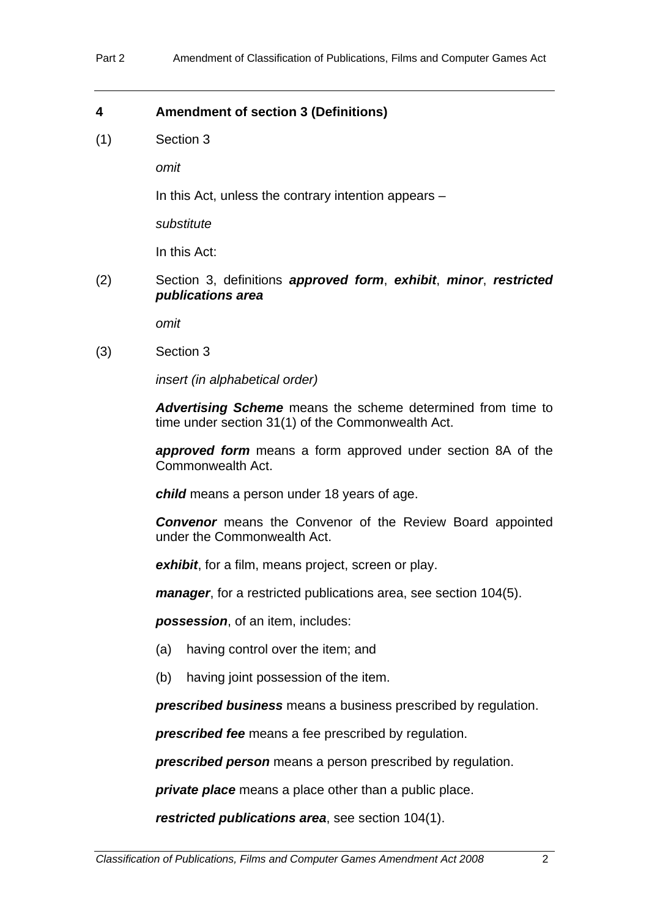## 4 Amendment of section 3 (Definitions)

(1) Section 3

*omit*

In this Act, unless the contrary intention appears –

*substitute*

In this Act:

(2) Section 3, definitions ***approved form***, ***exhibit***, ***minor***, ***restricted publications area***

*omit*

(3) Section 3

*insert (in alphabetical order)*

***Advertising Scheme*** means the scheme determined from time to time under section 31(1) of the Commonwealth Act.

***approved form*** means a form approved under section 8A of the Commonwealth Act.

***child*** means a person under 18 years of age.

***Convenor*** means the Convenor of the Review Board appointed under the Commonwealth Act.

***exhibit***, for a film, means project, screen or play.

***manager***, for a restricted publications area, see section 104(5).

***possession***, of an item, includes:

(a) having control over the item; and

(b) having joint possession of the item.

***prescribed business*** means a business prescribed by regulation.

***prescribed fee*** means a fee prescribed by regulation.

***prescribed person*** means a person prescribed by regulation.

***private place*** means a place other than a public place.

***restricted publications area***, see section 104(1).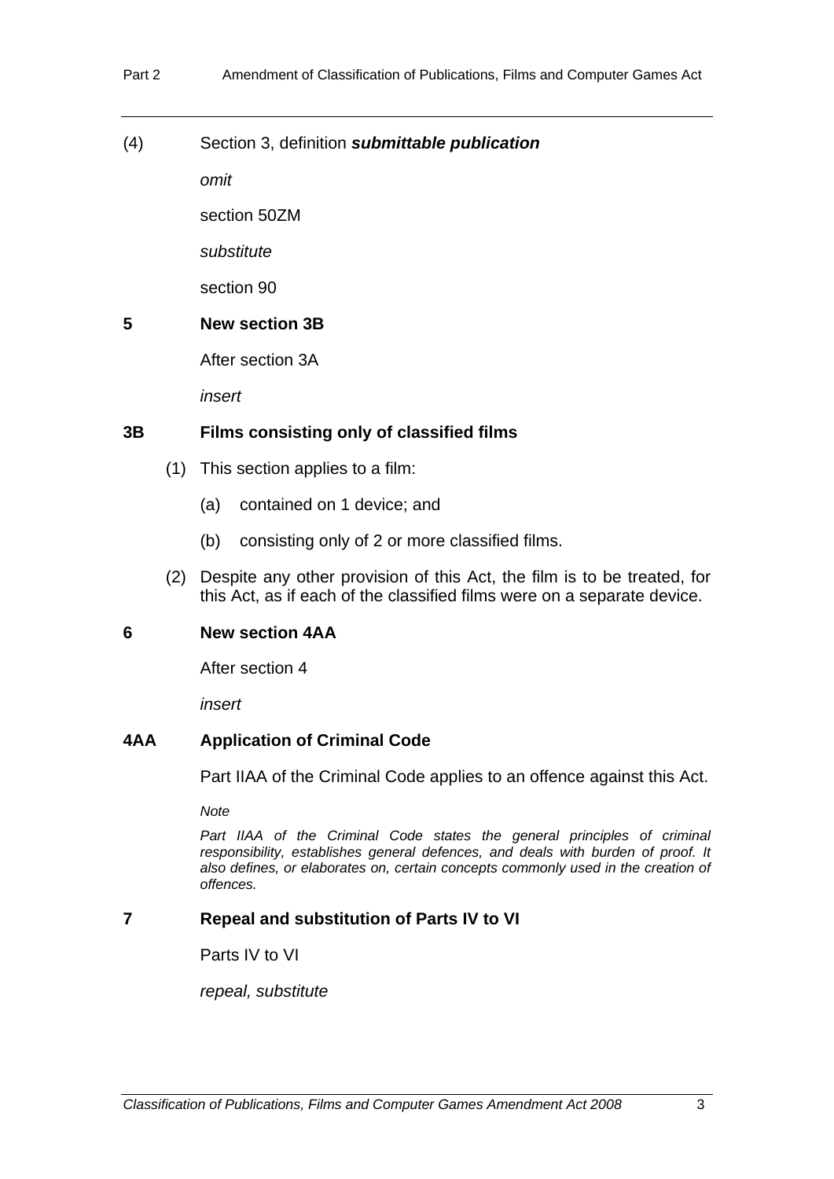(4) Section 3, definition ***submittable publication***

*omit*

section 50ZM

*substitute*

section 90

**5 New section 3B**

After section 3A

*insert*

**3B Films consisting only of classified films**

(1) This section applies to a film:

(a) contained on 1 device; and

(b) consisting only of 2 or more classified films.

(2) Despite any other provision of this Act, the film is to be treated, for this Act, as if each of the classified films were on a separate device.

**6 New section 4AA**

After section 4

*insert*

**4AA Application of Criminal Code**

Part IIAA of the Criminal Code applies to an offence against this Act.

*Note*

*Part IIAA of the Criminal Code states the general principles of criminal responsibility, establishes general defences, and deals with burden of proof. It also defines, or elaborates on, certain concepts commonly used in the creation of offences.*

**7 Repeal and substitution of Parts IV to VI**

Parts IV to VI

*repeal, substitute*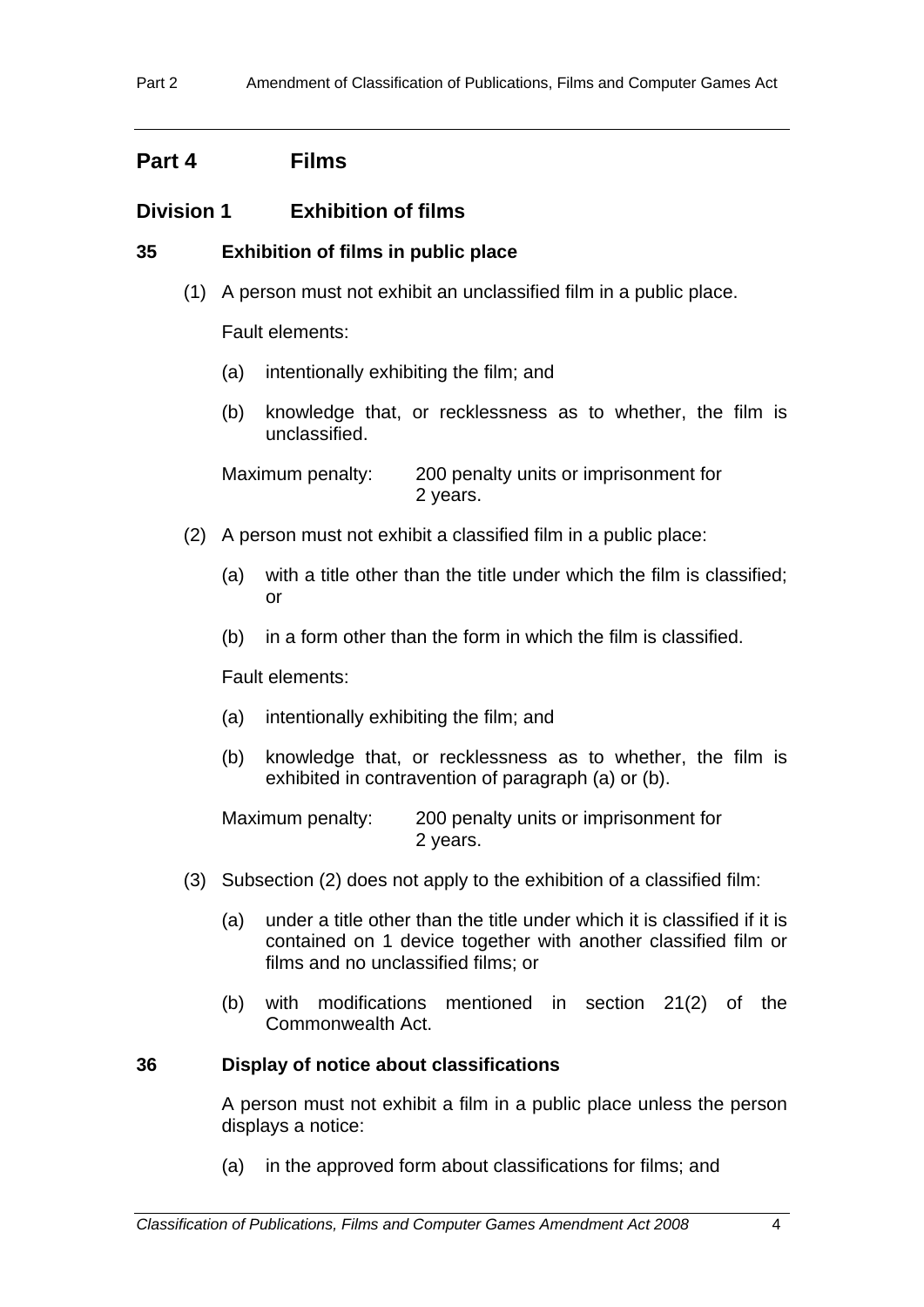## Part 4 Films

### Division 1 Exhibition of films

#### 35 Exhibition of films in public place

(1) A person must not exhibit an unclassified film in a public place.

Fault elements:

(a) intentionally exhibiting the film; and

(b) knowledge that, or recklessness as to whether, the film is unclassified.

Maximum penalty: 200 penalty units or imprisonment for 2 years.

(2) A person must not exhibit a classified film in a public place:

(a) with a title other than the title under which the film is classified; or

(b) in a form other than the form in which the film is classified.

Fault elements:

(a) intentionally exhibiting the film; and

(b) knowledge that, or recklessness as to whether, the film is exhibited in contravention of paragraph (a) or (b).

Maximum penalty: 200 penalty units or imprisonment for 2 years.

(3) Subsection (2) does not apply to the exhibition of a classified film:

(a) under a title other than the title under which it is classified if it is contained on 1 device together with another classified film or films and no unclassified films; or

(b) with modifications mentioned in section 21(2) of the Commonwealth Act.

#### 36 Display of notice about classifications

A person must not exhibit a film in a public place unless the person displays a notice:

(a) in the approved form about classifications for films; and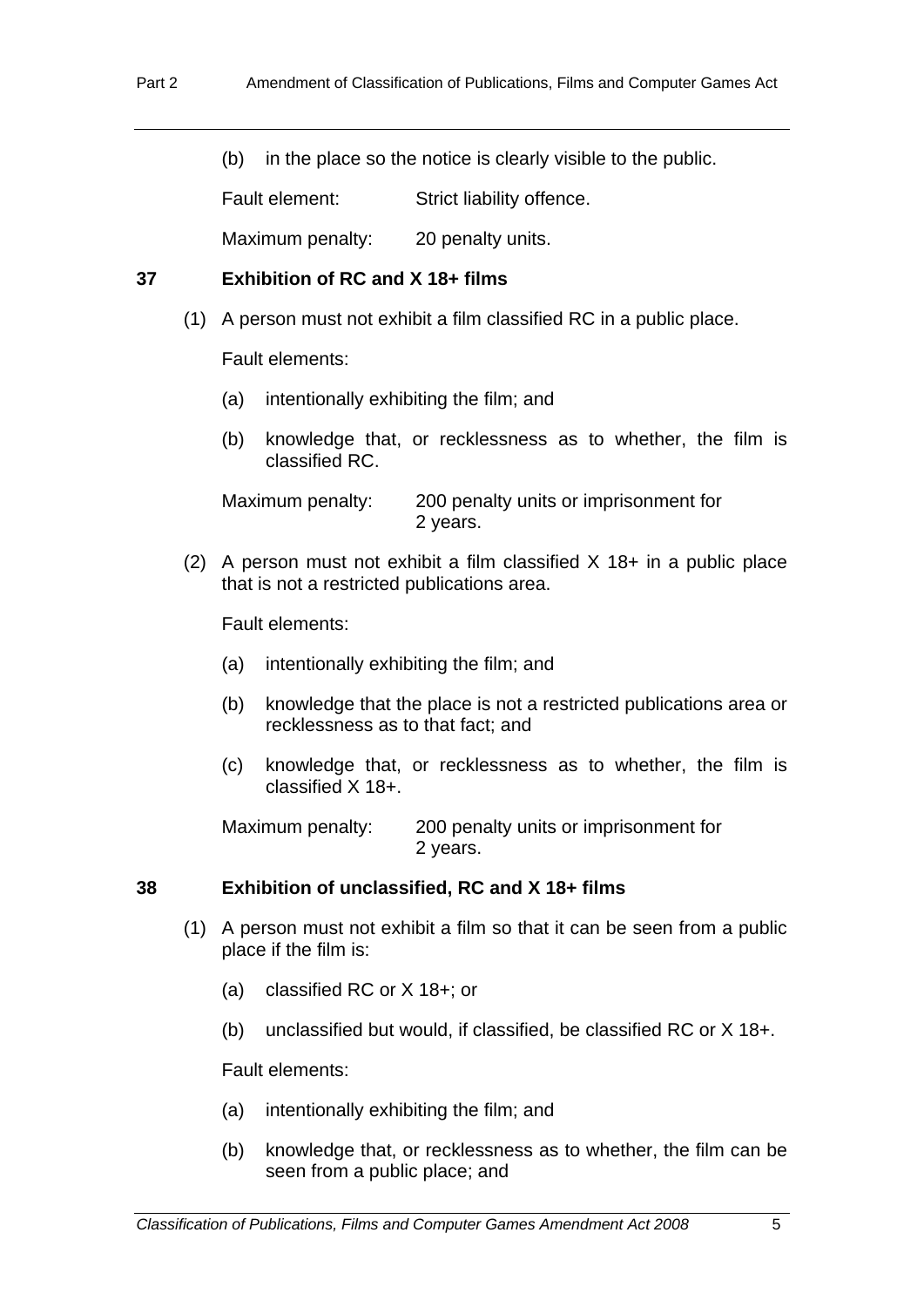(b) in the place so the notice is clearly visible to the public.

Fault element: Strict liability offence.

Maximum penalty: 20 penalty units.

### 37 Exhibition of RC and X 18+ films

(1) A person must not exhibit a film classified RC in a public place.

Fault elements:

(a) intentionally exhibiting the film; and

(b) knowledge that, or recklessness as to whether, the film is classified RC.

Maximum penalty: 200 penalty units or imprisonment for 2 years.

(2) A person must not exhibit a film classified X 18+ in a public place that is not a restricted publications area.

Fault elements:

(a) intentionally exhibiting the film; and

(b) knowledge that the place is not a restricted publications area or recklessness as to that fact; and

(c) knowledge that, or recklessness as to whether, the film is classified X 18+.

Maximum penalty: 200 penalty units or imprisonment for 2 years.

### 38 Exhibition of unclassified, RC and X 18+ films

(1) A person must not exhibit a film so that it can be seen from a public place if the film is:

(a) classified RC or X 18+; or

(b) unclassified but would, if classified, be classified RC or X 18+.

Fault elements:

(a) intentionally exhibiting the film; and

(b) knowledge that, or recklessness as to whether, the film can be seen from a public place; and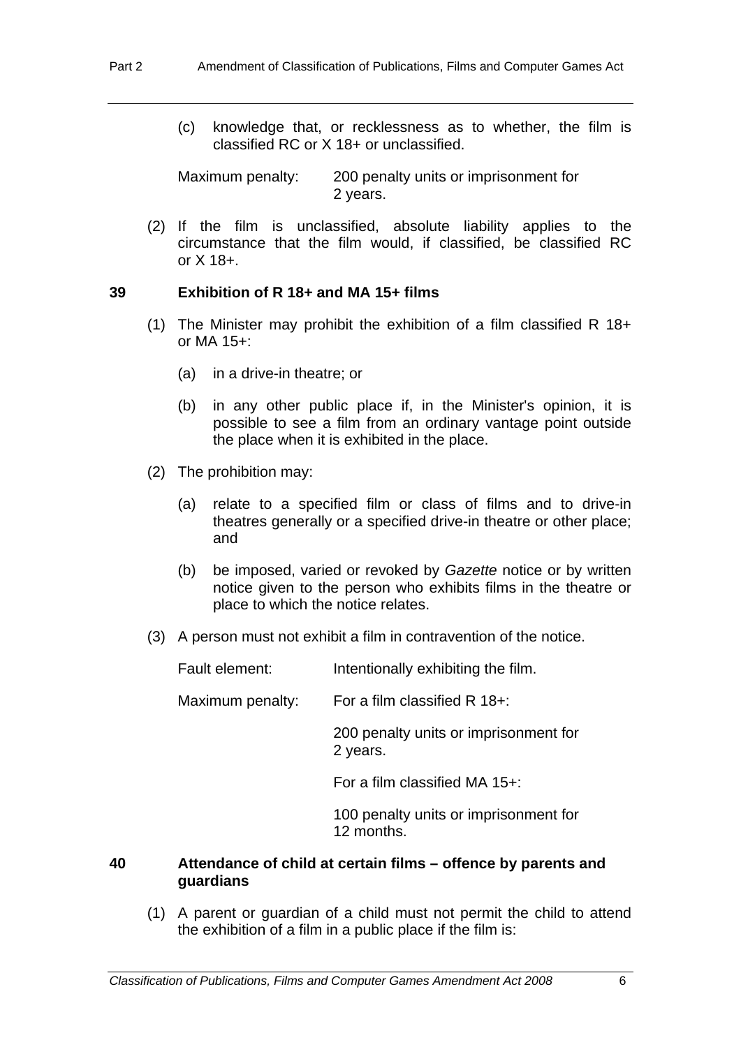(c) knowledge that, or recklessness as to whether, the film is classified RC or X 18+ or unclassified.

Maximum penalty: 200 penalty units or imprisonment for 2 years.

(2) If the film is unclassified, absolute liability applies to the circumstance that the film would, if classified, be classified RC or X 18+.

### 39 Exhibition of R 18+ and MA 15+ films

(1) The Minister may prohibit the exhibition of a film classified R 18+ or MA 15+:

(a) in a drive-in theatre; or

(b) in any other public place if, in the Minister's opinion, it is possible to see a film from an ordinary vantage point outside the place when it is exhibited in the place.

(2) The prohibition may:

(a) relate to a specified film or class of films and to drive-in theatres generally or a specified drive-in theatre or other place; and

(b) be imposed, varied or revoked by *Gazette* notice or by written notice given to the person who exhibits films in the theatre or place to which the notice relates.

(3) A person must not exhibit a film in contravention of the notice.

Fault element: Intentionally exhibiting the film.

Maximum penalty: For a film classified R 18+:

200 penalty units or imprisonment for 2 years.

For a film classified MA 15+:

100 penalty units or imprisonment for 12 months.

### 40 Attendance of child at certain films – offence by parents and guardians

(1) A parent or guardian of a child must not permit the child to attend the exhibition of a film in a public place if the film is: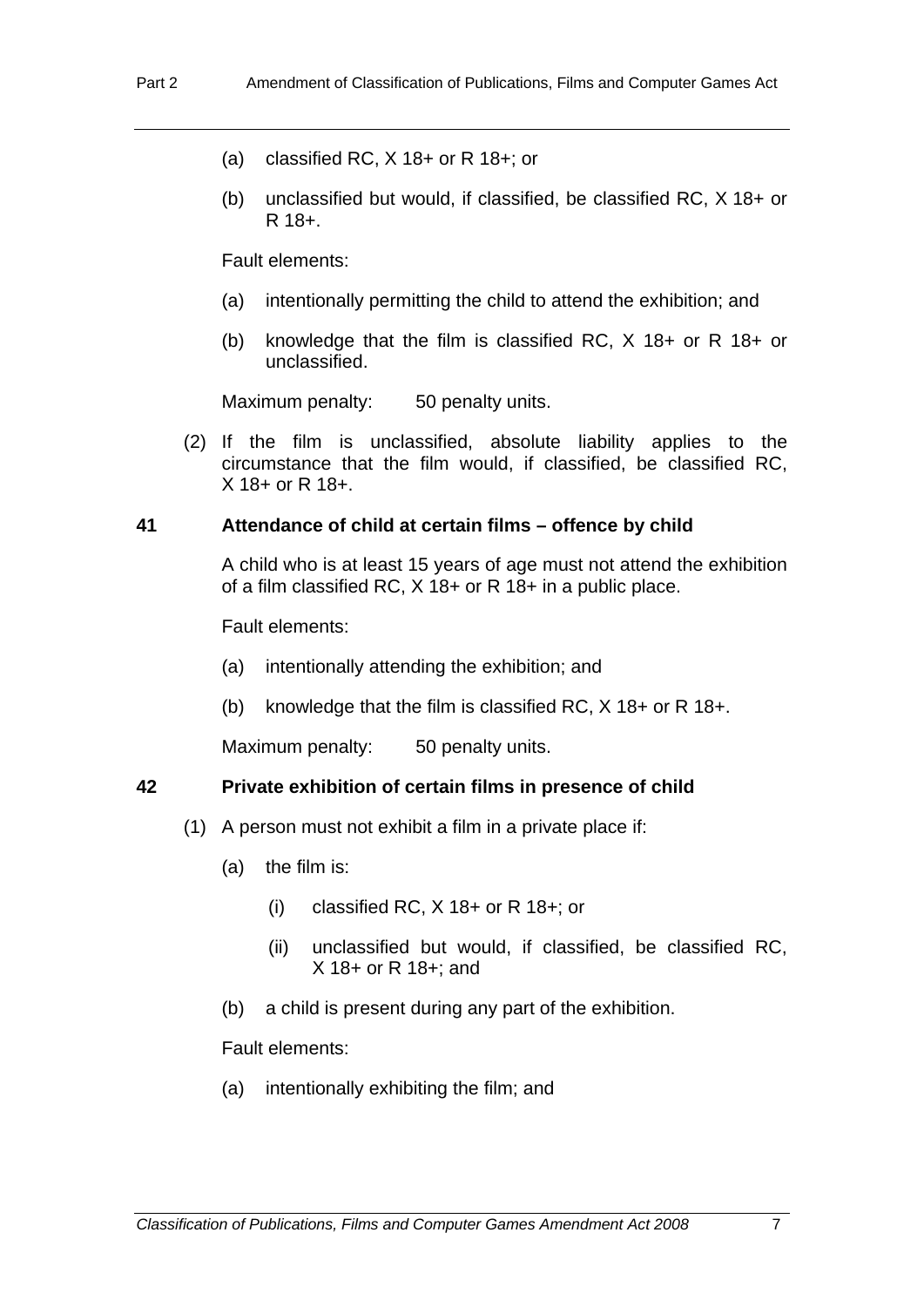(a) classified RC, X 18+ or R 18+; or

(b) unclassified but would, if classified, be classified RC, X 18+ or R 18+.

Fault elements:

(a) intentionally permitting the child to attend the exhibition; and

(b) knowledge that the film is classified RC, X 18+ or R 18+ or unclassified.

Maximum penalty: 50 penalty units.

(2) If the film is unclassified, absolute liability applies to the circumstance that the film would, if classified, be classified RC, X 18+ or R 18+.

### 41 Attendance of child at certain films – offence by child

A child who is at least 15 years of age must not attend the exhibition of a film classified RC, X 18+ or R 18+ in a public place.

Fault elements:

(a) intentionally attending the exhibition; and

(b) knowledge that the film is classified RC, X 18+ or R 18+.

Maximum penalty: 50 penalty units.

### 42 Private exhibition of certain films in presence of child

(1) A person must not exhibit a film in a private place if:

(a) the film is:

(i) classified RC, X 18+ or R 18+; or

(ii) unclassified but would, if classified, be classified RC, X 18+ or R 18+; and

(b) a child is present during any part of the exhibition.

Fault elements:

(a) intentionally exhibiting the film; and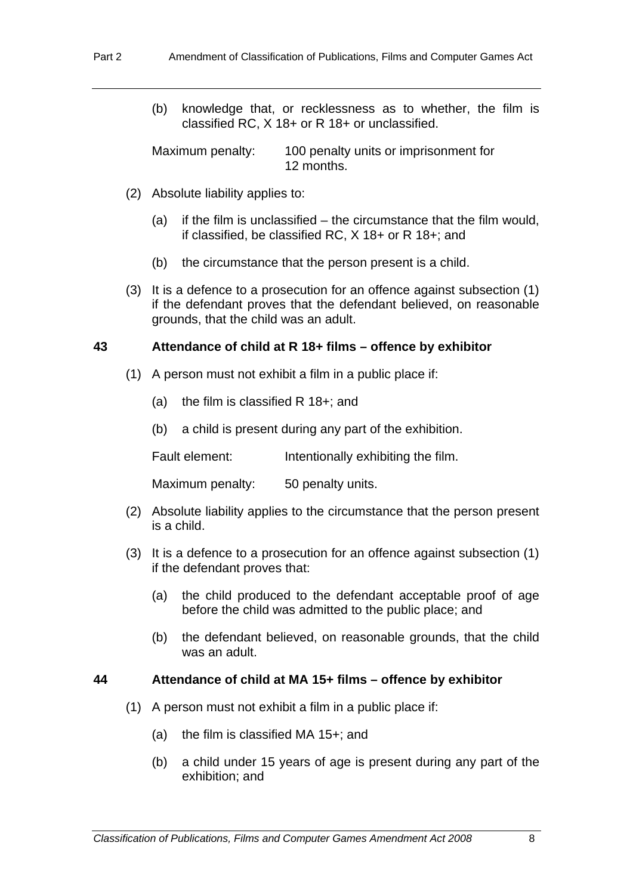(b) knowledge that, or recklessness as to whether, the film is classified RC, X 18+ or R 18+ or unclassified.

Maximum penalty: 100 penalty units or imprisonment for 12 months.

(2) Absolute liability applies to:

(a) if the film is unclassified – the circumstance that the film would, if classified, be classified RC, X 18+ or R 18+; and

(b) the circumstance that the person present is a child.

(3) It is a defence to a prosecution for an offence against subsection (1) if the defendant proves that the defendant believed, on reasonable grounds, that the child was an adult.

### 43 Attendance of child at R 18+ films – offence by exhibitor

(1) A person must not exhibit a film in a public place if:

(a) the film is classified R 18+; and

(b) a child is present during any part of the exhibition.

Fault element: Intentionally exhibiting the film.

Maximum penalty: 50 penalty units.

(2) Absolute liability applies to the circumstance that the person present is a child.

(3) It is a defence to a prosecution for an offence against subsection (1) if the defendant proves that:

(a) the child produced to the defendant acceptable proof of age before the child was admitted to the public place; and

(b) the defendant believed, on reasonable grounds, that the child was an adult.

### 44 Attendance of child at MA 15+ films – offence by exhibitor

(1) A person must not exhibit a film in a public place if:

(a) the film is classified MA 15+; and

(b) a child under 15 years of age is present during any part of the exhibition; and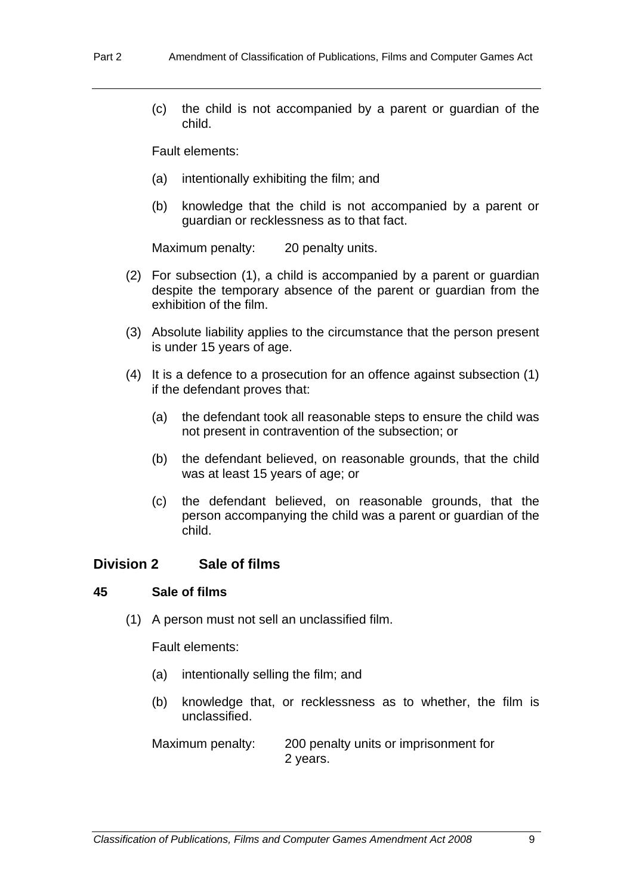(c) the child is not accompanied by a parent or guardian of the child.

Fault elements:

(a) intentionally exhibiting the film; and

(b) knowledge that the child is not accompanied by a parent or guardian or recklessness as to that fact.

Maximum penalty: 20 penalty units.

(2) For subsection (1), a child is accompanied by a parent or guardian despite the temporary absence of the parent or guardian from the exhibition of the film.

(3) Absolute liability applies to the circumstance that the person present is under 15 years of age.

(4) It is a defence to a prosecution for an offence against subsection (1) if the defendant proves that:

(a) the defendant took all reasonable steps to ensure the child was not present in contravention of the subsection; or

(b) the defendant believed, on reasonable grounds, that the child was at least 15 years of age; or

(c) the defendant believed, on reasonable grounds, that the person accompanying the child was a parent or guardian of the child.

## Division 2 Sale of films

### 45 Sale of films

(1) A person must not sell an unclassified film.

Fault elements:

(a) intentionally selling the film; and

(b) knowledge that, or recklessness as to whether, the film is unclassified.

Maximum penalty: 200 penalty units or imprisonment for 2 years.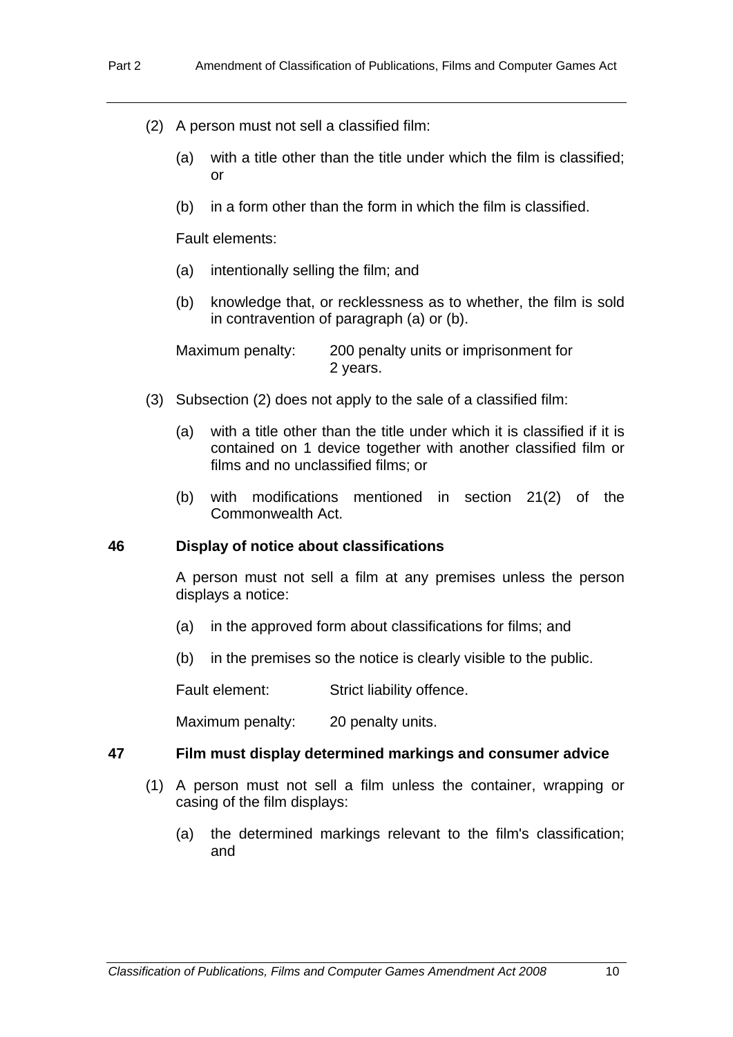(2) A person must not sell a classified film:

(a) with a title other than the title under which the film is classified; or

(b) in a form other than the form in which the film is classified.

Fault elements:

(a) intentionally selling the film; and

(b) knowledge that, or recklessness as to whether, the film is sold in contravention of paragraph (a) or (b).

Maximum penalty: 200 penalty units or imprisonment for 2 years.

(3) Subsection (2) does not apply to the sale of a classified film:

(a) with a title other than the title under which it is classified if it is contained on 1 device together with another classified film or films and no unclassified films; or

(b) with modifications mentioned in section 21(2) of the Commonwealth Act.

### 46 Display of notice about classifications

A person must not sell a film at any premises unless the person displays a notice:

(a) in the approved form about classifications for films; and

(b) in the premises so the notice is clearly visible to the public.

Fault element: Strict liability offence.

Maximum penalty: 20 penalty units.

### 47 Film must display determined markings and consumer advice

(1) A person must not sell a film unless the container, wrapping or casing of the film displays:

(a) the determined markings relevant to the film's classification; and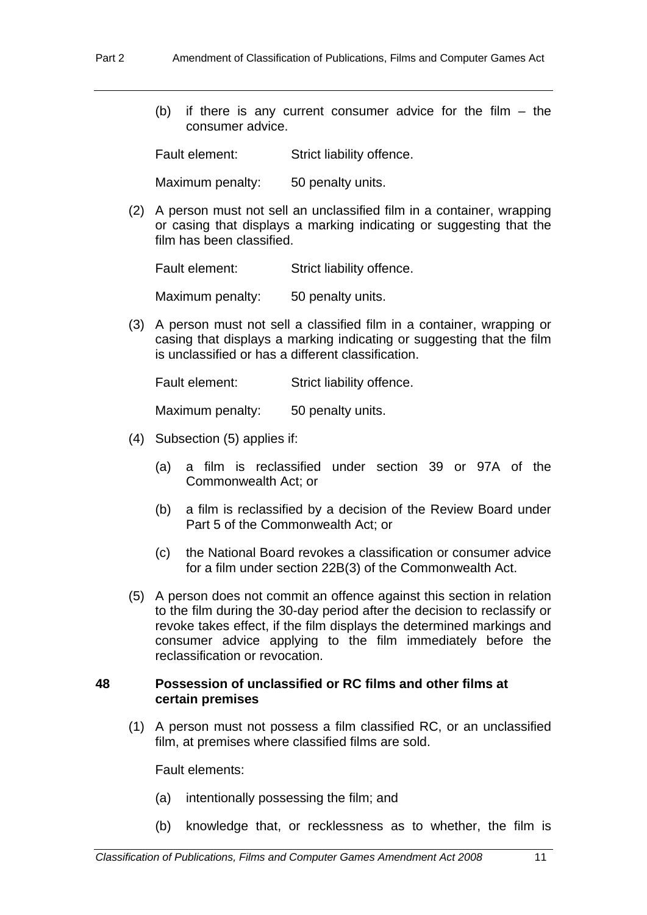(b) if there is any current consumer advice for the film – the consumer advice.

Fault element: Strict liability offence.

Maximum penalty: 50 penalty units.

(2) A person must not sell an unclassified film in a container, wrapping or casing that displays a marking indicating or suggesting that the film has been classified.

Fault element: Strict liability offence.

Maximum penalty: 50 penalty units.

(3) A person must not sell a classified film in a container, wrapping or casing that displays a marking indicating or suggesting that the film is unclassified or has a different classification.

Fault element: Strict liability offence.

Maximum penalty: 50 penalty units.

(4) Subsection (5) applies if:

(a) a film is reclassified under section 39 or 97A of the Commonwealth Act; or

(b) a film is reclassified by a decision of the Review Board under Part 5 of the Commonwealth Act; or

(c) the National Board revokes a classification or consumer advice for a film under section 22B(3) of the Commonwealth Act.

(5) A person does not commit an offence against this section in relation to the film during the 30-day period after the decision to reclassify or revoke takes effect, if the film displays the determined markings and consumer advice applying to the film immediately before the reclassification or revocation.

**48 Possession of unclassified or RC films and other films at certain premises**

(1) A person must not possess a film classified RC, or an unclassified film, at premises where classified films are sold.

Fault elements:

(a) intentionally possessing the film; and

(b) knowledge that, or recklessness as to whether, the film is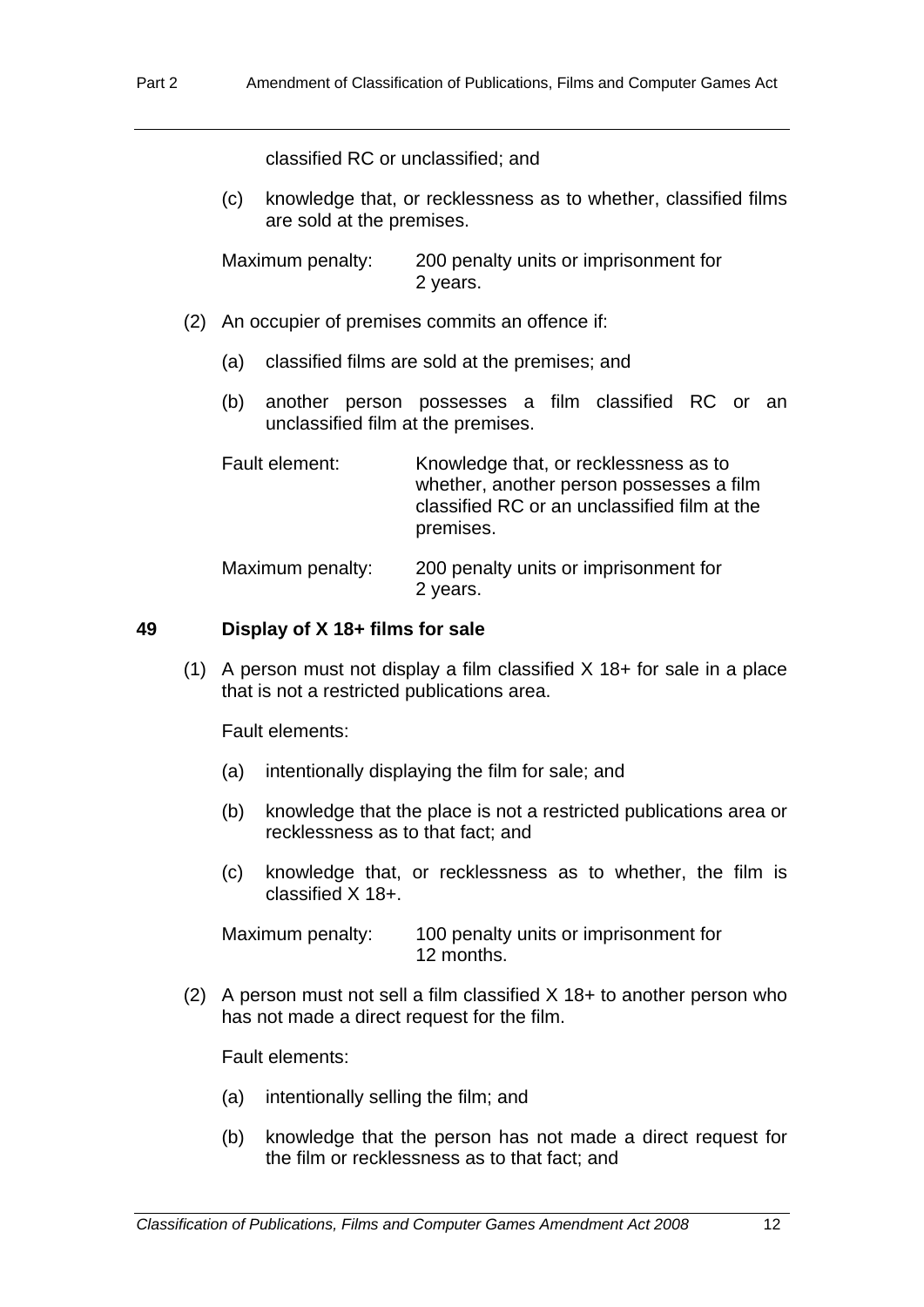classified RC or unclassified; and

(c) knowledge that, or recklessness as to whether, classified films are sold at the premises.

Maximum penalty: 200 penalty units or imprisonment for 2 years.

(2) An occupier of premises commits an offence if:

(a) classified films are sold at the premises; and

(b) another person possesses a film classified RC or an unclassified film at the premises.

Fault element: Knowledge that, or recklessness as to whether, another person possesses a film classified RC or an unclassified film at the premises.

Maximum penalty: 200 penalty units or imprisonment for 2 years.

### 49 Display of X 18+ films for sale

(1) A person must not display a film classified X 18+ for sale in a place that is not a restricted publications area.

Fault elements:

(a) intentionally displaying the film for sale; and

(b) knowledge that the place is not a restricted publications area or recklessness as to that fact; and

(c) knowledge that, or recklessness as to whether, the film is classified X 18+.

Maximum penalty: 100 penalty units or imprisonment for 12 months.

(2) A person must not sell a film classified X 18+ to another person who has not made a direct request for the film.

Fault elements:

(a) intentionally selling the film; and

(b) knowledge that the person has not made a direct request for the film or recklessness as to that fact; and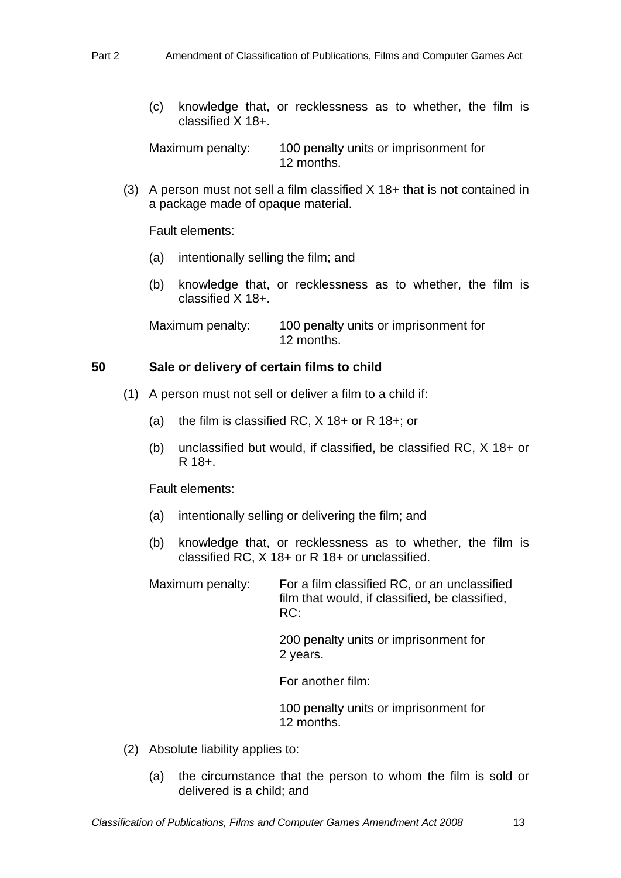(c) knowledge that, or recklessness as to whether, the film is classified X 18+.

Maximum penalty: 100 penalty units or imprisonment for 12 months.

(3) A person must not sell a film classified X 18+ that is not contained in a package made of opaque material.

Fault elements:

(a) intentionally selling the film; and

(b) knowledge that, or recklessness as to whether, the film is classified X 18+.

Maximum penalty: 100 penalty units or imprisonment for 12 months.

**50 Sale or delivery of certain films to child**

(1) A person must not sell or deliver a film to a child if:

(a) the film is classified RC, X 18+ or R 18+; or

(b) unclassified but would, if classified, be classified RC, X 18+ or R 18+.

Fault elements:

(a) intentionally selling or delivering the film; and

(b) knowledge that, or recklessness as to whether, the film is classified RC, X 18+ or R 18+ or unclassified.

Maximum penalty: For a film classified RC, or an unclassified film that would, if classified, be classified, RC:

200 penalty units or imprisonment for 2 years.

For another film:

100 penalty units or imprisonment for 12 months.

(2) Absolute liability applies to:

(a) the circumstance that the person to whom the film is sold or delivered is a child; and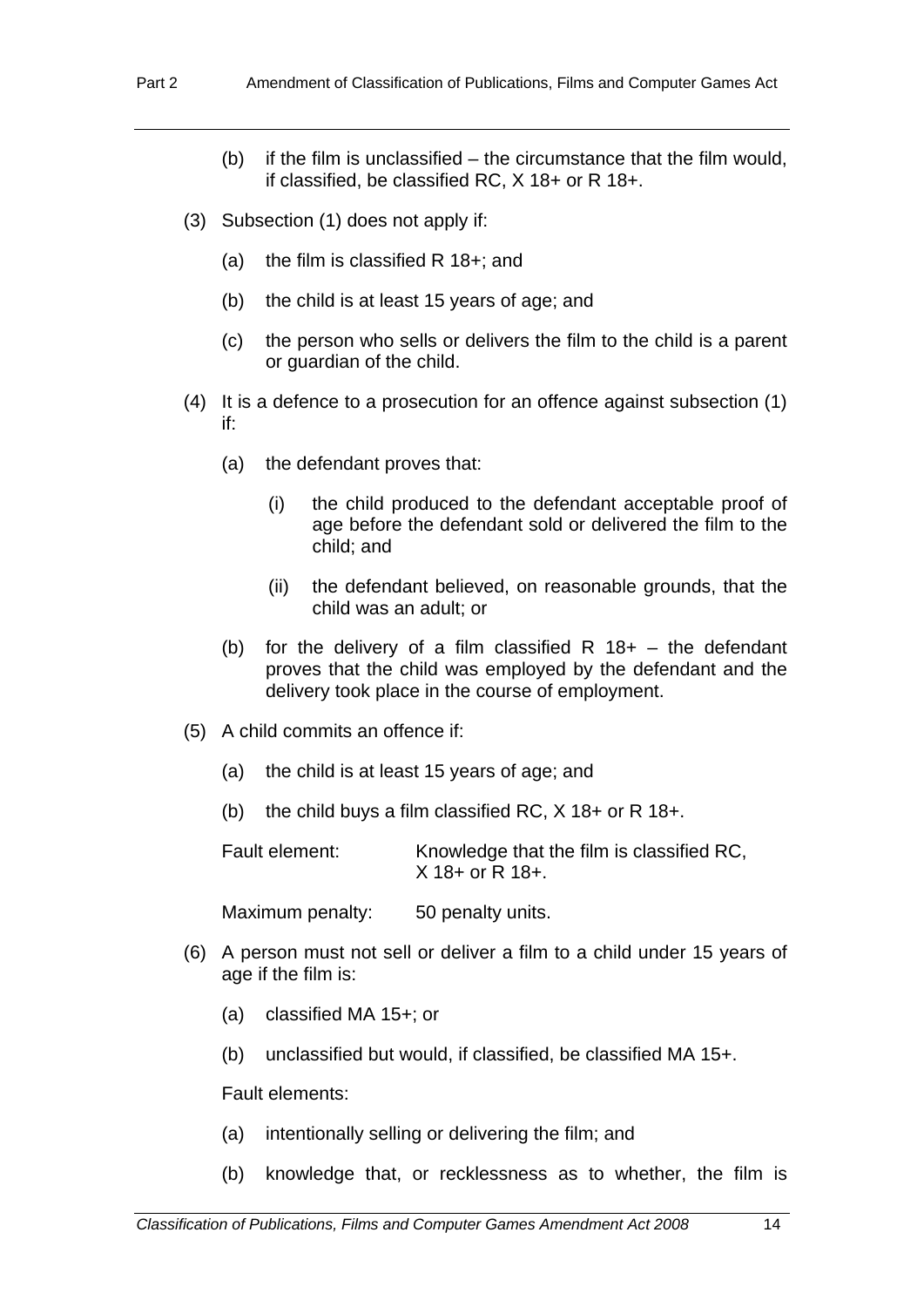(b) if the film is unclassified – the circumstance that the film would, if classified, be classified RC, X 18+ or R 18+.

(3) Subsection (1) does not apply if:

(a) the film is classified R 18+; and

(b) the child is at least 15 years of age; and

(c) the person who sells or delivers the film to the child is a parent or guardian of the child.

(4) It is a defence to a prosecution for an offence against subsection (1) if:

(a) the defendant proves that:

(i) the child produced to the defendant acceptable proof of age before the defendant sold or delivered the film to the child; and

(ii) the defendant believed, on reasonable grounds, that the child was an adult; or

(b) for the delivery of a film classified R 18+ – the defendant proves that the child was employed by the defendant and the delivery took place in the course of employment.

(5) A child commits an offence if:

(a) the child is at least 15 years of age; and

(b) the child buys a film classified RC, X 18+ or R 18+.

Fault element: Knowledge that the film is classified RC, X 18+ or R 18+.

Maximum penalty: 50 penalty units.

(6) A person must not sell or deliver a film to a child under 15 years of age if the film is:

(a) classified MA 15+; or

(b) unclassified but would, if classified, be classified MA 15+.

Fault elements:

(a) intentionally selling or delivering the film; and

(b) knowledge that, or recklessness as to whether, the film is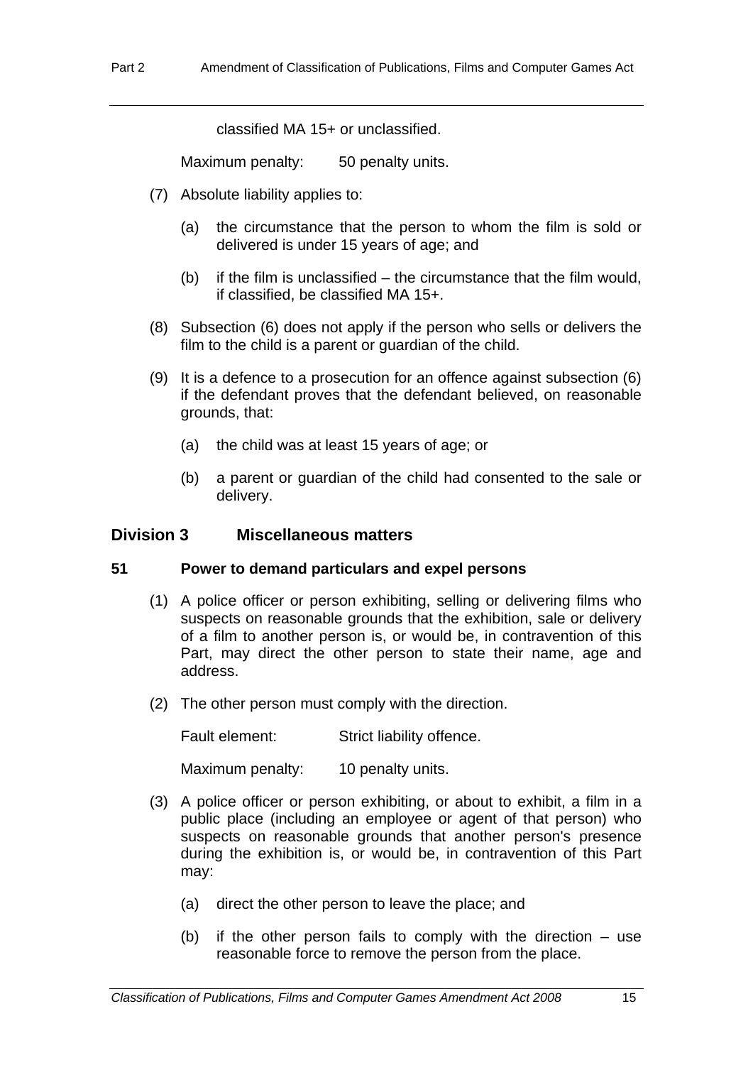classified MA 15+ or unclassified.

Maximum penalty: 50 penalty units.

(7) Absolute liability applies to:

(a) the circumstance that the person to whom the film is sold or delivered is under 15 years of age; and

(b) if the film is unclassified – the circumstance that the film would, if classified, be classified MA 15+.

(8) Subsection (6) does not apply if the person who sells or delivers the film to the child is a parent or guardian of the child.

(9) It is a defence to a prosecution for an offence against subsection (6) if the defendant proves that the defendant believed, on reasonable grounds, that:

(a) the child was at least 15 years of age; or

(b) a parent or guardian of the child had consented to the sale or delivery.

## Division 3 Miscellaneous matters

### 51 Power to demand particulars and expel persons

(1) A police officer or person exhibiting, selling or delivering films who suspects on reasonable grounds that the exhibition, sale or delivery of a film to another person is, or would be, in contravention of this Part, may direct the other person to state their name, age and address.

(2) The other person must comply with the direction.

Fault element: Strict liability offence.

Maximum penalty: 10 penalty units.

(3) A police officer or person exhibiting, or about to exhibit, a film in a public place (including an employee or agent of that person) who suspects on reasonable grounds that another person's presence during the exhibition is, or would be, in contravention of this Part may:

(a) direct the other person to leave the place; and

(b) if the other person fails to comply with the direction – use reasonable force to remove the person from the place.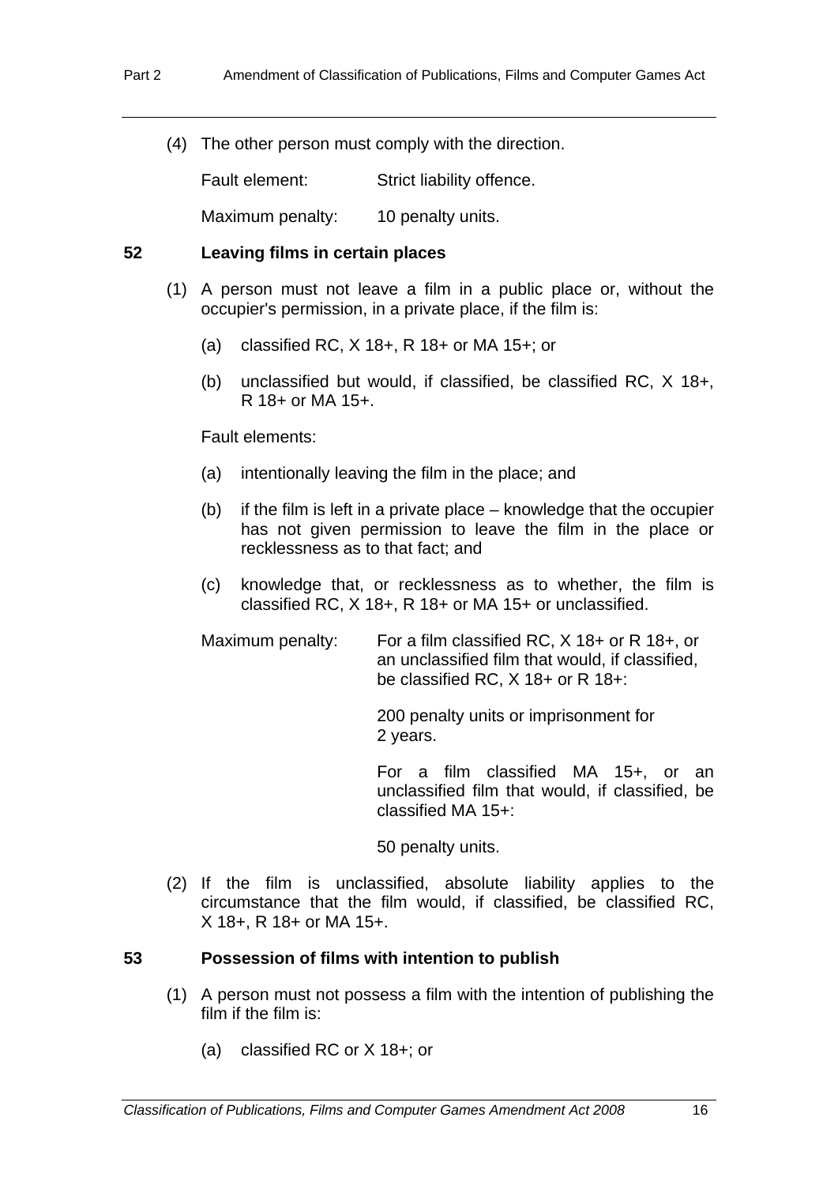(4) The other person must comply with the direction.

Fault element: Strict liability offence.

Maximum penalty: 10 penalty units.

### 52 Leaving films in certain places

(1) A person must not leave a film in a public place or, without the occupier's permission, in a private place, if the film is:

(a) classified RC, X 18+, R 18+ or MA 15+; or

(b) unclassified but would, if classified, be classified RC, X 18+, R 18+ or MA 15+.

Fault elements:

(a) intentionally leaving the film in the place; and

(b) if the film is left in a private place – knowledge that the occupier has not given permission to leave the film in the place or recklessness as to that fact; and

(c) knowledge that, or recklessness as to whether, the film is classified RC, X 18+, R 18+ or MA 15+ or unclassified.

Maximum penalty: For a film classified RC, X 18+ or R 18+, or an unclassified film that would, if classified, be classified RC, X 18+ or R 18+:

200 penalty units or imprisonment for 2 years.

For a film classified MA 15+, or an unclassified film that would, if classified, be classified MA 15+:

50 penalty units.

(2) If the film is unclassified, absolute liability applies to the circumstance that the film would, if classified, be classified RC, X 18+, R 18+ or MA 15+.

### 53 Possession of films with intention to publish

(1) A person must not possess a film with the intention of publishing the film if the film is:

(a) classified RC or X 18+; or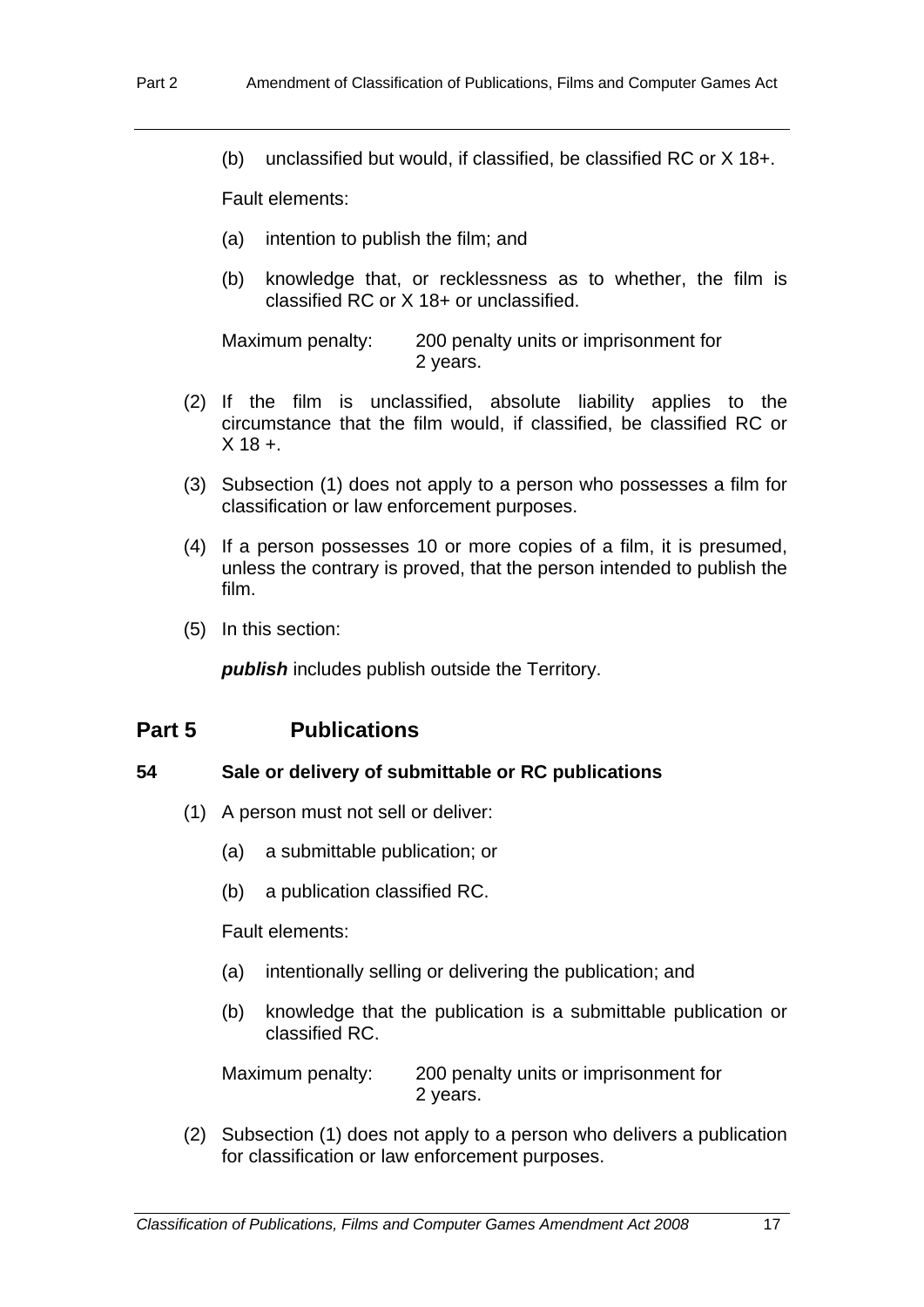(b) unclassified but would, if classified, be classified RC or X 18+.

Fault elements:

(a) intention to publish the film; and

(b) knowledge that, or recklessness as to whether, the film is classified RC or X 18+ or unclassified.

Maximum penalty: 200 penalty units or imprisonment for 2 years.

(2) If the film is unclassified, absolute liability applies to the circumstance that the film would, if classified, be classified RC or X 18 +.

(3) Subsection (1) does not apply to a person who possesses a film for classification or law enforcement purposes.

(4) If a person possesses 10 or more copies of a film, it is presumed, unless the contrary is proved, that the person intended to publish the film.

(5) In this section:

***publish*** includes publish outside the Territory.

## Part 5 Publications

### 54 Sale or delivery of submittable or RC publications

(1) A person must not sell or deliver:

(a) a submittable publication; or

(b) a publication classified RC.

Fault elements:

(a) intentionally selling or delivering the publication; and

(b) knowledge that the publication is a submittable publication or classified RC.

Maximum penalty: 200 penalty units or imprisonment for 2 years.

(2) Subsection (1) does not apply to a person who delivers a publication for classification or law enforcement purposes.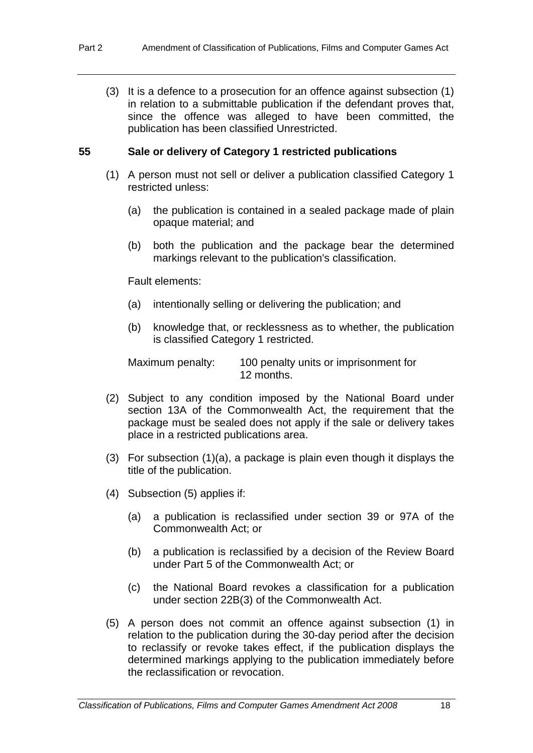(3) It is a defence to a prosecution for an offence against subsection (1) in relation to a submittable publication if the defendant proves that, since the offence was alleged to have been committed, the publication has been classified Unrestricted.

### 55 Sale or delivery of Category 1 restricted publications

(1) A person must not sell or deliver a publication classified Category 1 restricted unless:

(a) the publication is contained in a sealed package made of plain opaque material; and

(b) both the publication and the package bear the determined markings relevant to the publication's classification.

Fault elements:

(a) intentionally selling or delivering the publication; and

(b) knowledge that, or recklessness as to whether, the publication is classified Category 1 restricted.

Maximum penalty: 100 penalty units or imprisonment for 12 months.

(2) Subject to any condition imposed by the National Board under section 13A of the Commonwealth Act, the requirement that the package must be sealed does not apply if the sale or delivery takes place in a restricted publications area.

(3) For subsection (1)(a), a package is plain even though it displays the title of the publication.

(4) Subsection (5) applies if:

(a) a publication is reclassified under section 39 or 97A of the Commonwealth Act; or

(b) a publication is reclassified by a decision of the Review Board under Part 5 of the Commonwealth Act; or

(c) the National Board revokes a classification for a publication under section 22B(3) of the Commonwealth Act.

(5) A person does not commit an offence against subsection (1) in relation to the publication during the 30-day period after the decision to reclassify or revoke takes effect, if the publication displays the determined markings applying to the publication immediately before the reclassification or revocation.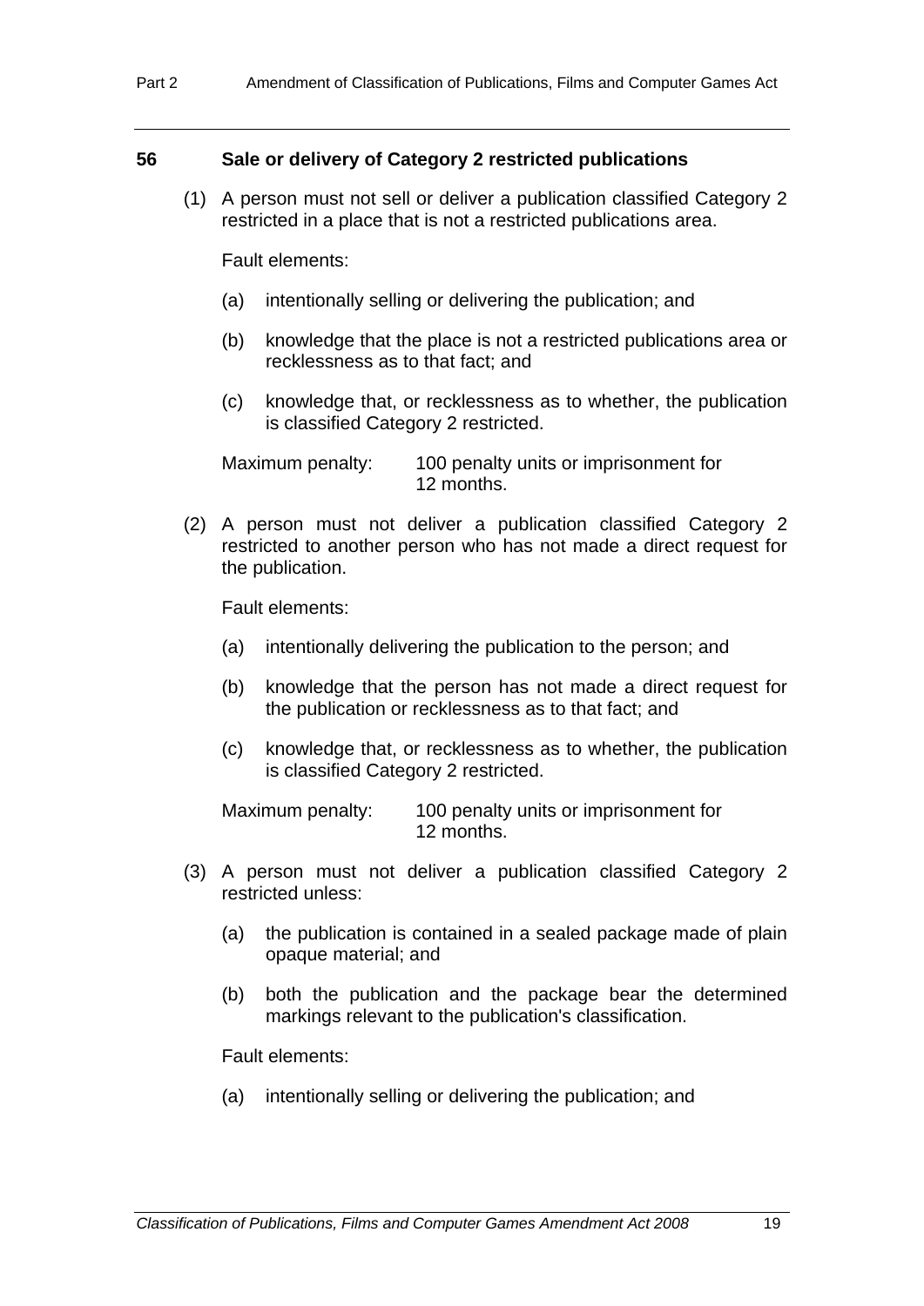### 56 Sale or delivery of Category 2 restricted publications

(1) A person must not sell or deliver a publication classified Category 2 restricted in a place that is not a restricted publications area.

Fault elements:

(a) intentionally selling or delivering the publication; and

(b) knowledge that the place is not a restricted publications area or recklessness as to that fact; and

(c) knowledge that, or recklessness as to whether, the publication is classified Category 2 restricted.

Maximum penalty: 100 penalty units or imprisonment for 12 months.

(2) A person must not deliver a publication classified Category 2 restricted to another person who has not made a direct request for the publication.

Fault elements:

(a) intentionally delivering the publication to the person; and

(b) knowledge that the person has not made a direct request for the publication or recklessness as to that fact; and

(c) knowledge that, or recklessness as to whether, the publication is classified Category 2 restricted.

Maximum penalty: 100 penalty units or imprisonment for 12 months.

(3) A person must not deliver a publication classified Category 2 restricted unless:

(a) the publication is contained in a sealed package made of plain opaque material; and

(b) both the publication and the package bear the determined markings relevant to the publication's classification.

Fault elements:

(a) intentionally selling or delivering the publication; and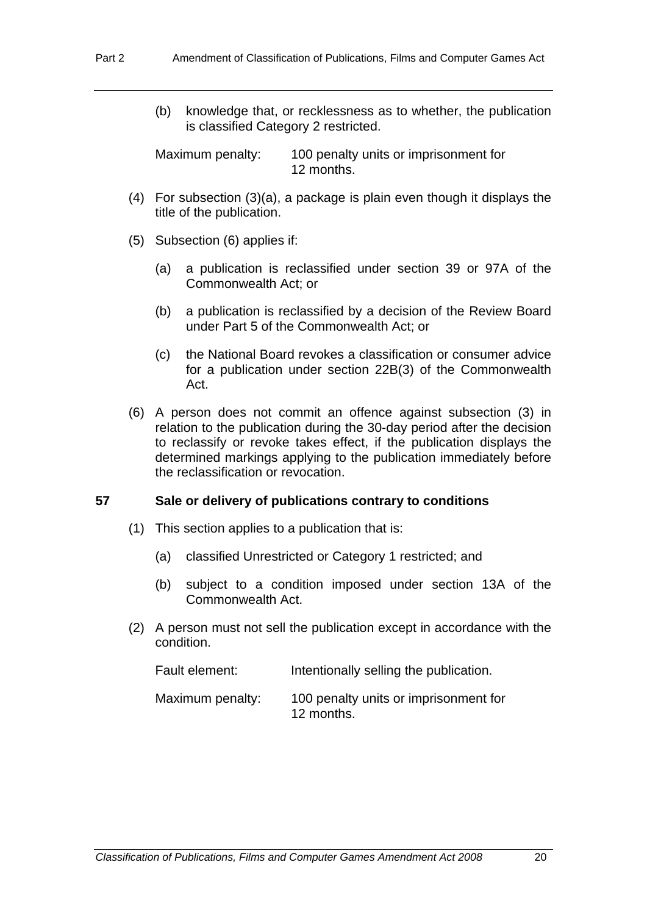(b) knowledge that, or recklessness as to whether, the publication is classified Category 2 restricted.

Maximum penalty: 100 penalty units or imprisonment for 12 months.

(4) For subsection (3)(a), a package is plain even though it displays the title of the publication.

(5) Subsection (6) applies if:

(a) a publication is reclassified under section 39 or 97A of the Commonwealth Act; or

(b) a publication is reclassified by a decision of the Review Board under Part 5 of the Commonwealth Act; or

(c) the National Board revokes a classification or consumer advice for a publication under section 22B(3) of the Commonwealth Act.

(6) A person does not commit an offence against subsection (3) in relation to the publication during the 30-day period after the decision to reclassify or revoke takes effect, if the publication displays the determined markings applying to the publication immediately before the reclassification or revocation.

### 57 Sale or delivery of publications contrary to conditions

(1) This section applies to a publication that is:

(a) classified Unrestricted or Category 1 restricted; and

(b) subject to a condition imposed under section 13A of the Commonwealth Act.

(2) A person must not sell the publication except in accordance with the condition.

Fault element: Intentionally selling the publication.

Maximum penalty: 100 penalty units or imprisonment for 12 months.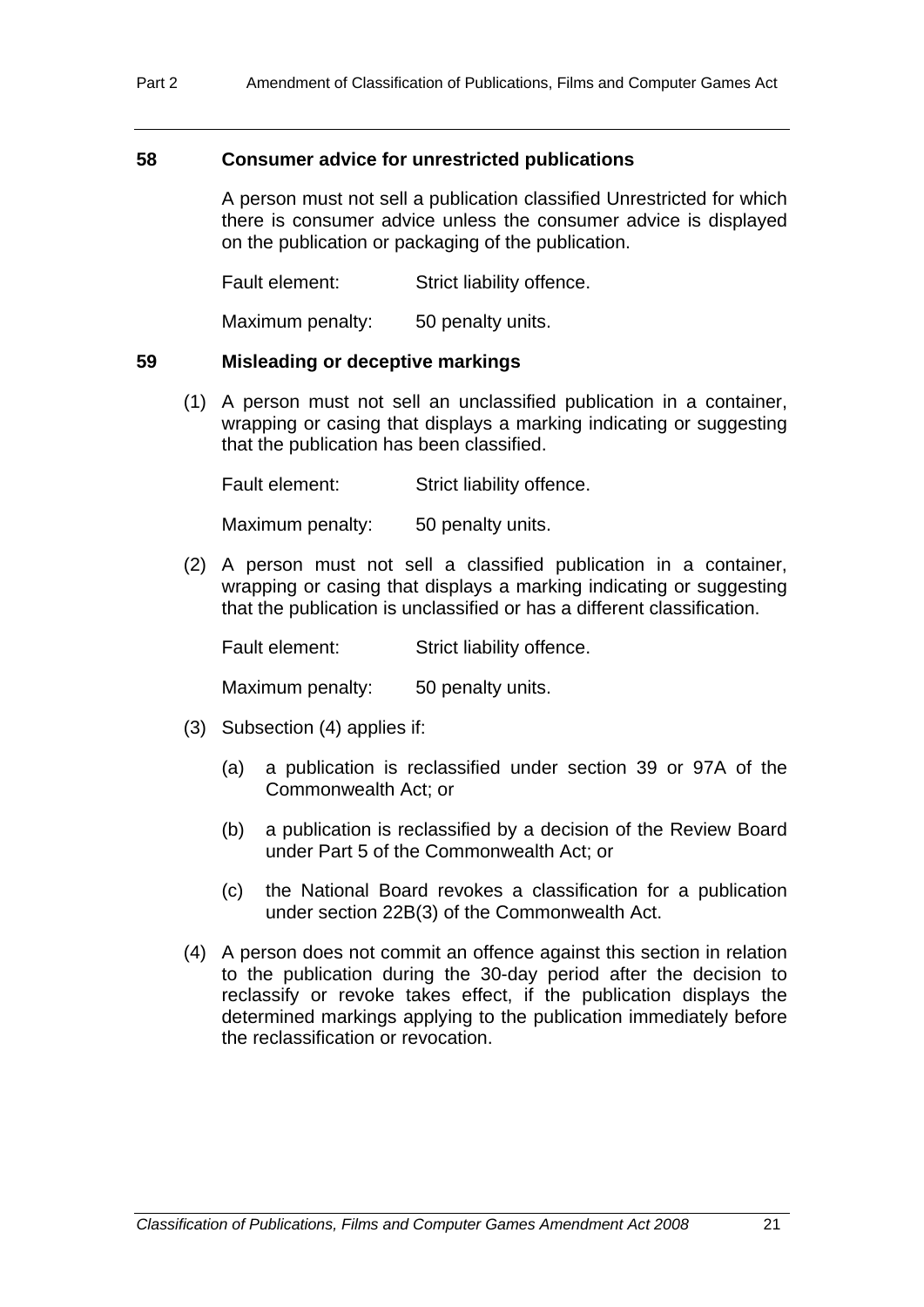### 58 Consumer advice for unrestricted publications

A person must not sell a publication classified Unrestricted for which there is consumer advice unless the consumer advice is displayed on the publication or packaging of the publication.

Fault element: Strict liability offence.

Maximum penalty: 50 penalty units.

### 59 Misleading or deceptive markings

(1) A person must not sell an unclassified publication in a container, wrapping or casing that displays a marking indicating or suggesting that the publication has been classified.

Fault element: Strict liability offence.

Maximum penalty: 50 penalty units.

(2) A person must not sell a classified publication in a container, wrapping or casing that displays a marking indicating or suggesting that the publication is unclassified or has a different classification.

Fault element: Strict liability offence.

Maximum penalty: 50 penalty units.

(3) Subsection (4) applies if:

(a) a publication is reclassified under section 39 or 97A of the Commonwealth Act; or

(b) a publication is reclassified by a decision of the Review Board under Part 5 of the Commonwealth Act; or

(c) the National Board revokes a classification for a publication under section 22B(3) of the Commonwealth Act.

(4) A person does not commit an offence against this section in relation to the publication during the 30-day period after the decision to reclassify or revoke takes effect, if the publication displays the determined markings applying to the publication immediately before the reclassification or revocation.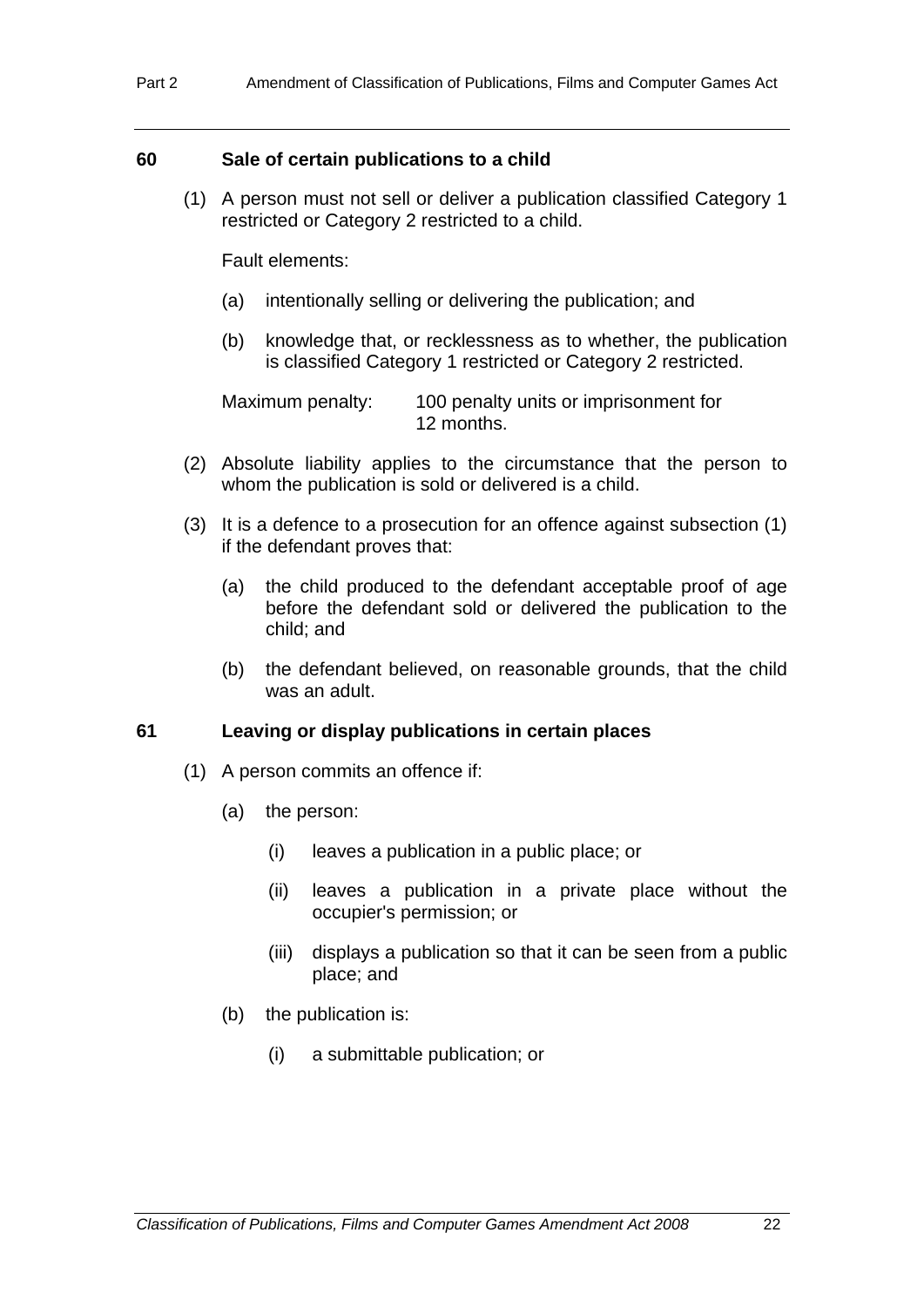### 60 Sale of certain publications to a child

(1) A person must not sell or deliver a publication classified Category 1 restricted or Category 2 restricted to a child.

Fault elements:

(a) intentionally selling or delivering the publication; and

(b) knowledge that, or recklessness as to whether, the publication is classified Category 1 restricted or Category 2 restricted.

Maximum penalty: 100 penalty units or imprisonment for 12 months.

(2) Absolute liability applies to the circumstance that the person to whom the publication is sold or delivered is a child.

(3) It is a defence to a prosecution for an offence against subsection (1) if the defendant proves that:

(a) the child produced to the defendant acceptable proof of age before the defendant sold or delivered the publication to the child; and

(b) the defendant believed, on reasonable grounds, that the child was an adult.

### 61 Leaving or display publications in certain places

(1) A person commits an offence if:

(a) the person:

(i) leaves a publication in a public place; or

(ii) leaves a publication in a private place without the occupier's permission; or

(iii) displays a publication so that it can be seen from a public place; and

(b) the publication is:

(i) a submittable publication; or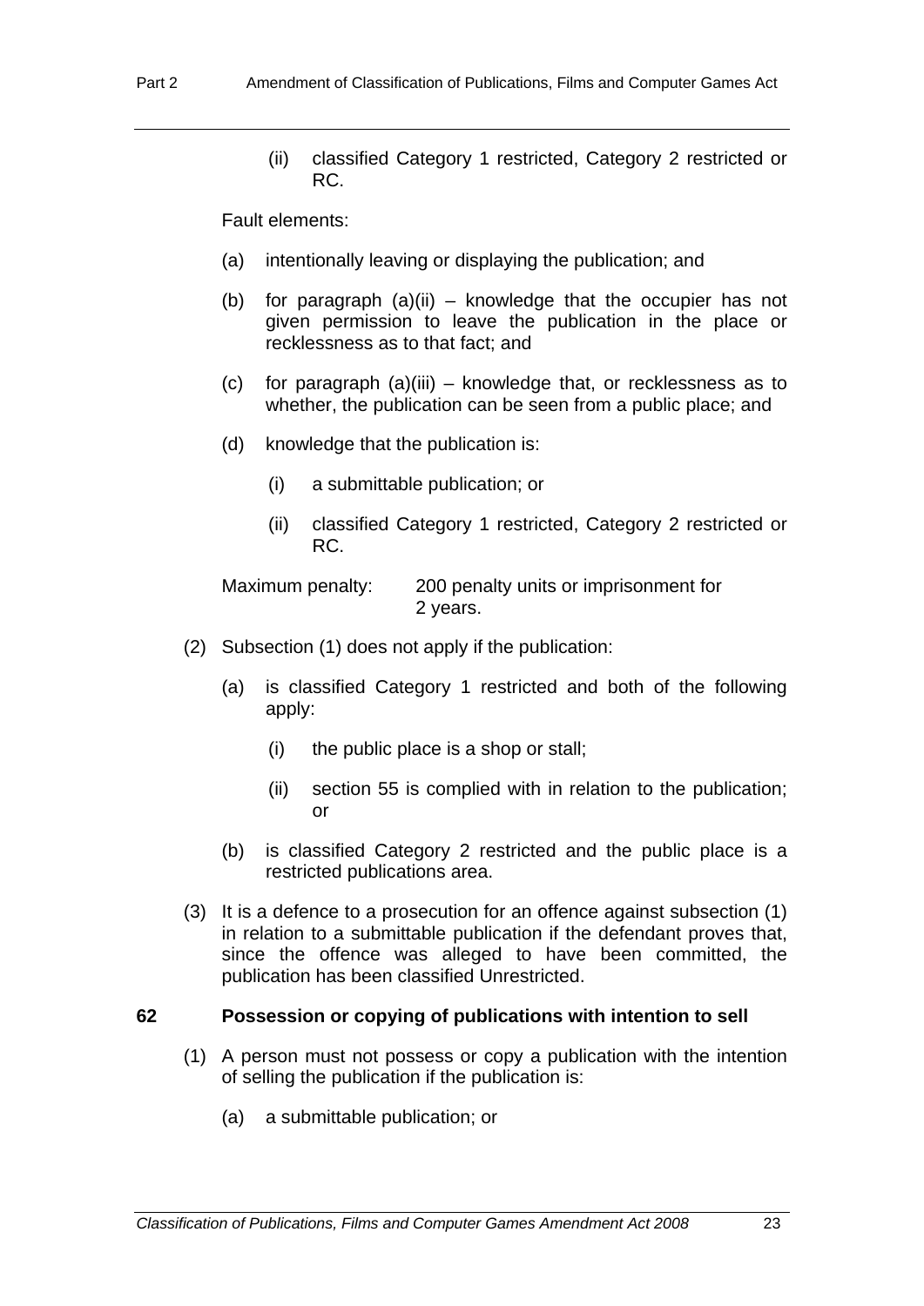(ii) classified Category 1 restricted, Category 2 restricted or RC.

Fault elements:

(a) intentionally leaving or displaying the publication; and

(b) for paragraph (a)(ii) – knowledge that the occupier has not given permission to leave the publication in the place or recklessness as to that fact; and

(c) for paragraph (a)(iii) – knowledge that, or recklessness as to whether, the publication can be seen from a public place; and

(d) knowledge that the publication is:

(i) a submittable publication; or

(ii) classified Category 1 restricted, Category 2 restricted or RC.

Maximum penalty: 200 penalty units or imprisonment for 2 years.

(2) Subsection (1) does not apply if the publication:

(a) is classified Category 1 restricted and both of the following apply:

(i) the public place is a shop or stall;

(ii) section 55 is complied with in relation to the publication; or

(b) is classified Category 2 restricted and the public place is a restricted publications area.

(3) It is a defence to a prosecution for an offence against subsection (1) in relation to a submittable publication if the defendant proves that, since the offence was alleged to have been committed, the publication has been classified Unrestricted.

### 62 Possession or copying of publications with intention to sell

(1) A person must not possess or copy a publication with the intention of selling the publication if the publication is:

(a) a submittable publication; or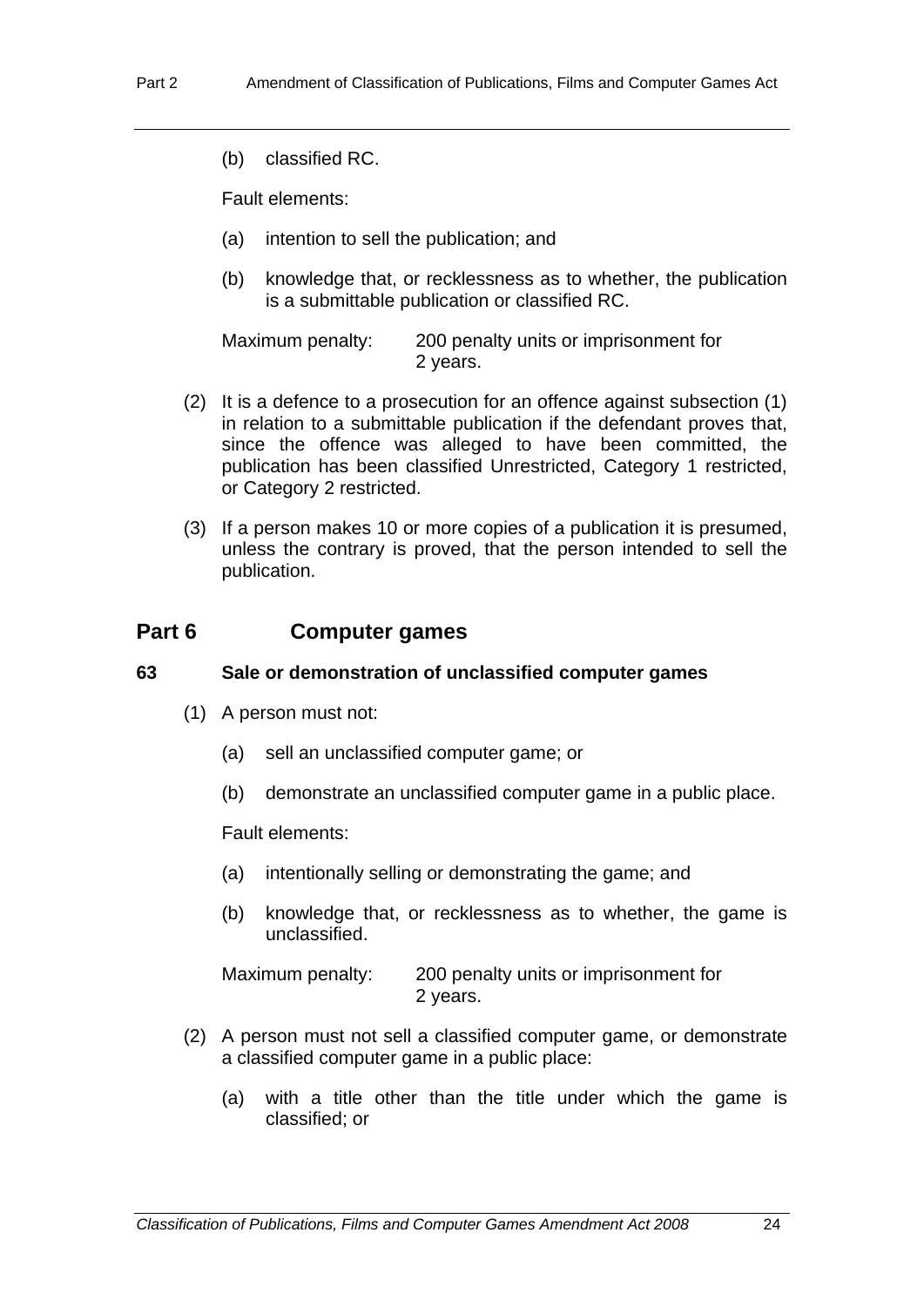(b) classified RC.

Fault elements:

(a) intention to sell the publication; and

(b) knowledge that, or recklessness as to whether, the publication is a submittable publication or classified RC.

Maximum penalty: 200 penalty units or imprisonment for 2 years.

(2) It is a defence to a prosecution for an offence against subsection (1) in relation to a submittable publication if the defendant proves that, since the offence was alleged to have been committed, the publication has been classified Unrestricted, Category 1 restricted, or Category 2 restricted.

(3) If a person makes 10 or more copies of a publication it is presumed, unless the contrary is proved, that the person intended to sell the publication.

## Part 6 Computer games

### 63 Sale or demonstration of unclassified computer games

(1) A person must not:

(a) sell an unclassified computer game; or

(b) demonstrate an unclassified computer game in a public place.

Fault elements:

(a) intentionally selling or demonstrating the game; and

(b) knowledge that, or recklessness as to whether, the game is unclassified.

Maximum penalty: 200 penalty units or imprisonment for 2 years.

(2) A person must not sell a classified computer game, or demonstrate a classified computer game in a public place:

(a) with a title other than the title under which the game is classified; or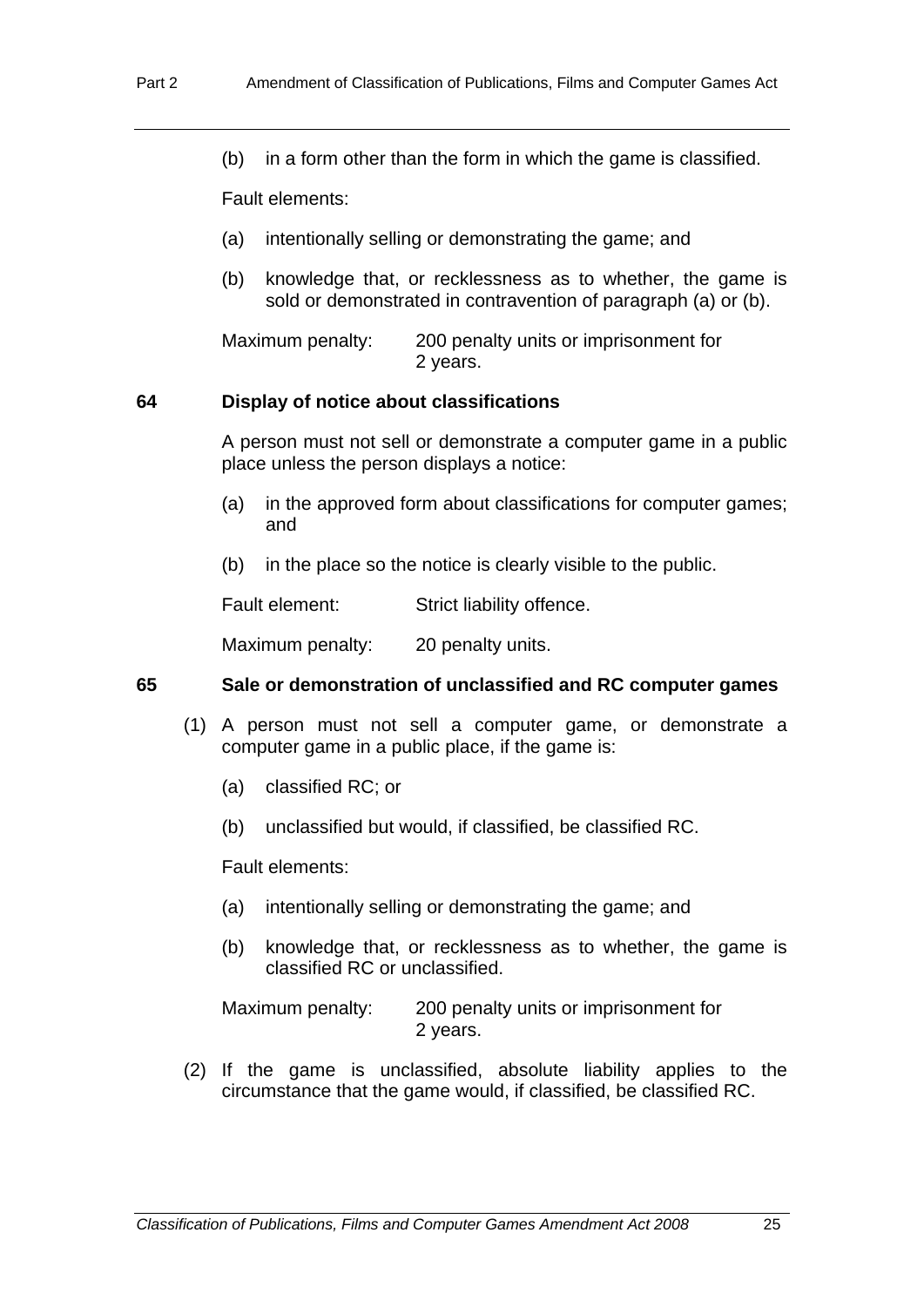(b) in a form other than the form in which the game is classified.

Fault elements:

(a) intentionally selling or demonstrating the game; and

(b) knowledge that, or recklessness as to whether, the game is sold or demonstrated in contravention of paragraph (a) or (b).

Maximum penalty: 200 penalty units or imprisonment for 2 years.

**64 Display of notice about classifications**

A person must not sell or demonstrate a computer game in a public place unless the person displays a notice:

(a) in the approved form about classifications for computer games; and

(b) in the place so the notice is clearly visible to the public.

Fault element: Strict liability offence.

Maximum penalty: 20 penalty units.

**65 Sale or demonstration of unclassified and RC computer games**

(1) A person must not sell a computer game, or demonstrate a computer game in a public place, if the game is:

(a) classified RC; or

(b) unclassified but would, if classified, be classified RC.

Fault elements:

(a) intentionally selling or demonstrating the game; and

(b) knowledge that, or recklessness as to whether, the game is classified RC or unclassified.

Maximum penalty: 200 penalty units or imprisonment for 2 years.

(2) If the game is unclassified, absolute liability applies to the circumstance that the game would, if classified, be classified RC.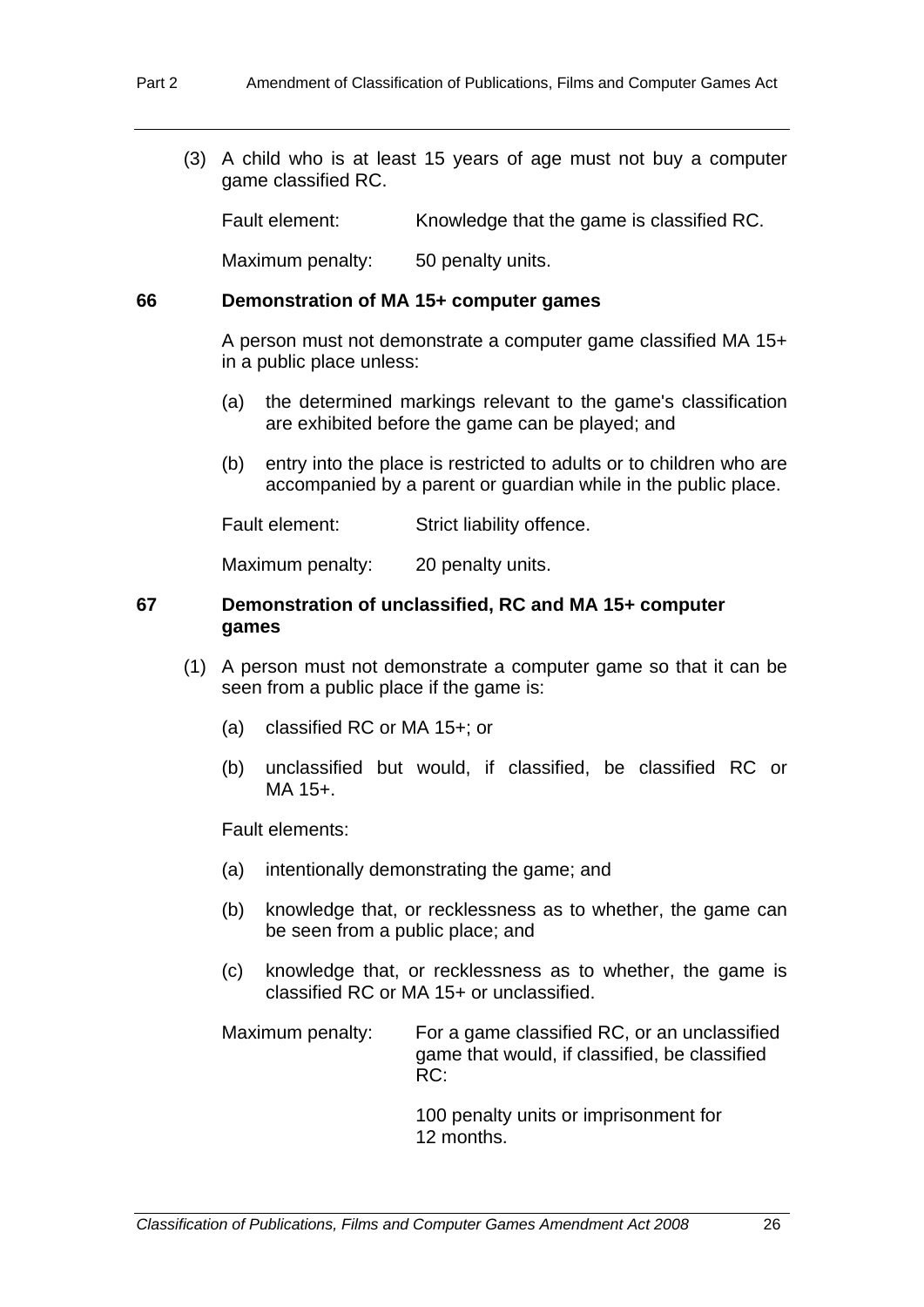(3) A child who is at least 15 years of age must not buy a computer game classified RC.

Fault element: Knowledge that the game is classified RC.

Maximum penalty: 50 penalty units.

### 66 Demonstration of MA 15+ computer games

A person must not demonstrate a computer game classified MA 15+ in a public place unless:

(a) the determined markings relevant to the game's classification are exhibited before the game can be played; and

(b) entry into the place is restricted to adults or to children who are accompanied by a parent or guardian while in the public place.

Fault element: Strict liability offence.

Maximum penalty: 20 penalty units.

### 67 Demonstration of unclassified, RC and MA 15+ computer games

(1) A person must not demonstrate a computer game so that it can be seen from a public place if the game is:

(a) classified RC or MA 15+; or

(b) unclassified but would, if classified, be classified RC or MA 15+.

Fault elements:

(a) intentionally demonstrating the game; and

(b) knowledge that, or recklessness as to whether, the game can be seen from a public place; and

(c) knowledge that, or recklessness as to whether, the game is classified RC or MA 15+ or unclassified.

Maximum penalty: For a game classified RC, or an unclassified game that would, if classified, be classified RC:

100 penalty units or imprisonment for 12 months.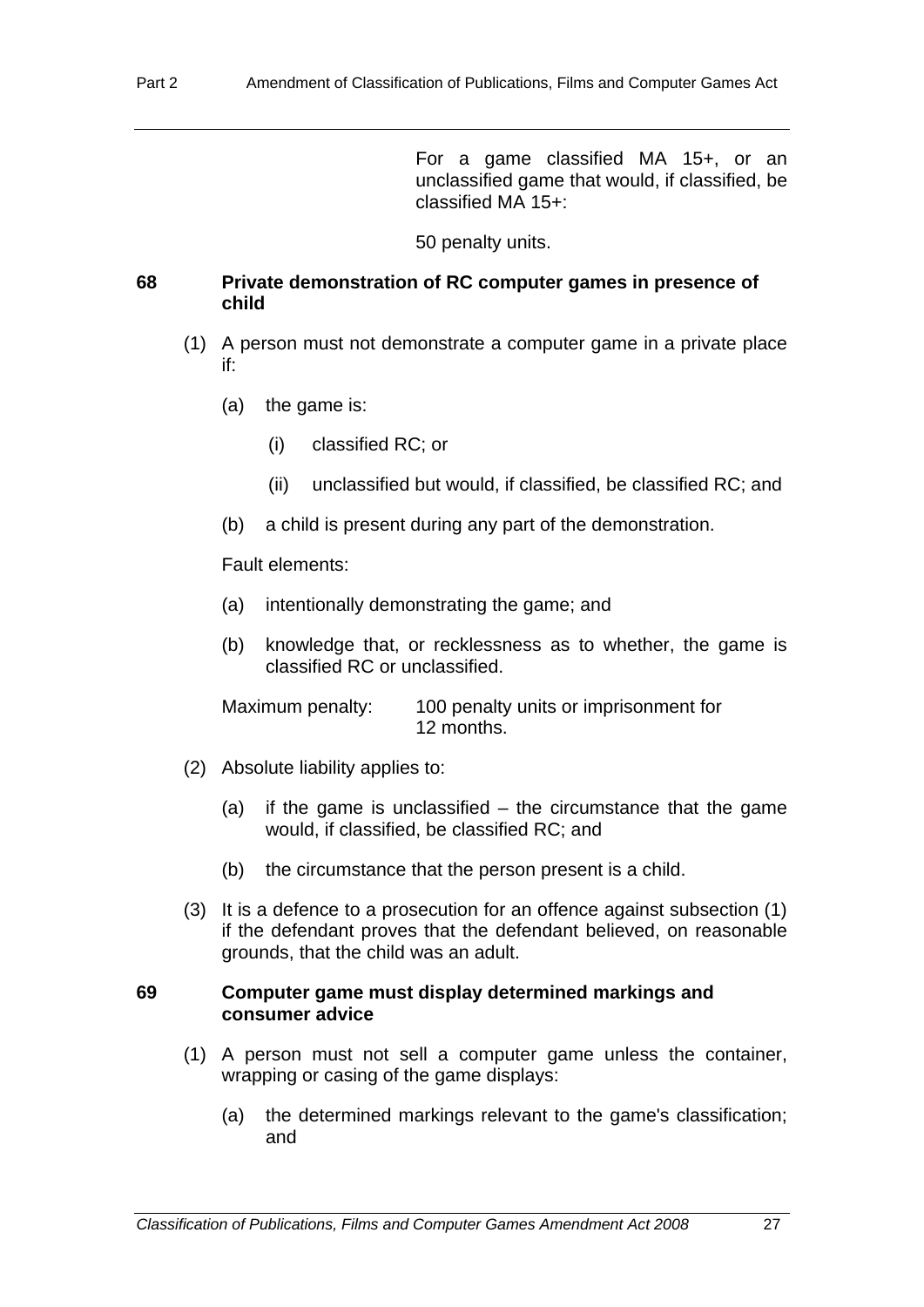For a game classified MA 15+, or an unclassified game that would, if classified, be classified MA 15+:

50 penalty units.

### 68 Private demonstration of RC computer games in presence of child

(1) A person must not demonstrate a computer game in a private place if:

(a) the game is:

(i) classified RC; or

(ii) unclassified but would, if classified, be classified RC; and

(b) a child is present during any part of the demonstration.

Fault elements:

(a) intentionally demonstrating the game; and

(b) knowledge that, or recklessness as to whether, the game is classified RC or unclassified.

Maximum penalty: 100 penalty units or imprisonment for 12 months.

(2) Absolute liability applies to:

(a) if the game is unclassified – the circumstance that the game would, if classified, be classified RC; and

(b) the circumstance that the person present is a child.

(3) It is a defence to a prosecution for an offence against subsection (1) if the defendant proves that the defendant believed, on reasonable grounds, that the child was an adult.

### 69 Computer game must display determined markings and consumer advice

(1) A person must not sell a computer game unless the container, wrapping or casing of the game displays:

(a) the determined markings relevant to the game's classification; and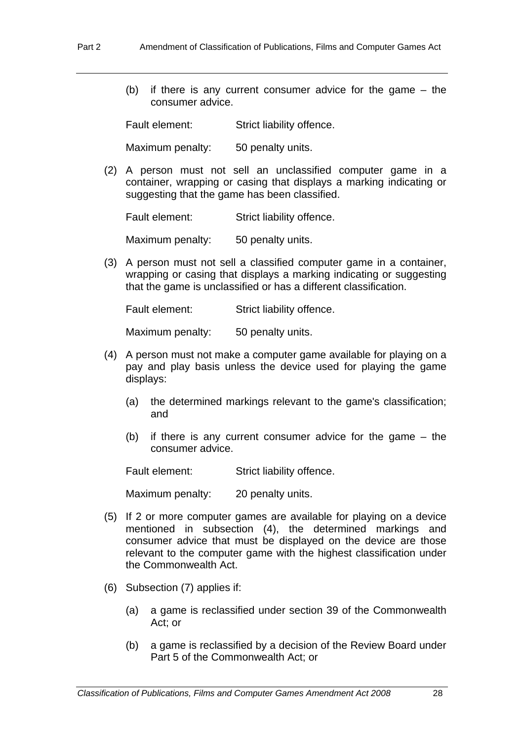(b) if there is any current consumer advice for the game – the consumer advice.

Fault element: Strict liability offence.

Maximum penalty: 50 penalty units.

(2) A person must not sell an unclassified computer game in a container, wrapping or casing that displays a marking indicating or suggesting that the game has been classified.

Fault element: Strict liability offence.

Maximum penalty: 50 penalty units.

(3) A person must not sell a classified computer game in a container, wrapping or casing that displays a marking indicating or suggesting that the game is unclassified or has a different classification.

Fault element: Strict liability offence.

Maximum penalty: 50 penalty units.

(4) A person must not make a computer game available for playing on a pay and play basis unless the device used for playing the game displays:

(a) the determined markings relevant to the game's classification; and

(b) if there is any current consumer advice for the game – the consumer advice.

Fault element: Strict liability offence.

Maximum penalty: 20 penalty units.

(5) If 2 or more computer games are available for playing on a device mentioned in subsection (4), the determined markings and consumer advice that must be displayed on the device are those relevant to the computer game with the highest classification under the Commonwealth Act.

(6) Subsection (7) applies if:

(a) a game is reclassified under section 39 of the Commonwealth Act; or

(b) a game is reclassified by a decision of the Review Board under Part 5 of the Commonwealth Act; or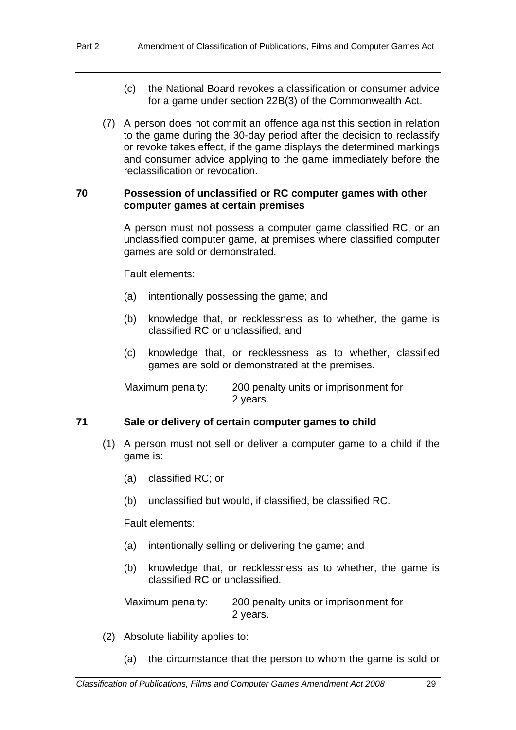(c) the National Board revokes a classification or consumer advice for a game under section 22B(3) of the Commonwealth Act.

(7) A person does not commit an offence against this section in relation to the game during the 30-day period after the decision to reclassify or revoke takes effect, if the game displays the determined markings and consumer advice applying to the game immediately before the reclassification or revocation.

### 70 Possession of unclassified or RC computer games with other computer games at certain premises

A person must not possess a computer game classified RC, or an unclassified computer game, at premises where classified computer games are sold or demonstrated.

Fault elements:

(a) intentionally possessing the game; and

(b) knowledge that, or recklessness as to whether, the game is classified RC or unclassified; and

(c) knowledge that, or recklessness as to whether, classified games are sold or demonstrated at the premises.

Maximum penalty: 200 penalty units or imprisonment for 2 years.

### 71 Sale or delivery of certain computer games to child

(1) A person must not sell or deliver a computer game to a child if the game is:

(a) classified RC; or

(b) unclassified but would, if classified, be classified RC.

Fault elements:

(a) intentionally selling or delivering the game; and

(b) knowledge that, or recklessness as to whether, the game is classified RC or unclassified.

Maximum penalty: 200 penalty units or imprisonment for 2 years.

(2) Absolute liability applies to:

(a) the circumstance that the person to whom the game is sold or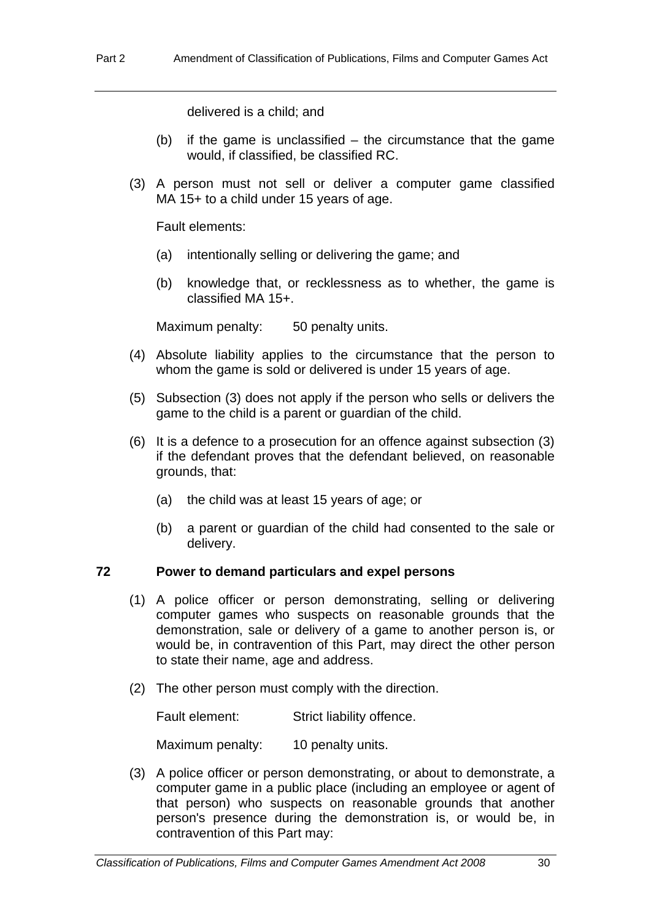delivered is a child; and

(b) if the game is unclassified – the circumstance that the game would, if classified, be classified RC.

(3) A person must not sell or deliver a computer game classified MA 15+ to a child under 15 years of age.

Fault elements:

(a) intentionally selling or delivering the game; and

(b) knowledge that, or recklessness as to whether, the game is classified MA 15+.

Maximum penalty: 50 penalty units.

(4) Absolute liability applies to the circumstance that the person to whom the game is sold or delivered is under 15 years of age.

(5) Subsection (3) does not apply if the person who sells or delivers the game to the child is a parent or guardian of the child.

(6) It is a defence to a prosecution for an offence against subsection (3) if the defendant proves that the defendant believed, on reasonable grounds, that:

(a) the child was at least 15 years of age; or

(b) a parent or guardian of the child had consented to the sale or delivery.

**72 Power to demand particulars and expel persons**

(1) A police officer or person demonstrating, selling or delivering computer games who suspects on reasonable grounds that the demonstration, sale or delivery of a game to another person is, or would be, in contravention of this Part, may direct the other person to state their name, age and address.

(2) The other person must comply with the direction.

Fault element: Strict liability offence.

Maximum penalty: 10 penalty units.

(3) A police officer or person demonstrating, or about to demonstrate, a computer game in a public place (including an employee or agent of that person) who suspects on reasonable grounds that another person's presence during the demonstration is, or would be, in contravention of this Part may: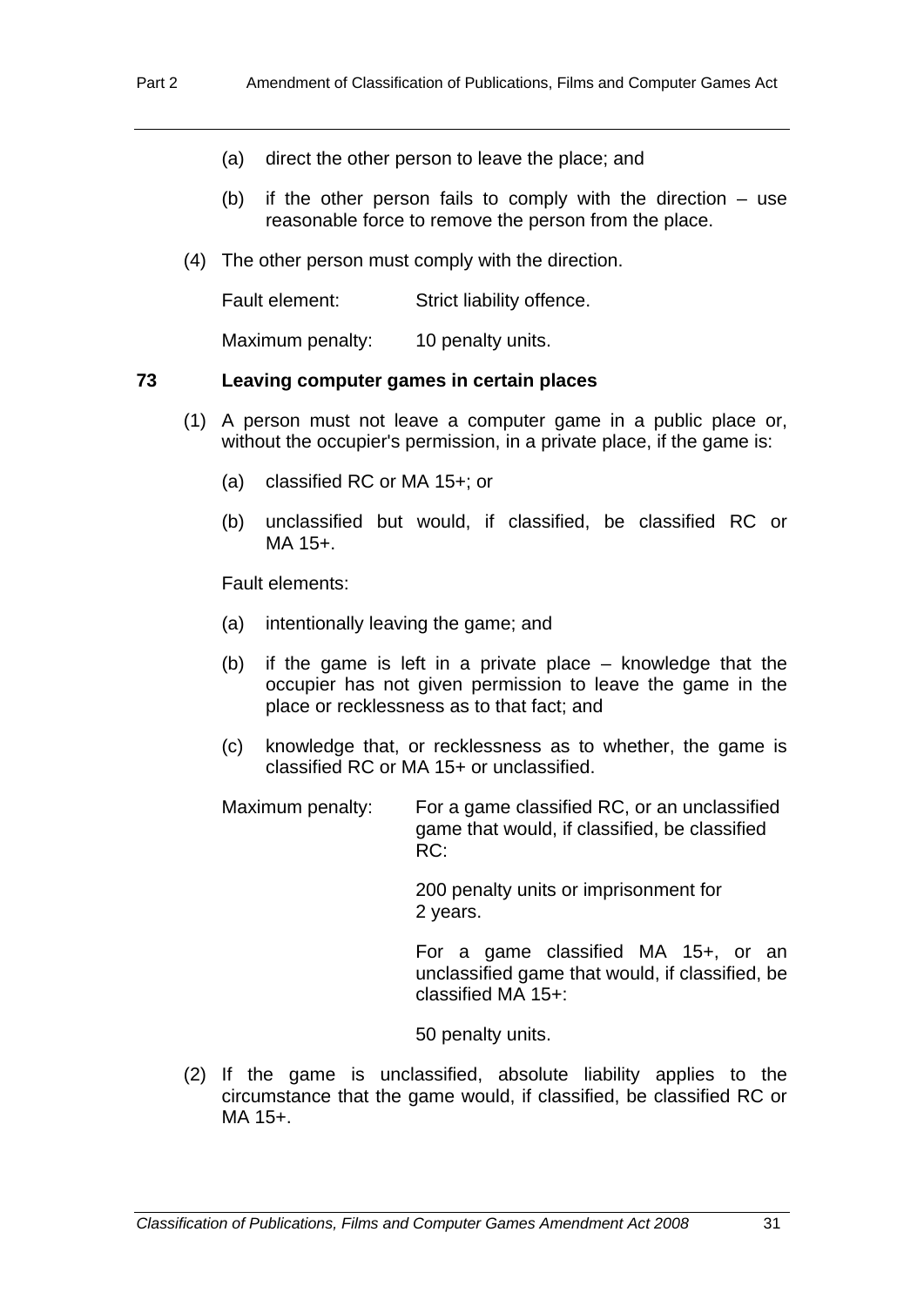(a) direct the other person to leave the place; and

(b) if the other person fails to comply with the direction – use reasonable force to remove the person from the place.

(4) The other person must comply with the direction.

Fault element: Strict liability offence.

Maximum penalty: 10 penalty units.

### 73 Leaving computer games in certain places

(1) A person must not leave a computer game in a public place or, without the occupier's permission, in a private place, if the game is:

(a) classified RC or MA 15+; or

(b) unclassified but would, if classified, be classified RC or MA 15+.

Fault elements:

(a) intentionally leaving the game; and

(b) if the game is left in a private place – knowledge that the occupier has not given permission to leave the game in the place or recklessness as to that fact; and

(c) knowledge that, or recklessness as to whether, the game is classified RC or MA 15+ or unclassified.

Maximum penalty: For a game classified RC, or an unclassified game that would, if classified, be classified RC:

200 penalty units or imprisonment for 2 years.

For a game classified MA 15+, or an unclassified game that would, if classified, be classified MA 15+:

50 penalty units.

(2) If the game is unclassified, absolute liability applies to the circumstance that the game would, if classified, be classified RC or MA 15+.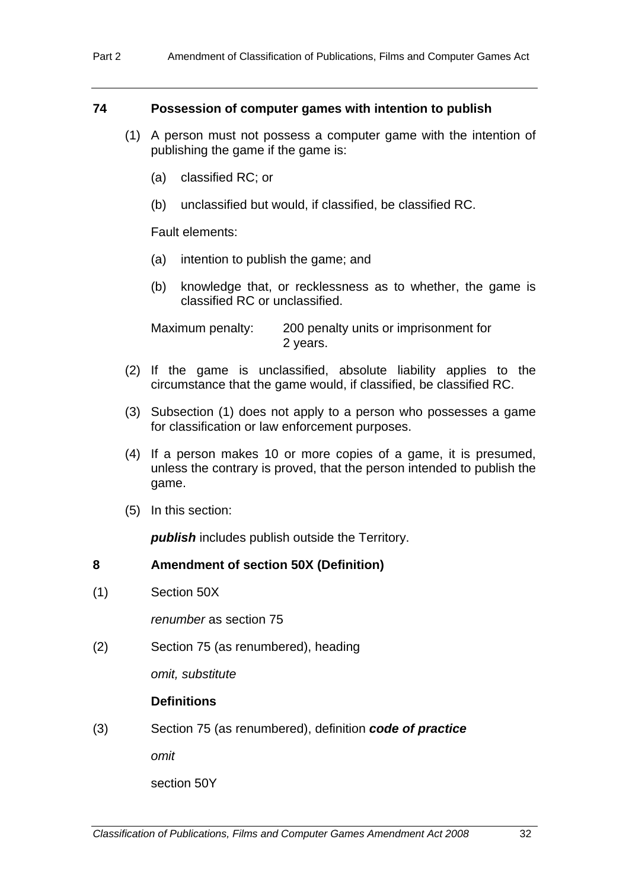### 74 Possession of computer games with intention to publish

(1) A person must not possess a computer game with the intention of publishing the game if the game is:

(a) classified RC; or

(b) unclassified but would, if classified, be classified RC.

Fault elements:

(a) intention to publish the game; and

(b) knowledge that, or recklessness as to whether, the game is classified RC or unclassified.

Maximum penalty: 200 penalty units or imprisonment for 2 years.

(2) If the game is unclassified, absolute liability applies to the circumstance that the game would, if classified, be classified RC.

(3) Subsection (1) does not apply to a person who possesses a game for classification or law enforcement purposes.

(4) If a person makes 10 or more copies of a game, it is presumed, unless the contrary is proved, that the person intended to publish the game.

(5) In this section:

***publish*** includes publish outside the Territory.

### 8 Amendment of section 50X (Definition)

(1) Section 50X

*renumber* as section 75

(2) Section 75 (as renumbered), heading

*omit, substitute*

**Definitions**

(3) Section 75 (as renumbered), definition ***code of practice***

*omit*

section 50Y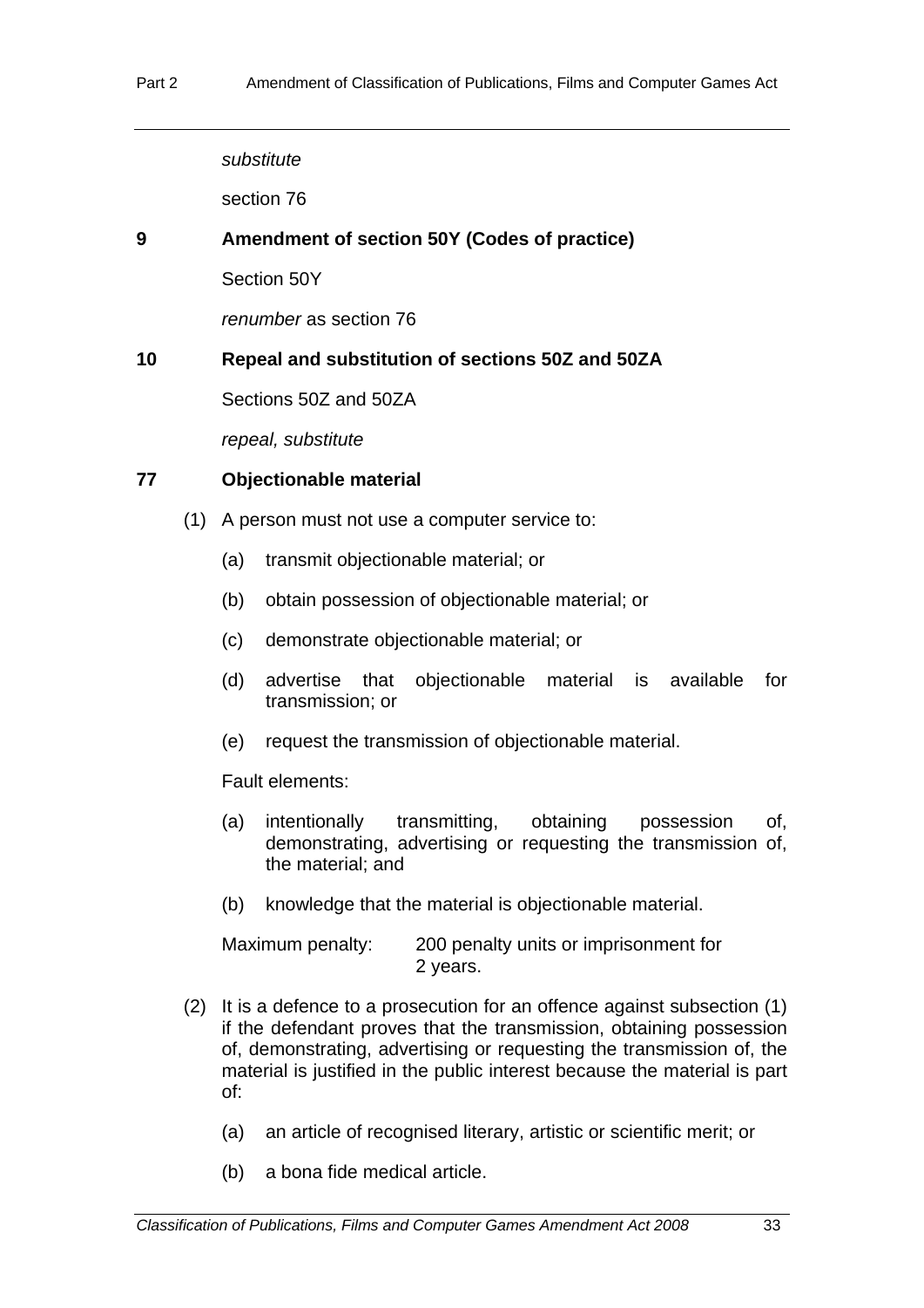*substitute*

section 76

### 9 Amendment of section 50Y (Codes of practice)

Section 50Y

*renumber* as section 76

### 10 Repeal and substitution of sections 50Z and 50ZA

Sections 50Z and 50ZA

*repeal, substitute*

### 77 Objectionable material

(1) A person must not use a computer service to:

(a) transmit objectionable material; or

(b) obtain possession of objectionable material; or

(c) demonstrate objectionable material; or

(d) advertise that objectionable material is available for transmission; or

(e) request the transmission of objectionable material.

Fault elements:

(a) intentionally transmitting, obtaining possession of, demonstrating, advertising or requesting the transmission of, the material; and

(b) knowledge that the material is objectionable material.

Maximum penalty: 200 penalty units or imprisonment for 2 years.

(2) It is a defence to a prosecution for an offence against subsection (1) if the defendant proves that the transmission, obtaining possession of, demonstrating, advertising or requesting the transmission of, the material is justified in the public interest because the material is part of:

(a) an article of recognised literary, artistic or scientific merit; or

(b) a bona fide medical article.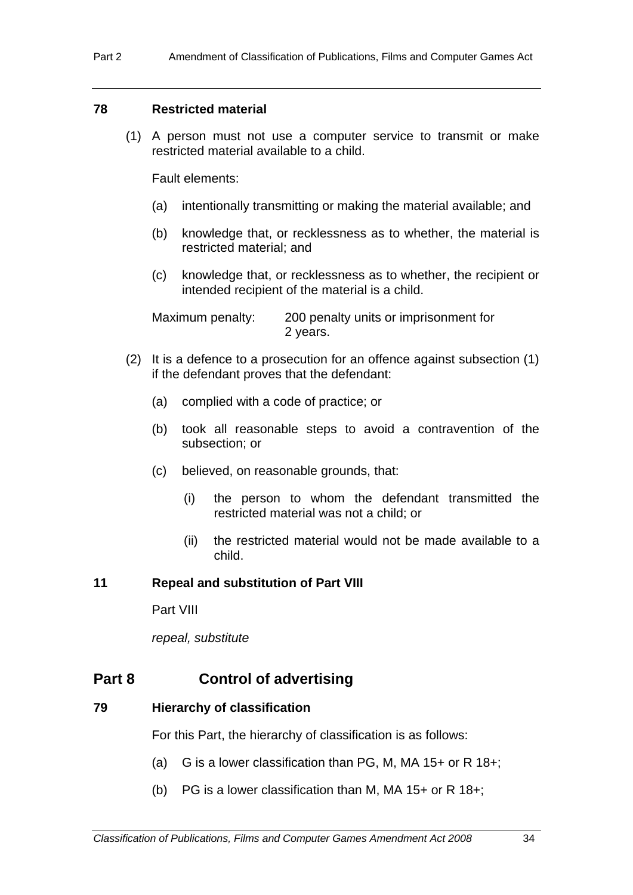**78 Restricted material**

(1) A person must not use a computer service to transmit or make restricted material available to a child.

Fault elements:

(a) intentionally transmitting or making the material available; and

(b) knowledge that, or recklessness as to whether, the material is restricted material; and

(c) knowledge that, or recklessness as to whether, the recipient or intended recipient of the material is a child.

Maximum penalty: 200 penalty units or imprisonment for 2 years.

(2) It is a defence to a prosecution for an offence against subsection (1) if the defendant proves that the defendant:

(a) complied with a code of practice; or

(b) took all reasonable steps to avoid a contravention of the subsection; or

(c) believed, on reasonable grounds, that:

(i) the person to whom the defendant transmitted the restricted material was not a child; or

(ii) the restricted material would not be made available to a child.

**11 Repeal and substitution of Part VIII**

Part VIII

*repeal, substitute*

## Part 8 Control of advertising

**79 Hierarchy of classification**

For this Part, the hierarchy of classification is as follows:

(a) G is a lower classification than PG, M, MA 15+ or R 18+;

(b) PG is a lower classification than M, MA 15+ or R 18+;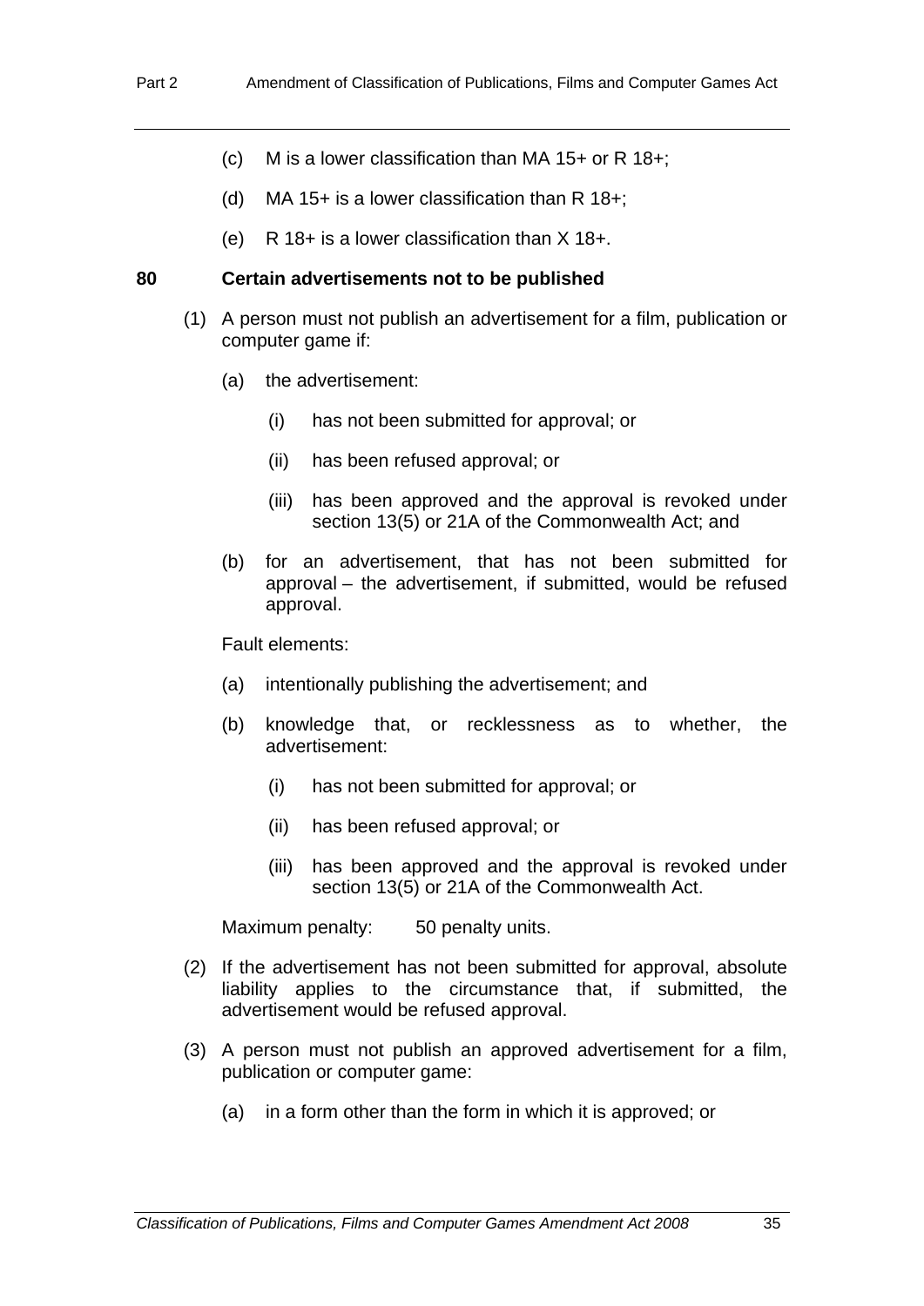(c) M is a lower classification than MA 15+ or R 18+;

(d) MA 15+ is a lower classification than R 18+;

(e) R 18+ is a lower classification than X 18+.

**80 Certain advertisements not to be published**

(1) A person must not publish an advertisement for a film, publication or computer game if:

(a) the advertisement:

(i) has not been submitted for approval; or

(ii) has been refused approval; or

(iii) has been approved and the approval is revoked under section 13(5) or 21A of the Commonwealth Act; and

(b) for an advertisement, that has not been submitted for approval – the advertisement, if submitted, would be refused approval.

Fault elements:

(a) intentionally publishing the advertisement; and

(b) knowledge that, or recklessness as to whether, the advertisement:

(i) has not been submitted for approval; or

(ii) has been refused approval; or

(iii) has been approved and the approval is revoked under section 13(5) or 21A of the Commonwealth Act.

Maximum penalty: 50 penalty units.

(2) If the advertisement has not been submitted for approval, absolute liability applies to the circumstance that, if submitted, the advertisement would be refused approval.

(3) A person must not publish an approved advertisement for a film, publication or computer game:

(a) in a form other than the form in which it is approved; or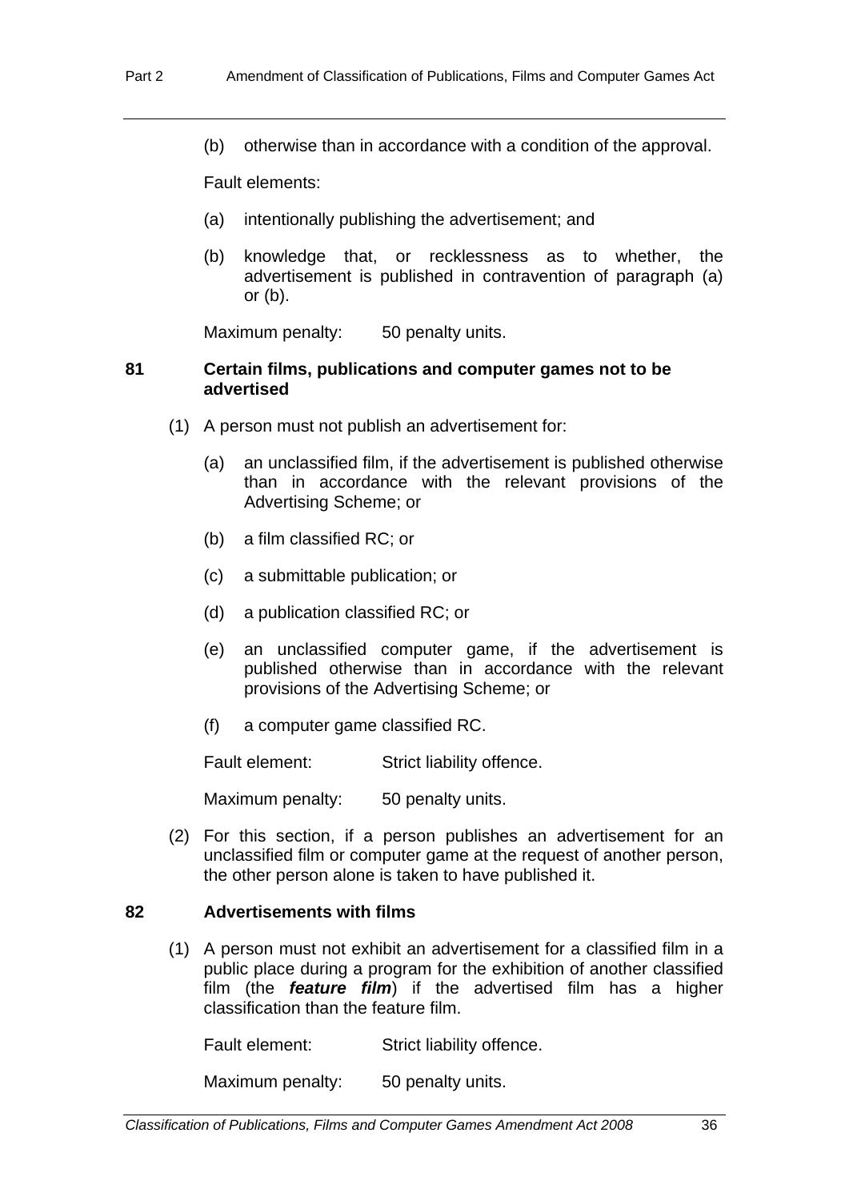(b) otherwise than in accordance with a condition of the approval.

Fault elements:

(a) intentionally publishing the advertisement; and

(b) knowledge that, or recklessness as to whether, the advertisement is published in contravention of paragraph (a) or (b).

Maximum penalty: 50 penalty units.

### 81 Certain films, publications and computer games not to be advertised

(1) A person must not publish an advertisement for:

(a) an unclassified film, if the advertisement is published otherwise than in accordance with the relevant provisions of the Advertising Scheme; or

(b) a film classified RC; or

(c) a submittable publication; or

(d) a publication classified RC; or

(e) an unclassified computer game, if the advertisement is published otherwise than in accordance with the relevant provisions of the Advertising Scheme; or

(f) a computer game classified RC.

Fault element: Strict liability offence.

Maximum penalty: 50 penalty units.

(2) For this section, if a person publishes an advertisement for an unclassified film or computer game at the request of another person, the other person alone is taken to have published it.

### 82 Advertisements with films

(1) A person must not exhibit an advertisement for a classified film in a public place during a program for the exhibition of another classified film (the ***feature film***) if the advertised film has a higher classification than the feature film.

Fault element: Strict liability offence.

Maximum penalty: 50 penalty units.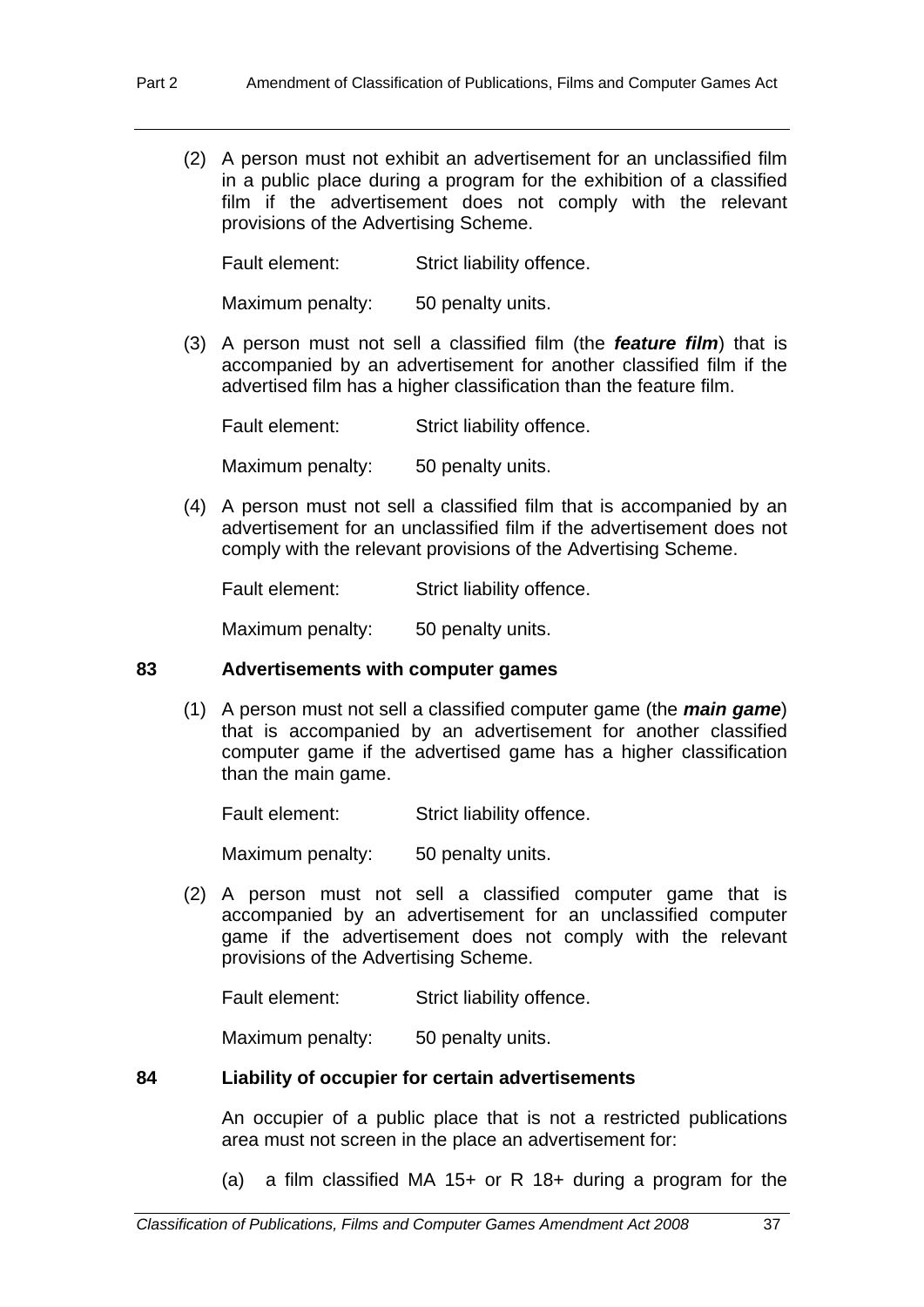(2) A person must not exhibit an advertisement for an unclassified film in a public place during a program for the exhibition of a classified film if the advertisement does not comply with the relevant provisions of the Advertising Scheme.

Fault element: Strict liability offence.

Maximum penalty: 50 penalty units.

(3) A person must not sell a classified film (the ***feature film***) that is accompanied by an advertisement for another classified film if the advertised film has a higher classification than the feature film.

Fault element: Strict liability offence.

Maximum penalty: 50 penalty units.

(4) A person must not sell a classified film that is accompanied by an advertisement for an unclassified film if the advertisement does not comply with the relevant provisions of the Advertising Scheme.

Fault element: Strict liability offence.

Maximum penalty: 50 penalty units.

### 83 Advertisements with computer games

(1) A person must not sell a classified computer game (the ***main game***) that is accompanied by an advertisement for another classified computer game if the advertised game has a higher classification than the main game.

Fault element: Strict liability offence.

Maximum penalty: 50 penalty units.

(2) A person must not sell a classified computer game that is accompanied by an advertisement for an unclassified computer game if the advertisement does not comply with the relevant provisions of the Advertising Scheme.

Fault element: Strict liability offence.

Maximum penalty: 50 penalty units.

### 84 Liability of occupier for certain advertisements

An occupier of a public place that is not a restricted publications area must not screen in the place an advertisement for:

(a) a film classified MA 15+ or R 18+ during a program for the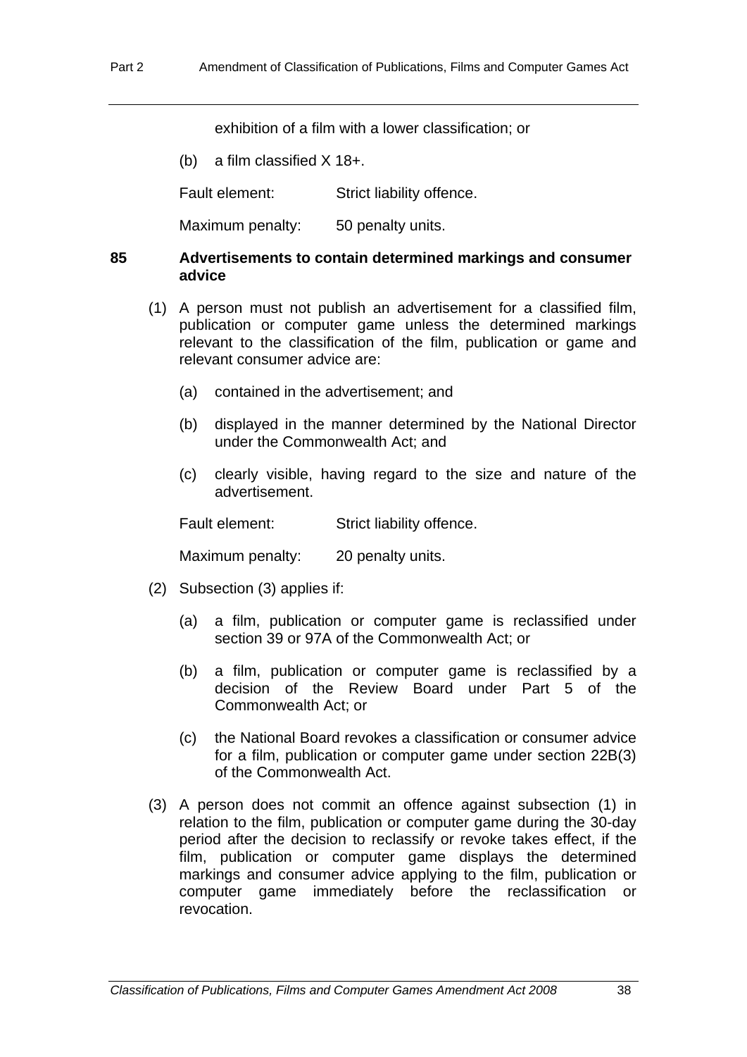exhibition of a film with a lower classification; or

(b) a film classified X 18+.

Fault element: Strict liability offence.

Maximum penalty: 50 penalty units.

**85 Advertisements to contain determined markings and consumer advice**

(1) A person must not publish an advertisement for a classified film, publication or computer game unless the determined markings relevant to the classification of the film, publication or game and relevant consumer advice are:

(a) contained in the advertisement; and

(b) displayed in the manner determined by the National Director under the Commonwealth Act; and

(c) clearly visible, having regard to the size and nature of the advertisement.

Fault element: Strict liability offence.

Maximum penalty: 20 penalty units.

(2) Subsection (3) applies if:

(a) a film, publication or computer game is reclassified under section 39 or 97A of the Commonwealth Act; or

(b) a film, publication or computer game is reclassified by a decision of the Review Board under Part 5 of the Commonwealth Act; or

(c) the National Board revokes a classification or consumer advice for a film, publication or computer game under section 22B(3) of the Commonwealth Act.

(3) A person does not commit an offence against subsection (1) in relation to the film, publication or computer game during the 30-day period after the decision to reclassify or revoke takes effect, if the film, publication or computer game displays the determined markings and consumer advice applying to the film, publication or computer game immediately before the reclassification or revocation.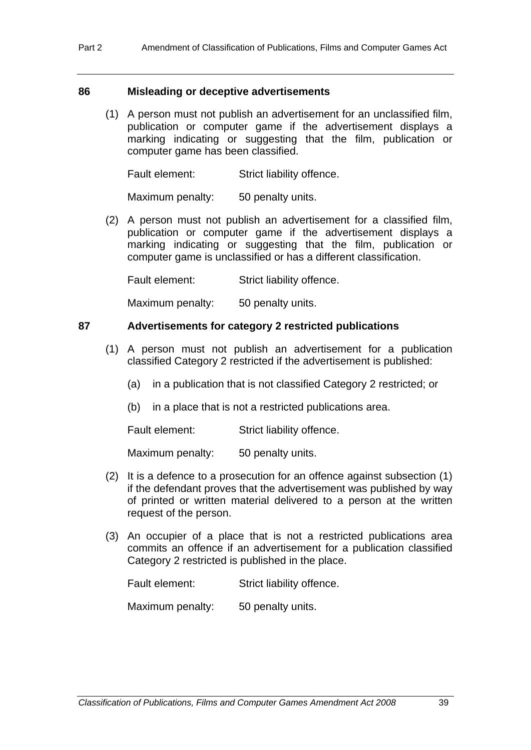### 86 Misleading or deceptive advertisements

(1) A person must not publish an advertisement for an unclassified film, publication or computer game if the advertisement displays a marking indicating or suggesting that the film, publication or computer game has been classified.

Fault element: Strict liability offence.

Maximum penalty: 50 penalty units.

(2) A person must not publish an advertisement for a classified film, publication or computer game if the advertisement displays a marking indicating or suggesting that the film, publication or computer game is unclassified or has a different classification.

Fault element: Strict liability offence.

Maximum penalty: 50 penalty units.

### 87 Advertisements for category 2 restricted publications

(1) A person must not publish an advertisement for a publication classified Category 2 restricted if the advertisement is published:

(a) in a publication that is not classified Category 2 restricted; or

(b) in a place that is not a restricted publications area.

Fault element: Strict liability offence.

Maximum penalty: 50 penalty units.

(2) It is a defence to a prosecution for an offence against subsection (1) if the defendant proves that the advertisement was published by way of printed or written material delivered to a person at the written request of the person.

(3) An occupier of a place that is not a restricted publications area commits an offence if an advertisement for a publication classified Category 2 restricted is published in the place.

Fault element: Strict liability offence.

Maximum penalty: 50 penalty units.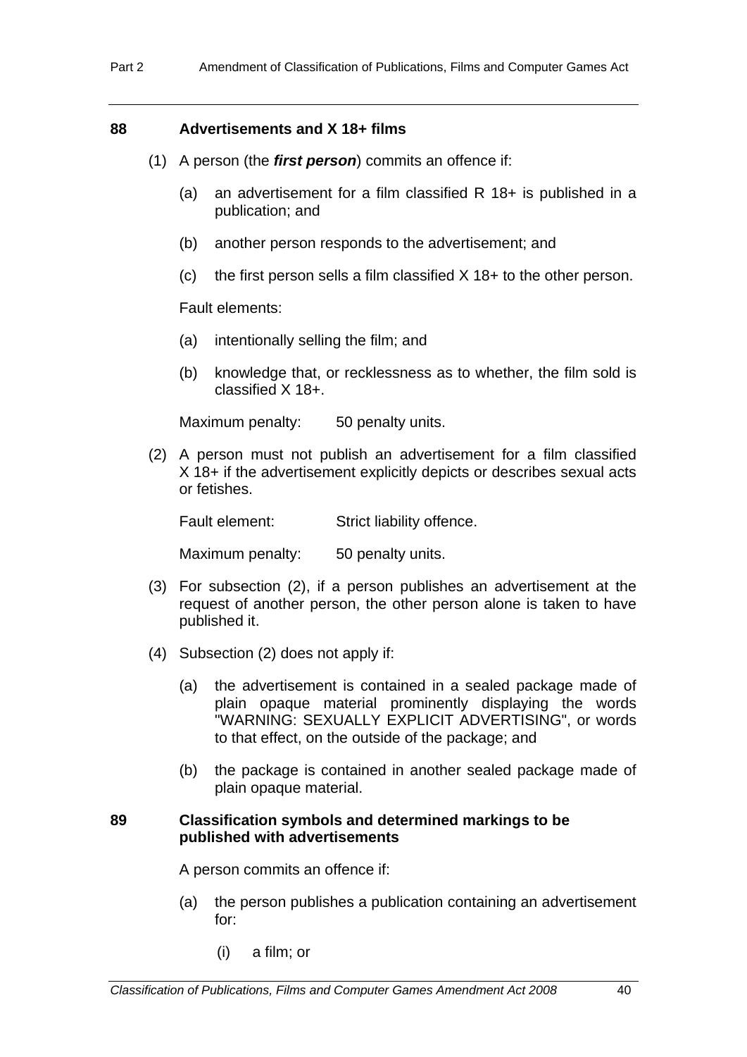### 88 Advertisements and X 18+ films

(1) A person (the ***first person***) commits an offence if:

(a) an advertisement for a film classified R 18+ is published in a publication; and

(b) another person responds to the advertisement; and

(c) the first person sells a film classified X 18+ to the other person.

Fault elements:

(a) intentionally selling the film; and

(b) knowledge that, or recklessness as to whether, the film sold is classified X 18+.

Maximum penalty: 50 penalty units.

(2) A person must not publish an advertisement for a film classified X 18+ if the advertisement explicitly depicts or describes sexual acts or fetishes.

Fault element: Strict liability offence.

Maximum penalty: 50 penalty units.

(3) For subsection (2), if a person publishes an advertisement at the request of another person, the other person alone is taken to have published it.

(4) Subsection (2) does not apply if:

(a) the advertisement is contained in a sealed package made of plain opaque material prominently displaying the words "WARNING: SEXUALLY EXPLICIT ADVERTISING", or words to that effect, on the outside of the package; and

(b) the package is contained in another sealed package made of plain opaque material.

### 89 Classification symbols and determined markings to be published with advertisements

A person commits an offence if:

(a) the person publishes a publication containing an advertisement for:

(i) a film; or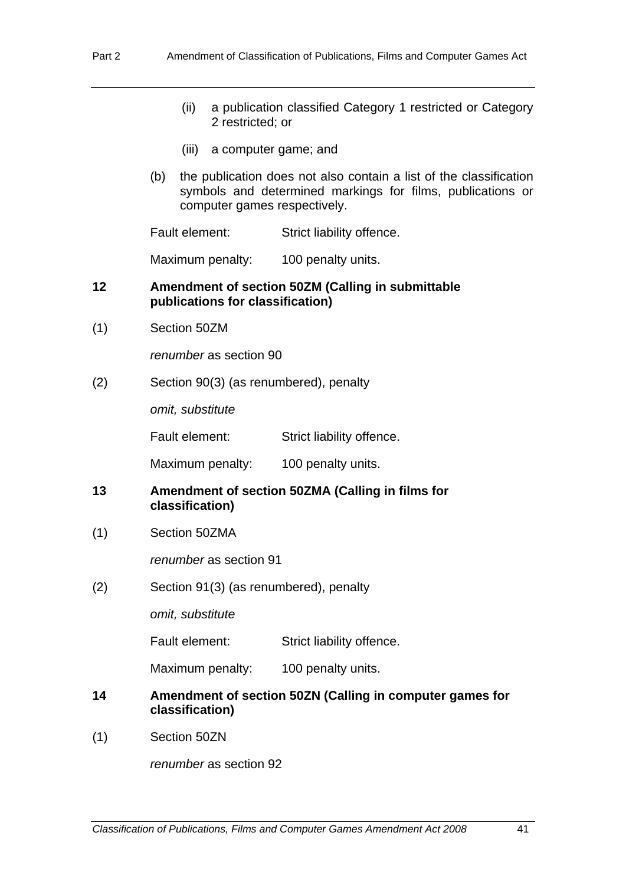(ii) a publication classified Category 1 restricted or Category 2 restricted; or

(iii) a computer game; and

(b) the publication does not also contain a list of the classification symbols and determined markings for films, publications or computer games respectively.

Fault element: Strict liability offence.

Maximum penalty: 100 penalty units.

**12 Amendment of section 50ZM (Calling in submittable publications for classification)**

(1) Section 50ZM

*renumber* as section 90

(2) Section 90(3) (as renumbered), penalty

*omit, substitute*

Fault element: Strict liability offence.

Maximum penalty: 100 penalty units.

**13 Amendment of section 50ZMA (Calling in films for classification)**

(1) Section 50ZMA

*renumber* as section 91

(2) Section 91(3) (as renumbered), penalty

*omit, substitute*

Fault element: Strict liability offence.

Maximum penalty: 100 penalty units.

**14 Amendment of section 50ZN (Calling in computer games for classification)**

(1) Section 50ZN

*renumber* as section 92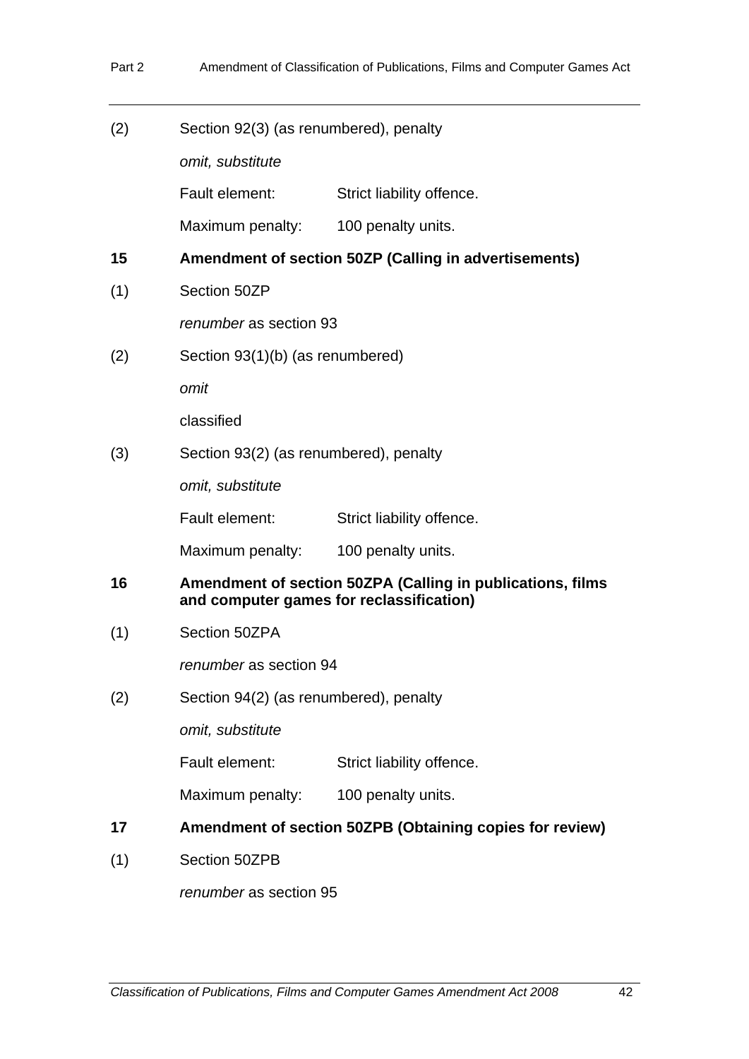(2) Section 92(3) (as renumbered), penalty

*omit, substitute*

Fault element: Strict liability offence.

Maximum penalty: 100 penalty units.

**15 Amendment of section 50ZP (Calling in advertisements)**

(1) Section 50ZP

*renumber* as section 93

(2) Section 93(1)(b) (as renumbered)

*omit*

classified

(3) Section 93(2) (as renumbered), penalty

*omit, substitute*

Fault element: Strict liability offence.

Maximum penalty: 100 penalty units.

**16 Amendment of section 50ZPA (Calling in publications, films and computer games for reclassification)**

(1) Section 50ZPA

*renumber* as section 94

(2) Section 94(2) (as renumbered), penalty

*omit, substitute*

Fault element: Strict liability offence.

Maximum penalty: 100 penalty units.

**17 Amendment of section 50ZPB (Obtaining copies for review)**

(1) Section 50ZPB

*renumber* as section 95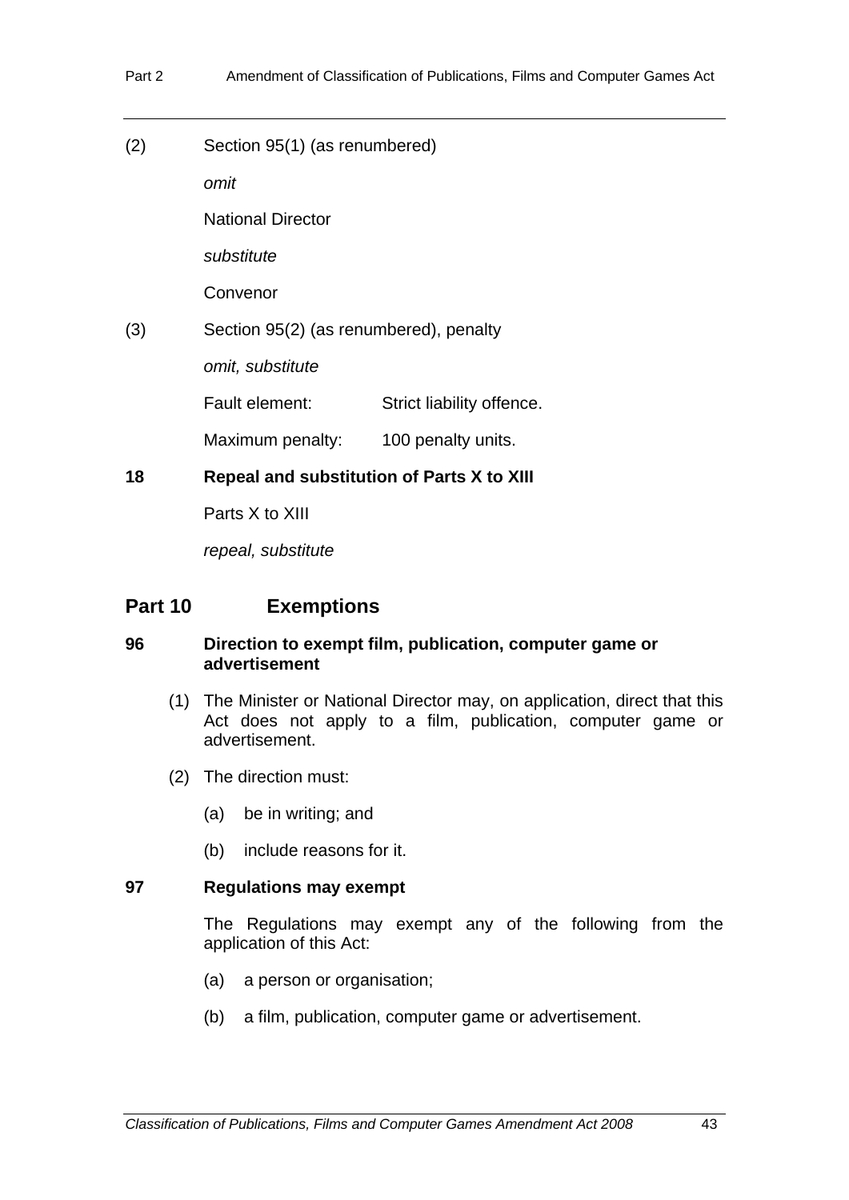(2) Section 95(1) (as renumbered)

*omit*

National Director

*substitute*

Convenor

(3) Section 95(2) (as renumbered), penalty

*omit, substitute*

Fault element: Strict liability offence.

Maximum penalty: 100 penalty units.

**18 Repeal and substitution of Parts X to XIII**

Parts X to XIII

*repeal, substitute*

## Part 10 Exemptions

### 96 Direction to exempt film, publication, computer game or advertisement

(1) The Minister or National Director may, on application, direct that this Act does not apply to a film, publication, computer game or advertisement.

(2) The direction must:

(a) be in writing; and

(b) include reasons for it.

### 97 Regulations may exempt

The Regulations may exempt any of the following from the application of this Act:

(a) a person or organisation;

(b) a film, publication, computer game or advertisement.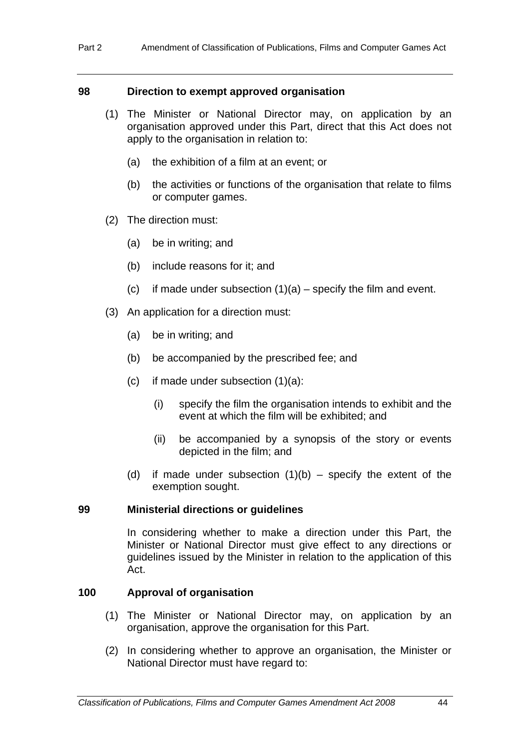### 98 Direction to exempt approved organisation

(1) The Minister or National Director may, on application by an organisation approved under this Part, direct that this Act does not apply to the organisation in relation to:

(a) the exhibition of a film at an event; or

(b) the activities or functions of the organisation that relate to films or computer games.

(2) The direction must:

(a) be in writing; and

(b) include reasons for it; and

(c) if made under subsection (1)(a) – specify the film and event.

(3) An application for a direction must:

(a) be in writing; and

(b) be accompanied by the prescribed fee; and

(c) if made under subsection (1)(a):

(i) specify the film the organisation intends to exhibit and the event at which the film will be exhibited; and

(ii) be accompanied by a synopsis of the story or events depicted in the film; and

(d) if made under subsection (1)(b) – specify the extent of the exemption sought.

### 99 Ministerial directions or guidelines

In considering whether to make a direction under this Part, the Minister or National Director must give effect to any directions or guidelines issued by the Minister in relation to the application of this Act.

### 100 Approval of organisation

(1) The Minister or National Director may, on application by an organisation, approve the organisation for this Part.

(2) In considering whether to approve an organisation, the Minister or National Director must have regard to: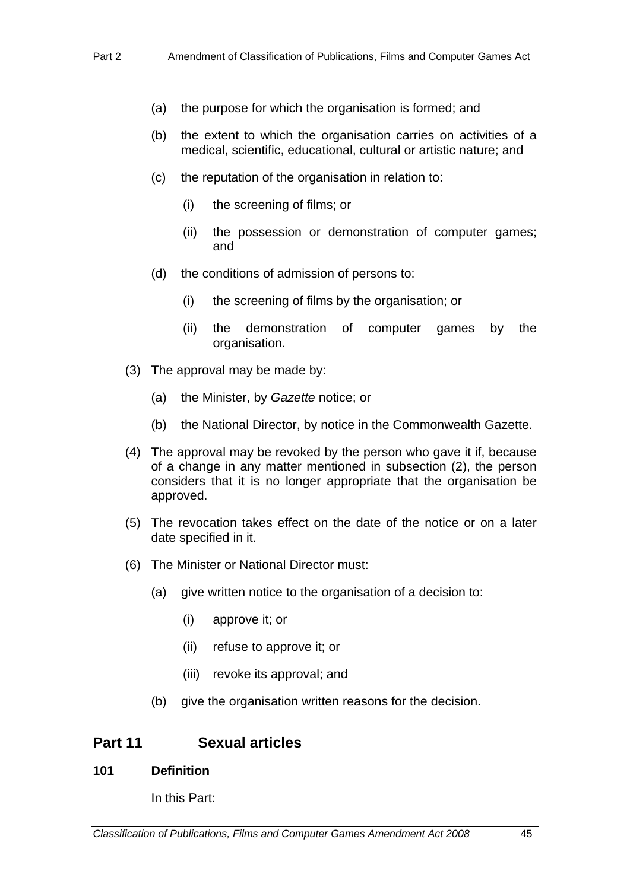(a) the purpose for which the organisation is formed; and

(b) the extent to which the organisation carries on activities of a medical, scientific, educational, cultural or artistic nature; and

(c) the reputation of the organisation in relation to:

(i) the screening of films; or

(ii) the possession or demonstration of computer games; and

(d) the conditions of admission of persons to:

(i) the screening of films by the organisation; or

(ii) the demonstration of computer games by the organisation.

(3) The approval may be made by:

(a) the Minister, by *Gazette* notice; or

(b) the National Director, by notice in the Commonwealth Gazette.

(4) The approval may be revoked by the person who gave it if, because of a change in any matter mentioned in subsection (2), the person considers that it is no longer appropriate that the organisation be approved.

(5) The revocation takes effect on the date of the notice or on a later date specified in it.

(6) The Minister or National Director must:

(a) give written notice to the organisation of a decision to:

(i) approve it; or

(ii) refuse to approve it; or

(iii) revoke its approval; and

(b) give the organisation written reasons for the decision.

## Part 11 Sexual articles

### 101 Definition

In this Part: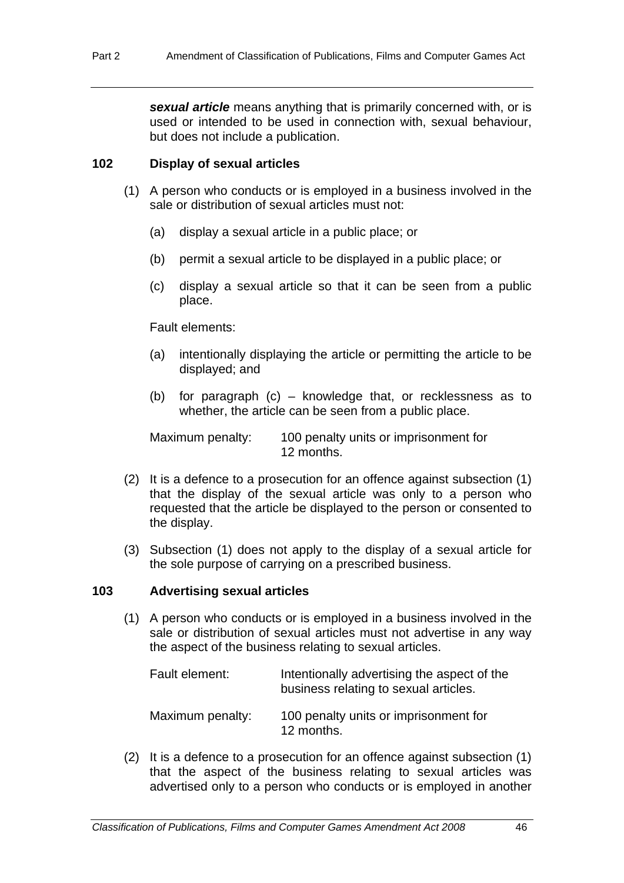***sexual article*** means anything that is primarily concerned with, or is used or intended to be used in connection with, sexual behaviour, but does not include a publication.

### 102 Display of sexual articles

(1) A person who conducts or is employed in a business involved in the sale or distribution of sexual articles must not:

(a) display a sexual article in a public place; or

(b) permit a sexual article to be displayed in a public place; or

(c) display a sexual article so that it can be seen from a public place.

Fault elements:

(a) intentionally displaying the article or permitting the article to be displayed; and

(b) for paragraph (c) – knowledge that, or recklessness as to whether, the article can be seen from a public place.

Maximum penalty: 100 penalty units or imprisonment for 12 months.

(2) It is a defence to a prosecution for an offence against subsection (1) that the display of the sexual article was only to a person who requested that the article be displayed to the person or consented to the display.

(3) Subsection (1) does not apply to the display of a sexual article for the sole purpose of carrying on a prescribed business.

### 103 Advertising sexual articles

(1) A person who conducts or is employed in a business involved in the sale or distribution of sexual articles must not advertise in any way the aspect of the business relating to sexual articles.

Fault element: Intentionally advertising the aspect of the business relating to sexual articles.

Maximum penalty: 100 penalty units or imprisonment for 12 months.

(2) It is a defence to a prosecution for an offence against subsection (1) that the aspect of the business relating to sexual articles was advertised only to a person who conducts or is employed in another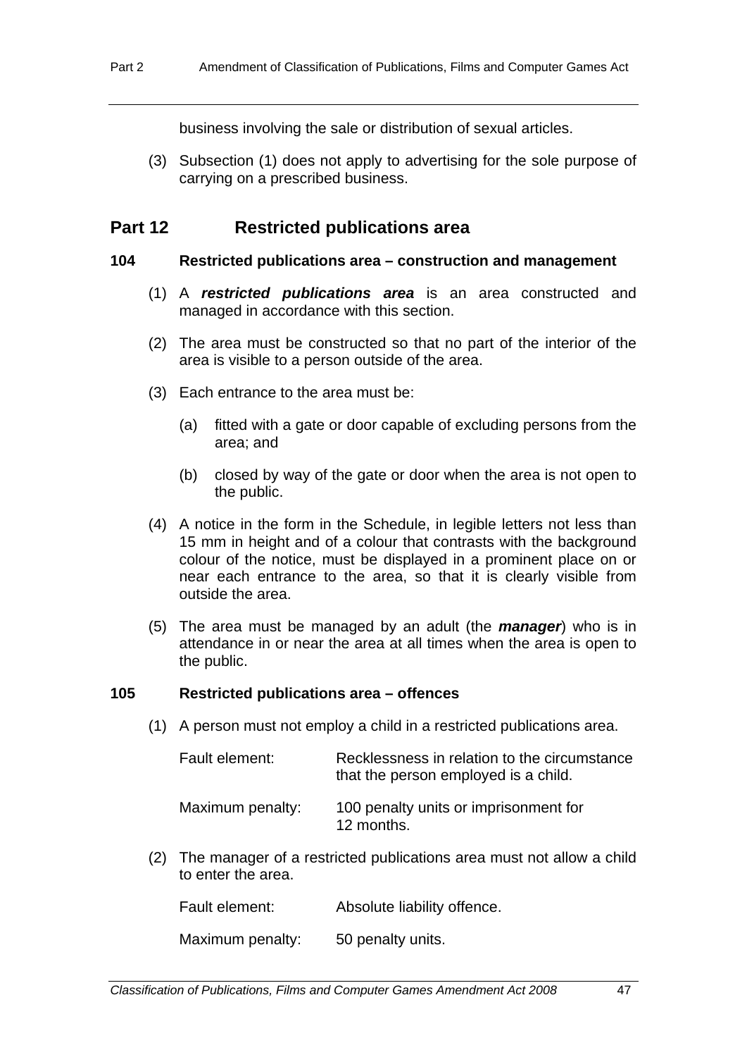business involving the sale or distribution of sexual articles.

(3) Subsection (1) does not apply to advertising for the sole purpose of carrying on a prescribed business.

## Part 12 Restricted publications area

### 104 Restricted publications area – construction and management

(1) A ***restricted publications area*** is an area constructed and managed in accordance with this section.

(2) The area must be constructed so that no part of the interior of the area is visible to a person outside of the area.

(3) Each entrance to the area must be:

(a) fitted with a gate or door capable of excluding persons from the area; and

(b) closed by way of the gate or door when the area is not open to the public.

(4) A notice in the form in the Schedule, in legible letters not less than 15 mm in height and of a colour that contrasts with the background colour of the notice, must be displayed in a prominent place on or near each entrance to the area, so that it is clearly visible from outside the area.

(5) The area must be managed by an adult (the ***manager***) who is in attendance in or near the area at all times when the area is open to the public.

### 105 Restricted publications area – offences

(1) A person must not employ a child in a restricted publications area.

Fault element: Recklessness in relation to the circumstance that the person employed is a child.

Maximum penalty: 100 penalty units or imprisonment for 12 months.

(2) The manager of a restricted publications area must not allow a child to enter the area.

Fault element: Absolute liability offence.

Maximum penalty: 50 penalty units.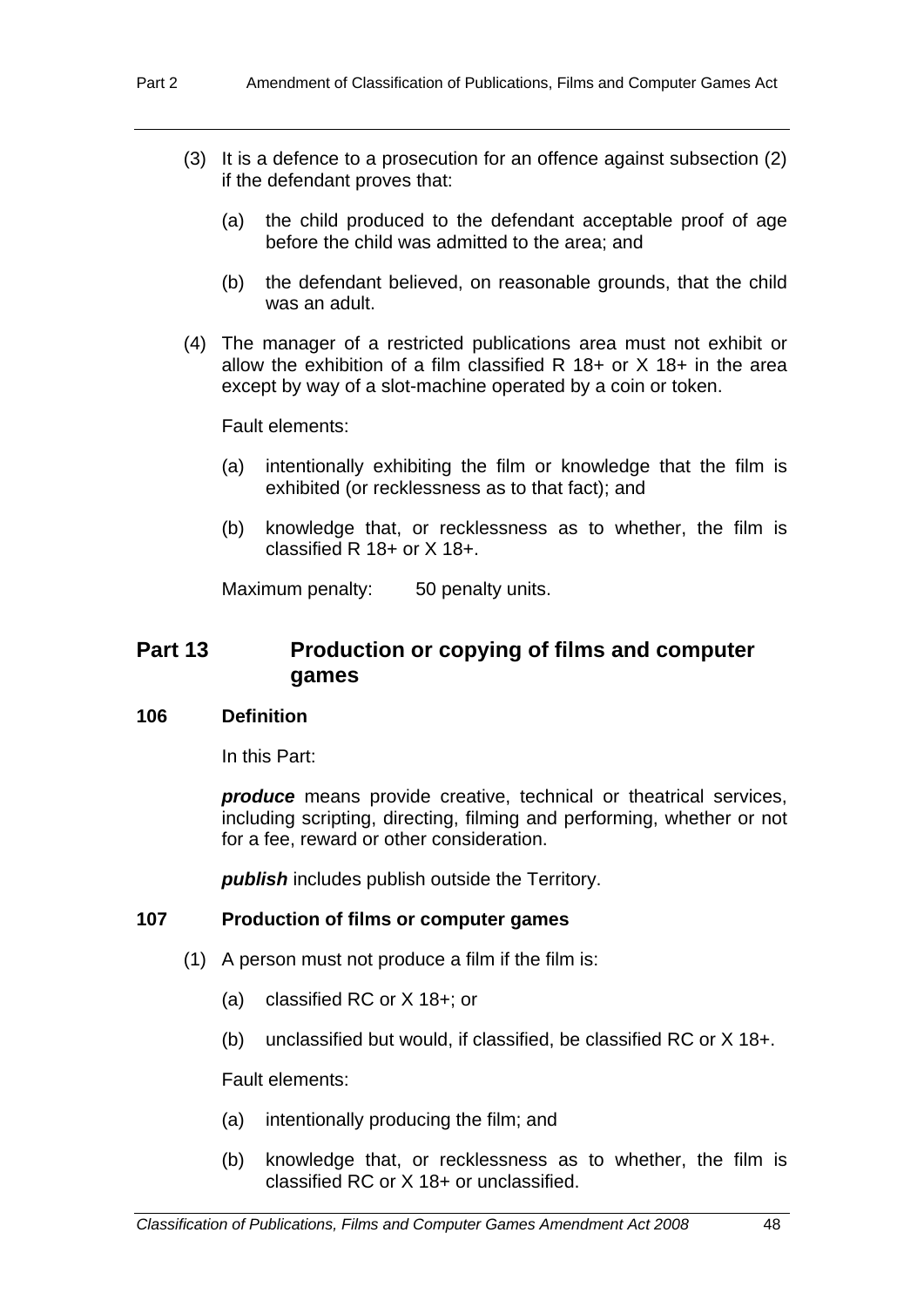(3) It is a defence to a prosecution for an offence against subsection (2) if the defendant proves that:

(a) the child produced to the defendant acceptable proof of age before the child was admitted to the area; and

(b) the defendant believed, on reasonable grounds, that the child was an adult.

(4) The manager of a restricted publications area must not exhibit or allow the exhibition of a film classified R 18+ or X 18+ in the area except by way of a slot-machine operated by a coin or token.

Fault elements:

(a) intentionally exhibiting the film or knowledge that the film is exhibited (or recklessness as to that fact); and

(b) knowledge that, or recklessness as to whether, the film is classified R 18+ or X 18+.

Maximum penalty: 50 penalty units.

## Part 13 Production or copying of films and computer games

### 106 Definition

In this Part:

***produce*** means provide creative, technical or theatrical services, including scripting, directing, filming and performing, whether or not for a fee, reward or other consideration.

***publish*** includes publish outside the Territory.

### 107 Production of films or computer games

(1) A person must not produce a film if the film is:

(a) classified RC or X 18+; or

(b) unclassified but would, if classified, be classified RC or X 18+.

Fault elements:

(a) intentionally producing the film; and

(b) knowledge that, or recklessness as to whether, the film is classified RC or X 18+ or unclassified.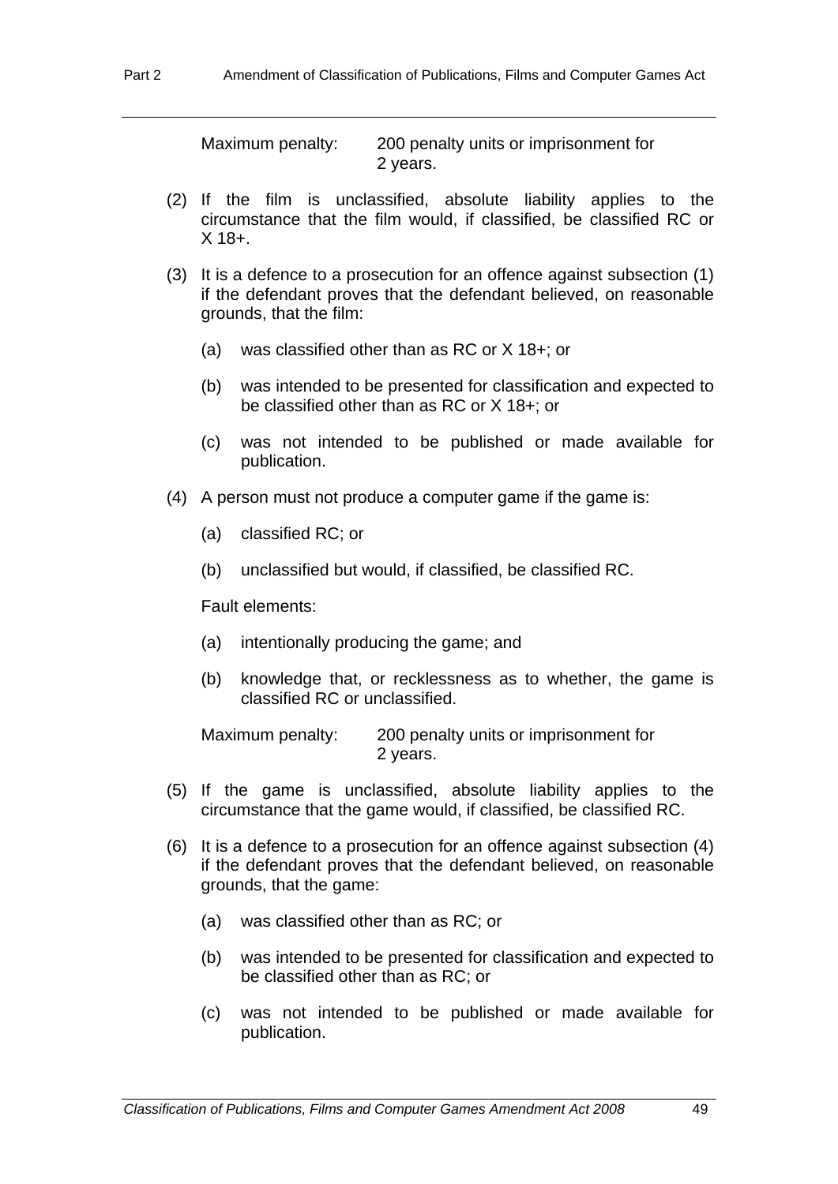Maximum penalty: 200 penalty units or imprisonment for 2 years.

(2) If the film is unclassified, absolute liability applies to the circumstance that the film would, if classified, be classified RC or X 18+.

(3) It is a defence to a prosecution for an offence against subsection (1) if the defendant proves that the defendant believed, on reasonable grounds, that the film:

(a) was classified other than as RC or X 18+; or

(b) was intended to be presented for classification and expected to be classified other than as RC or X 18+; or

(c) was not intended to be published or made available for publication.

(4) A person must not produce a computer game if the game is:

(a) classified RC; or

(b) unclassified but would, if classified, be classified RC.

Fault elements:

(a) intentionally producing the game; and

(b) knowledge that, or recklessness as to whether, the game is classified RC or unclassified.

Maximum penalty: 200 penalty units or imprisonment for 2 years.

(5) If the game is unclassified, absolute liability applies to the circumstance that the game would, if classified, be classified RC.

(6) It is a defence to a prosecution for an offence against subsection (4) if the defendant proves that the defendant believed, on reasonable grounds, that the game:

(a) was classified other than as RC; or

(b) was intended to be presented for classification and expected to be classified other than as RC; or

(c) was not intended to be published or made available for publication.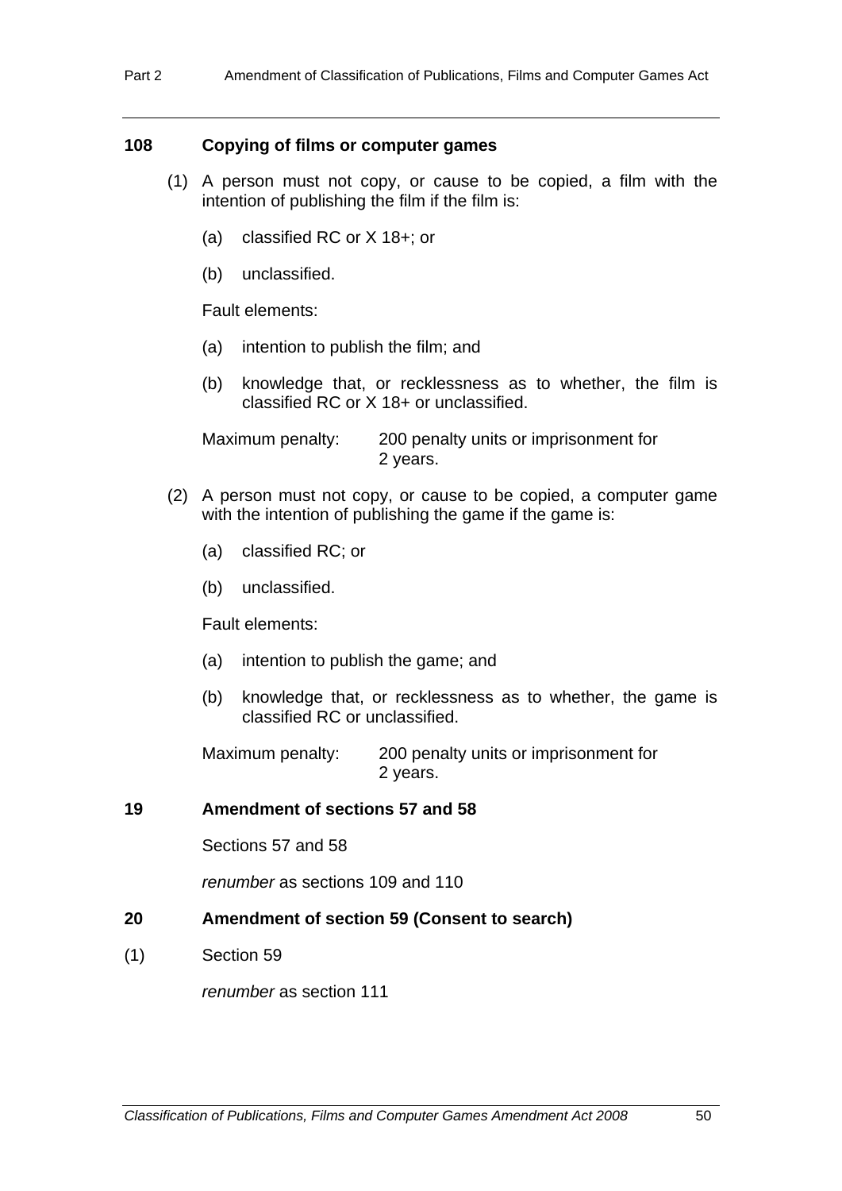### 108 Copying of films or computer games

(1) A person must not copy, or cause to be copied, a film with the intention of publishing the film if the film is:

(a) classified RC or X 18+; or

(b) unclassified.

Fault elements:

(a) intention to publish the film; and

(b) knowledge that, or recklessness as to whether, the film is classified RC or X 18+ or unclassified.

Maximum penalty: 200 penalty units or imprisonment for 2 years.

(2) A person must not copy, or cause to be copied, a computer game with the intention of publishing the game if the game is:

(a) classified RC; or

(b) unclassified.

Fault elements:

(a) intention to publish the game; and

(b) knowledge that, or recklessness as to whether, the game is classified RC or unclassified.

Maximum penalty: 200 penalty units or imprisonment for 2 years.

### 19 Amendment of sections 57 and 58

Sections 57 and 58

*renumber* as sections 109 and 110

### 20 Amendment of section 59 (Consent to search)

(1) Section 59

*renumber* as section 111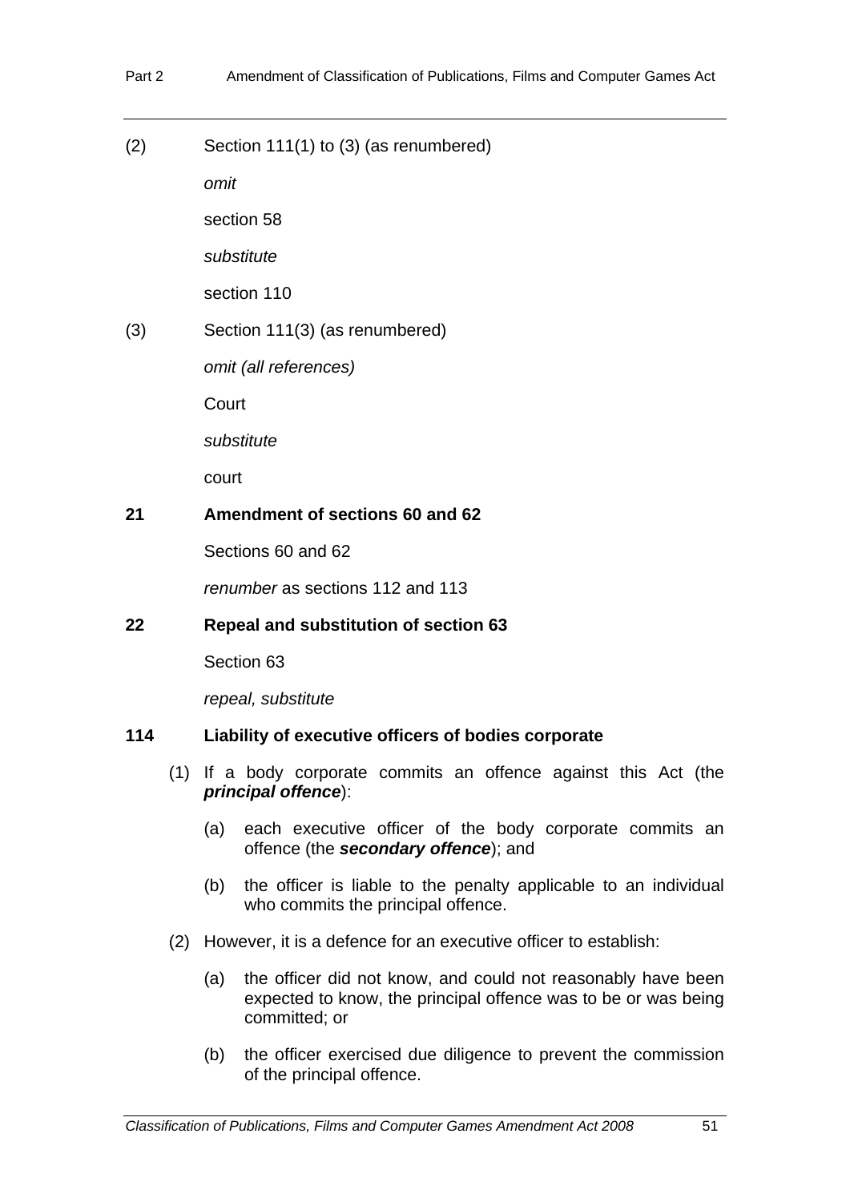(2) Section 111(1) to (3) (as renumbered)

*omit*

section 58

*substitute*

section 110

(3) Section 111(3) (as renumbered)

*omit (all references)*

Court

*substitute*

court

### 21 Amendment of sections 60 and 62

Sections 60 and 62

*renumber* as sections 112 and 113

### 22 Repeal and substitution of section 63

Section 63

*repeal, substitute*

### 114 Liability of executive officers of bodies corporate

(1) If a body corporate commits an offence against this Act (the ***principal offence***):

(a) each executive officer of the body corporate commits an offence (the ***secondary offence***); and

(b) the officer is liable to the penalty applicable to an individual who commits the principal offence.

(2) However, it is a defence for an executive officer to establish:

(a) the officer did not know, and could not reasonably have been expected to know, the principal offence was to be or was being committed; or

(b) the officer exercised due diligence to prevent the commission of the principal offence.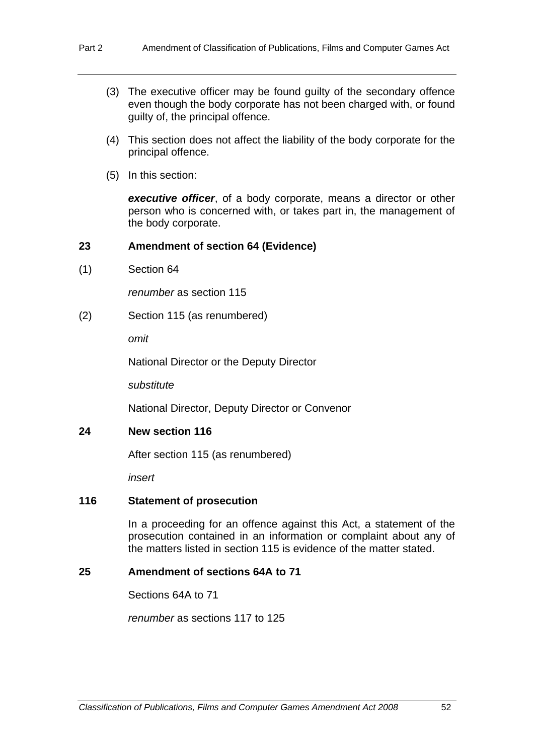(3) The executive officer may be found guilty of the secondary offence even though the body corporate has not been charged with, or found guilty of, the principal offence.

(4) This section does not affect the liability of the body corporate for the principal offence.

(5) In this section:

***executive officer***, of a body corporate, means a director or other person who is concerned with, or takes part in, the management of the body corporate.

**23 Amendment of section 64 (Evidence)**

(1) Section 64

*renumber* as section 115

(2) Section 115 (as renumbered)

*omit*

National Director or the Deputy Director

*substitute*

National Director, Deputy Director or Convenor

**24 New section 116**

After section 115 (as renumbered)

*insert*

**116 Statement of prosecution**

In a proceeding for an offence against this Act, a statement of the prosecution contained in an information or complaint about any of the matters listed in section 115 is evidence of the matter stated.

**25 Amendment of sections 64A to 71**

Sections 64A to 71

*renumber* as sections 117 to 125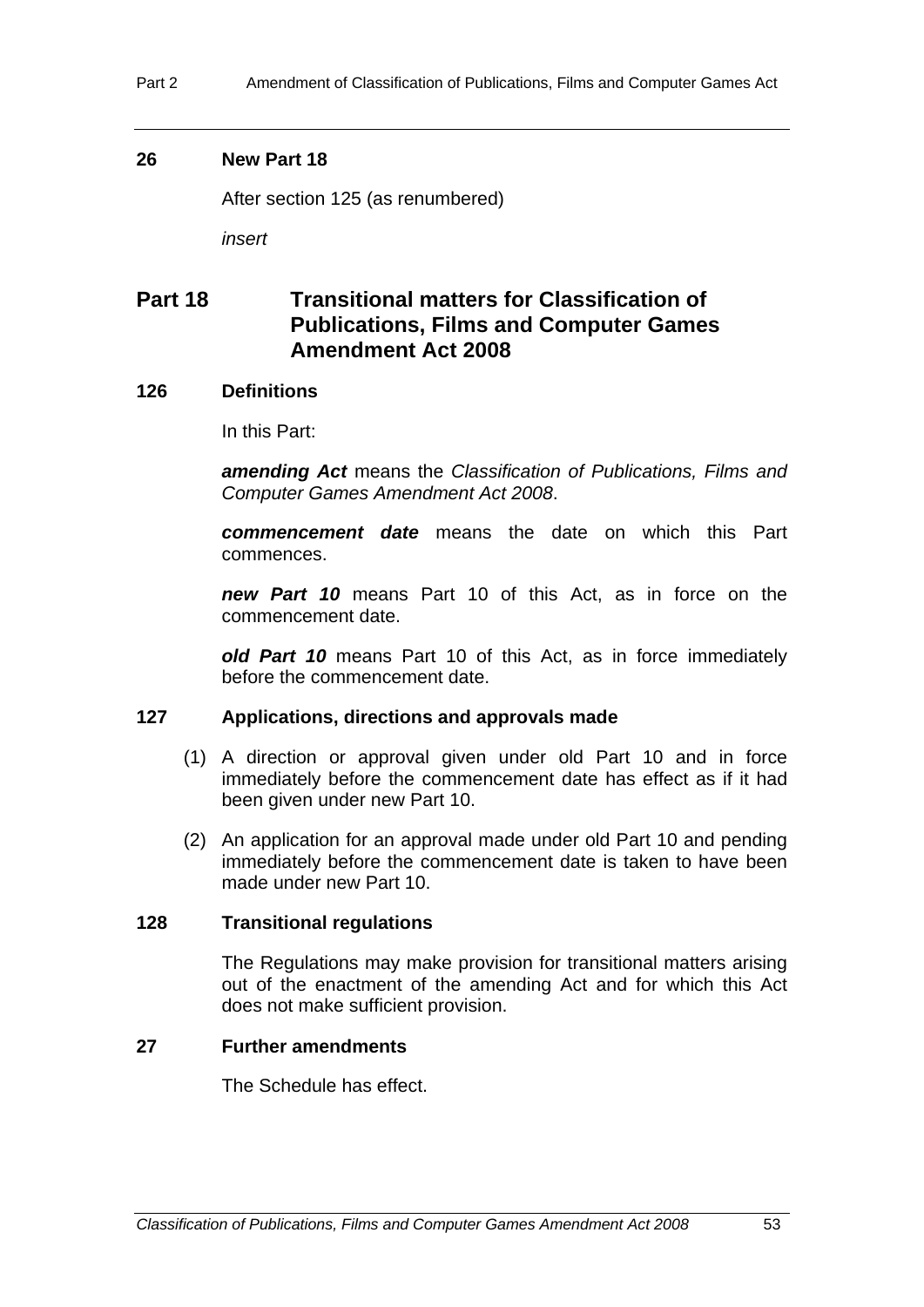### 26 New Part 18

After section 125 (as renumbered)

*insert*

## Part 18 Transitional matters for Classification of Publications, Films and Computer Games Amendment Act 2008

### 126 Definitions

In this Part:

***amending Act*** means the *Classification of Publications, Films and Computer Games Amendment Act 2008*.

***commencement date*** means the date on which this Part commences.

***new Part 10*** means Part 10 of this Act, as in force on the commencement date.

***old Part 10*** means Part 10 of this Act, as in force immediately before the commencement date.

### 127 Applications, directions and approvals made

(1) A direction or approval given under old Part 10 and in force immediately before the commencement date has effect as if it had been given under new Part 10.

(2) An application for an approval made under old Part 10 and pending immediately before the commencement date is taken to have been made under new Part 10.

### 128 Transitional regulations

The Regulations may make provision for transitional matters arising out of the enactment of the amending Act and for which this Act does not make sufficient provision.

### 27 Further amendments

The Schedule has effect.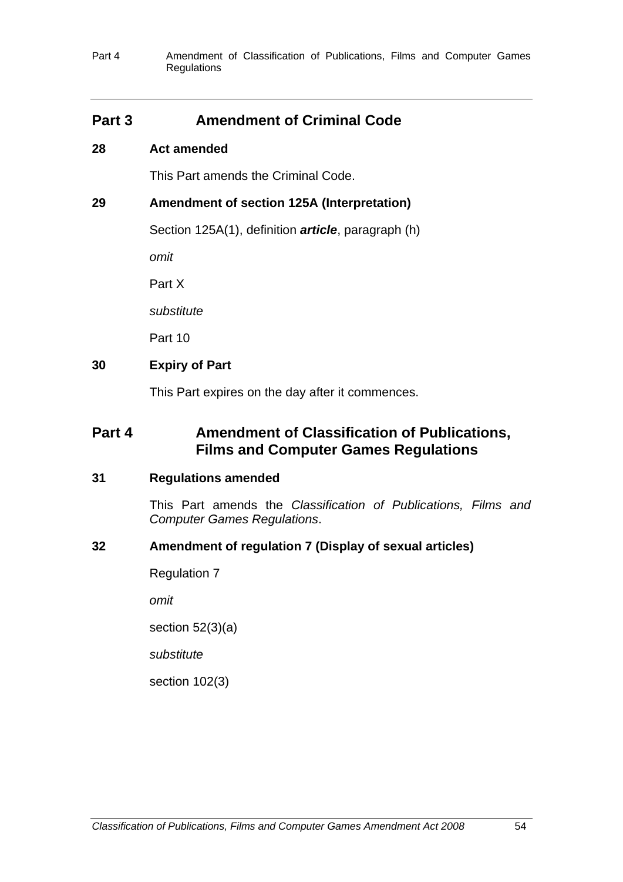## Part 3 Amendment of Criminal Code

### 28 Act amended

This Part amends the Criminal Code.

### 29 Amendment of section 125A (Interpretation)

Section 125A(1), definition ***article***, paragraph (h)

*omit*

Part X

*substitute*

Part 10

### 30 Expiry of Part

This Part expires on the day after it commences.

## Part 4 Amendment of Classification of Publications, Films and Computer Games Regulations

### 31 Regulations amended

This Part amends the *Classification of Publications, Films and Computer Games Regulations*.

### 32 Amendment of regulation 7 (Display of sexual articles)

Regulation 7

*omit*

section 52(3)(a)

*substitute*

section 102(3)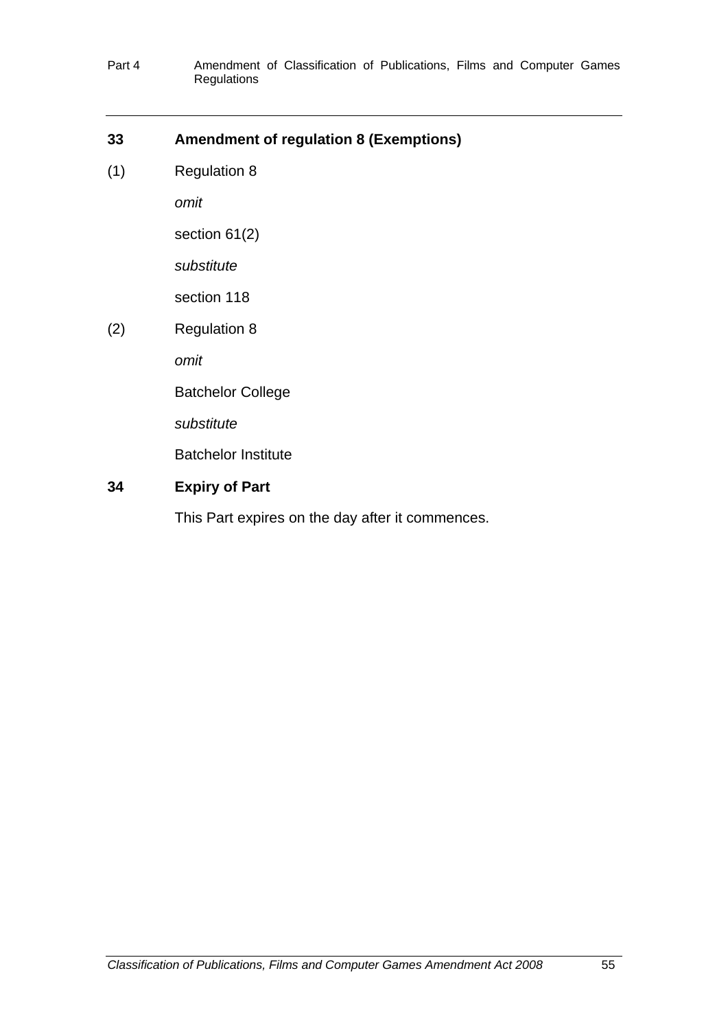### 33 Amendment of regulation 8 (Exemptions)

(1) Regulation 8

*omit*

section 61(2)

*substitute*

section 118

(2) Regulation 8

*omit*

Batchelor College

*substitute*

Batchelor Institute

### 34 Expiry of Part

This Part expires on the day after it commences.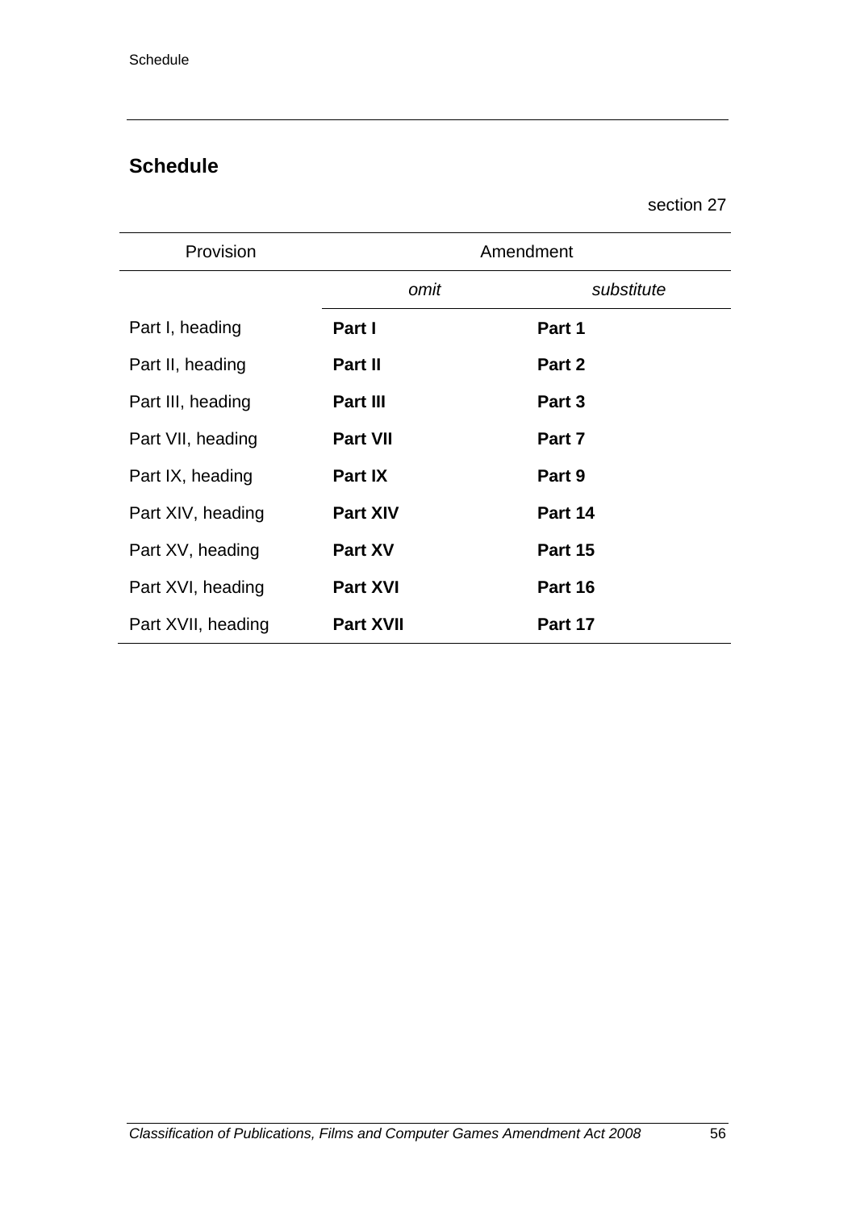## Schedule

section 27

| Provision | Amendment | |
|---|---|---|
| | *omit* | *substitute* |
| Part I, heading | **Part I** | **Part 1** |
| Part II, heading | **Part II** | **Part 2** |
| Part III, heading | **Part III** | **Part 3** |
| Part VII, heading | **Part VII** | **Part 7** |
| Part IX, heading | **Part IX** | **Part 9** |
| Part XIV, heading | **Part XIV** | **Part 14** |
| Part XV, heading | **Part XV** | **Part 15** |
| Part XVI, heading | **Part XVI** | **Part 16** |
| Part XVII, heading | **Part XVII** | **Part 17** |